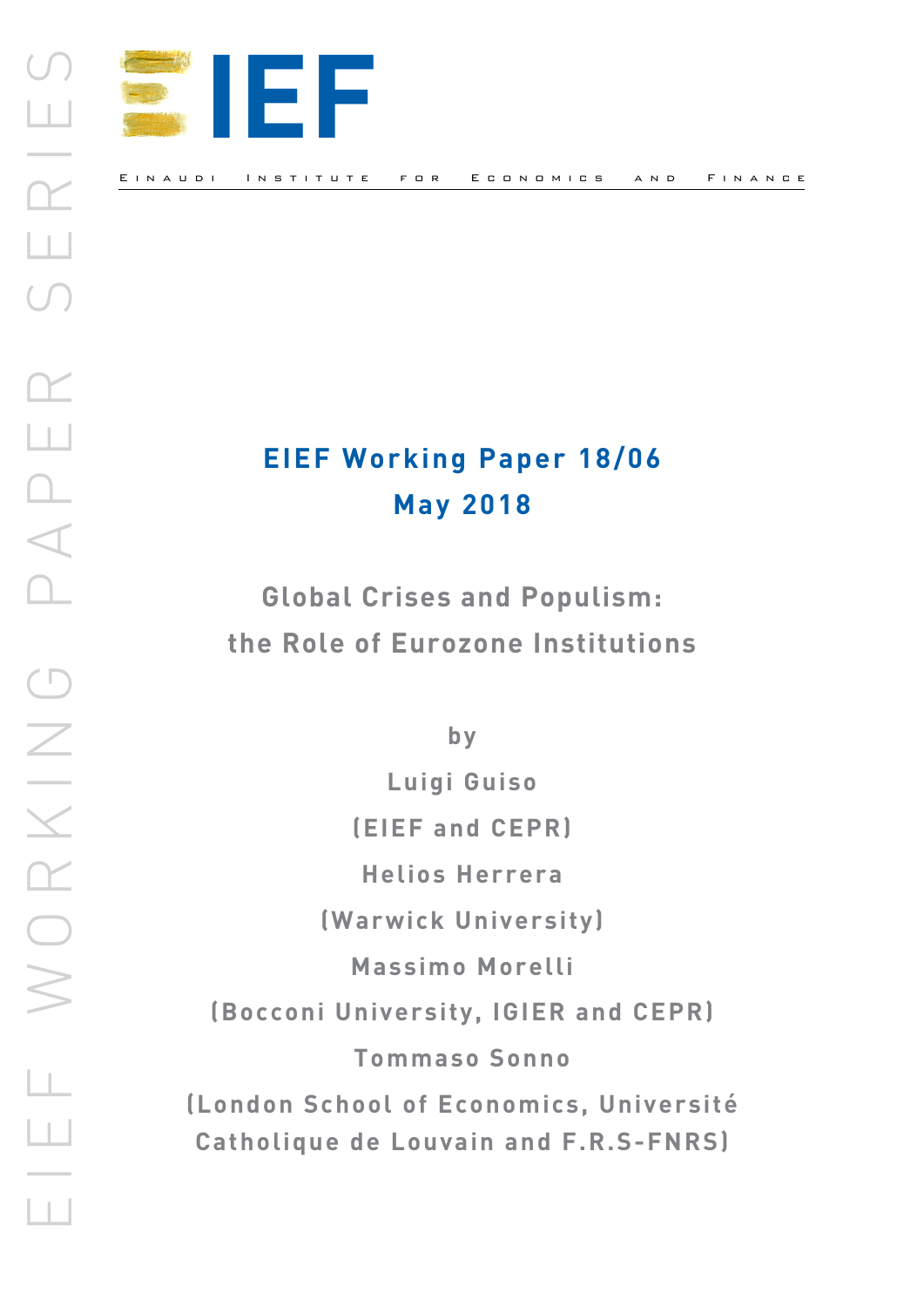EIEF

Einaudi Institute for Economics and Finance

**EIEF Working Paper 18/06**

**May 2018**

## Global Crises and Populism: the Role of Eurozone Institutions

by

Luigi Guiso

(EIEF and CEPR)

Helios Herrera

(Warwick University)

Massimo Morelli

(Bocconi University, IGIER and CEPR)

Tommaso Sonno

(London School of Economics, Université Catholique de Louvain and F.R.S-FNRS)

EIEF WORKING PAPER SERIES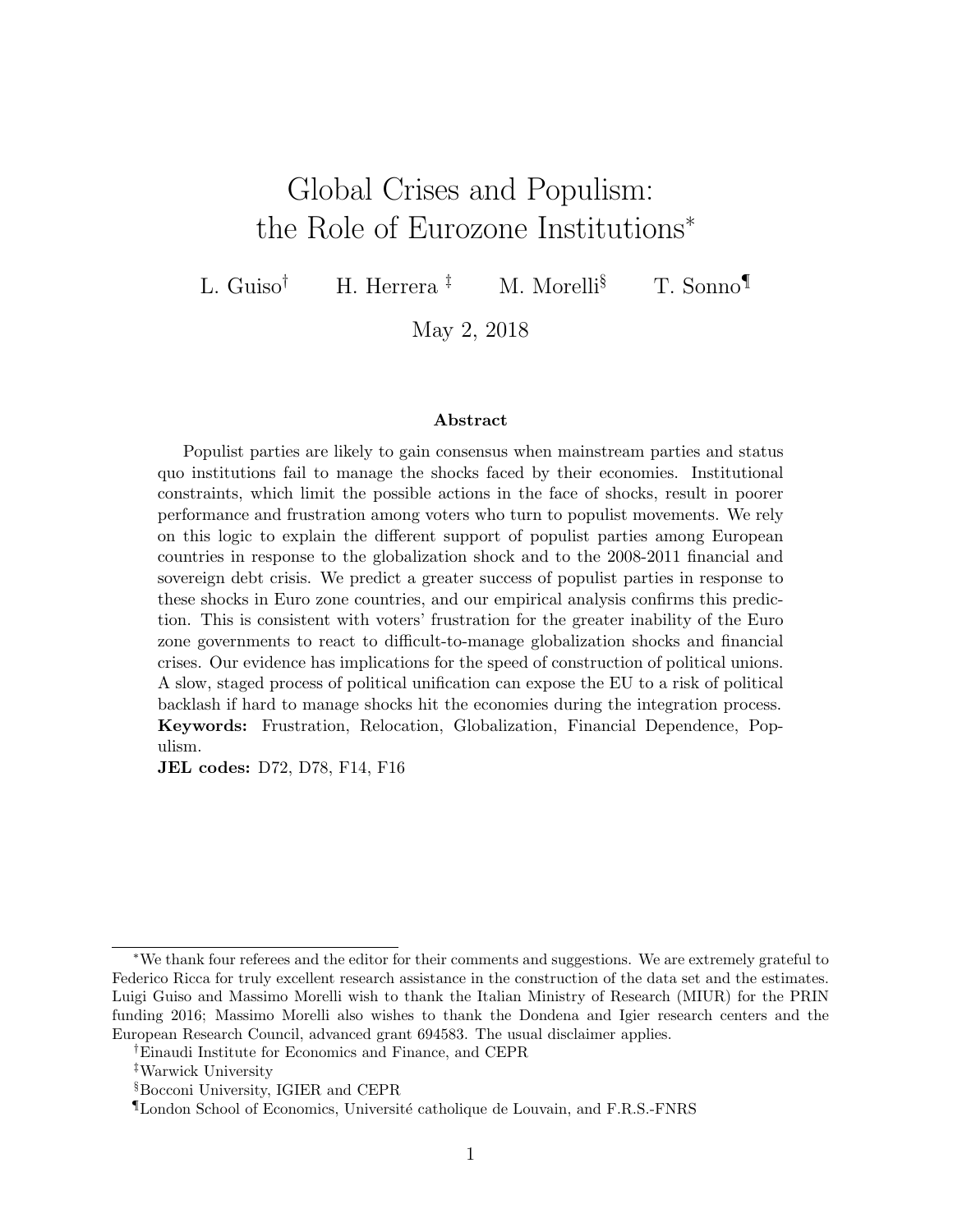# Global Crises and Populism: the Role of Eurozone Institutions*

L. Guiso[†] H. Herrera [‡] M. Morelli[§] T. Sonno[¶]

May 2, 2018

### Abstract

Populist parties are likely to gain consensus when mainstream parties and status quo institutions fail to manage the shocks faced by their economies. Institutional constraints, which limit the possible actions in the face of shocks, result in poorer performance and frustration among voters who turn to populist movements. We rely on this logic to explain the different support of populist parties among European countries in response to the globalization shock and to the 2008-2011 financial and sovereign debt crisis. We predict a greater success of populist parties in response to these shocks in Euro zone countries, and our empirical analysis confirms this prediction. This is consistent with voters' frustration for the greater inability of the Euro zone governments to react to difficult-to-manage globalization shocks and financial crises. Our evidence has implications for the speed of construction of political unions. A slow, staged process of political unification can expose the EU to a risk of political backlash if hard to manage shocks hit the economies during the integration process.

**Keywords:** Frustration, Relocation, Globalization, Financial Dependence, Populism.

**JEL codes:** D72, D78, F14, F16

---

*We thank four referees and the editor for their comments and suggestions. We are extremely grateful to Federico Ricca for truly excellent research assistance in the construction of the data set and the estimates. Luigi Guiso and Massimo Morelli wish to thank the Italian Ministry of Research (MIUR) for the PRIN funding 2016; Massimo Morelli also wishes to thank the Dondena and Igier research centers and the European Research Council, advanced grant 694583. The usual disclaimer applies.

†Einaudi Institute for Economics and Finance, and CEPR

‡Warwick University

§Bocconi University, IGIER and CEPR

¶London School of Economics, Université catholique de Louvain, and F.R.S.-FNRS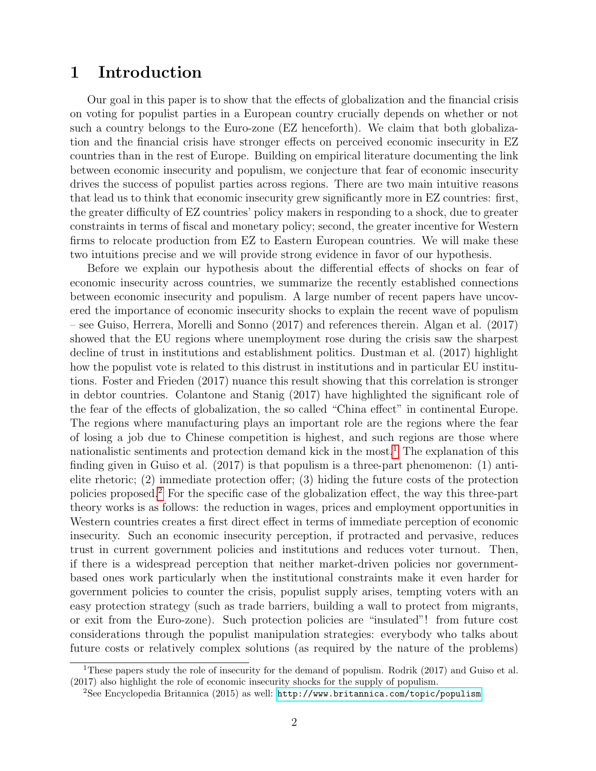# 1 Introduction

Our goal in this paper is to show that the effects of globalization and the financial crisis on voting for populist parties in a European country crucially depends on whether or not such a country belongs to the Euro-zone (EZ henceforth). We claim that both globalization and the financial crisis have stronger effects on perceived economic insecurity in EZ countries than in the rest of Europe. Building on empirical literature documenting the link between economic insecurity and populism, we conjecture that fear of economic insecurity drives the success of populist parties across regions. There are two main intuitive reasons that lead us to think that economic insecurity grew significantly more in EZ countries: first, the greater difficulty of EZ countries' policy makers in responding to a shock, due to greater constraints in terms of fiscal and monetary policy; second, the greater incentive for Western firms to relocate production from EZ to Eastern European countries. We will make these two intuitions precise and we will provide strong evidence in favor of our hypothesis.

Before we explain our hypothesis about the differential effects of shocks on fear of economic insecurity across countries, we summarize the recently established connections between economic insecurity and populism. A large number of recent papers have uncovered the importance of economic insecurity shocks to explain the recent wave of populism – see Guiso, Herrera, Morelli and Sonno (2017) and references therein. Algan et al. (2017) showed that the EU regions where unemployment rose during the crisis saw the sharpest decline of trust in institutions and establishment politics. Dustman et al. (2017) highlight how the populist vote is related to this distrust in institutions and in particular EU institutions. Foster and Frieden (2017) nuance this result showing that this correlation is stronger in debtor countries. Colantone and Stanig (2017) have highlighted the significant role of the fear of the effects of globalization, the so called "China effect" in continental Europe. The regions where manufacturing plays an important role are the regions where the fear of losing a job due to Chinese competition is highest, and such regions are those where nationalistic sentiments and protection demand kick in the most.[1] The explanation of this finding given in Guiso et al. (2017) is that populism is a three-part phenomenon: (1) anti-elite rhetoric; (2) immediate protection offer; (3) hiding the future costs of the protection policies proposed.[2] For the specific case of the globalization effect, the way this three-part theory works is as follows: the reduction in wages, prices and employment opportunities in Western countries creates a first direct effect in terms of immediate perception of economic insecurity. Such an economic insecurity perception, if protracted and pervasive, reduces trust in current government policies and institutions and reduces voter turnout. Then, if there is a widespread perception that neither market-driven policies nor government-based ones work particularly when the institutional constraints make it even harder for government policies to counter the crisis, populist supply arises, tempting voters with an easy protection strategy (such as trade barriers, building a wall to protect from migrants, or exit from the Euro-zone). Such protection policies are "insulated"! from future cost considerations through the populist manipulation strategies: everybody who talks about future costs or relatively complex solutions (as required by the nature of the problems)

[1] These papers study the role of insecurity for the demand of populism. Rodrik (2017) and Guiso et al. (2017) also highlight the role of economic insecurity shocks for the supply of populism.

[2] See Encyclopedia Britannica (2015) as well: http://www.britannica.com/topic/populism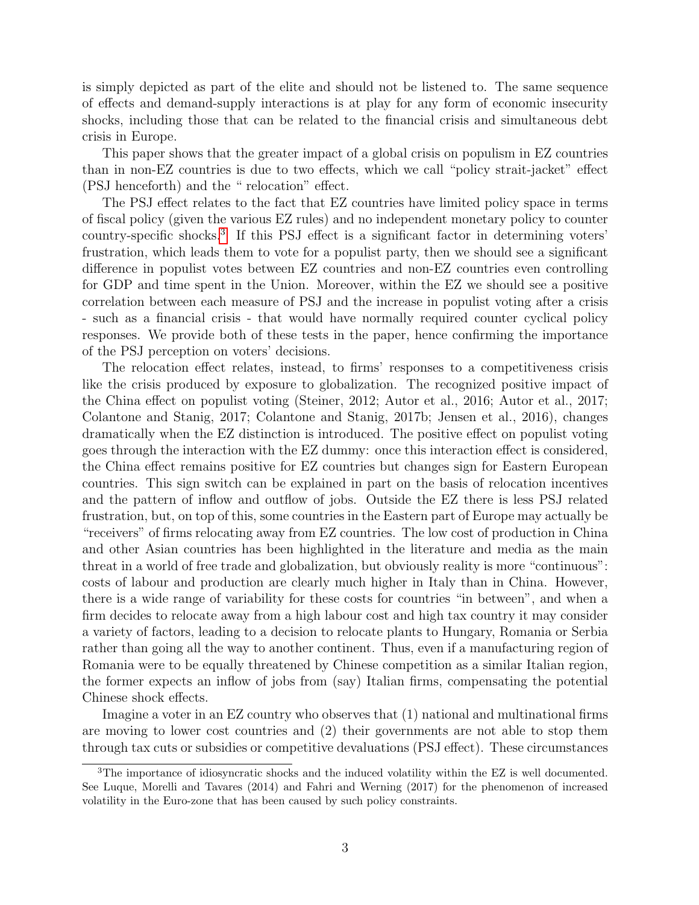is simply depicted as part of the elite and should not be listened to. The same sequence of effects and demand-supply interactions is at play for any form of economic insecurity shocks, including those that can be related to the financial crisis and simultaneous debt crisis in Europe.

This paper shows that the greater impact of a global crisis on populism in EZ countries than in non-EZ countries is due to two effects, which we call "policy strait-jacket" effect (PSJ henceforth) and the " relocation" effect.

The PSJ effect relates to the fact that EZ countries have limited policy space in terms of fiscal policy (given the various EZ rules) and no independent monetary policy to counter country-specific shocks.[3] If this PSJ effect is a significant factor in determining voters' frustration, which leads them to vote for a populist party, then we should see a significant difference in populist votes between EZ countries and non-EZ countries even controlling for GDP and time spent in the Union. Moreover, within the EZ we should see a positive correlation between each measure of PSJ and the increase in populist voting after a crisis - such as a financial crisis - that would have normally required counter cyclical policy responses. We provide both of these tests in the paper, hence confirming the importance of the PSJ perception on voters' decisions.

The relocation effect relates, instead, to firms' responses to a competitiveness crisis like the crisis produced by exposure to globalization. The recognized positive impact of the China effect on populist voting (Steiner, 2012; Autor et al., 2016; Autor et al., 2017; Colantone and Stanig, 2017; Colantone and Stanig, 2017b; Jensen et al., 2016), changes dramatically when the EZ distinction is introduced. The positive effect on populist voting goes through the interaction with the EZ dummy: once this interaction effect is considered, the China effect remains positive for EZ countries but changes sign for Eastern European countries. This sign switch can be explained in part on the basis of relocation incentives and the pattern of inflow and outflow of jobs. Outside the EZ there is less PSJ related frustration, but, on top of this, some countries in the Eastern part of Europe may actually be "receivers" of firms relocating away from EZ countries. The low cost of production in China and other Asian countries has been highlighted in the literature and media as the main threat in a world of free trade and globalization, but obviously reality is more "continuous": costs of labour and production are clearly much higher in Italy than in China. However, there is a wide range of variability for these costs for countries "in between", and when a firm decides to relocate away from a high labour cost and high tax country it may consider a variety of factors, leading to a decision to relocate plants to Hungary, Romania or Serbia rather than going all the way to another continent. Thus, even if a manufacturing region of Romania were to be equally threatened by Chinese competition as a similar Italian region, the former expects an inflow of jobs from (say) Italian firms, compensating the potential Chinese shock effects.

Imagine a voter in an EZ country who observes that (1) national and multinational firms are moving to lower cost countries and (2) their governments are not able to stop them through tax cuts or subsidies or competitive devaluations (PSJ effect). These circumstances

[3] The importance of idiosyncratic shocks and the induced volatility within the EZ is well documented. See Luque, Morelli and Tavares (2014) and Fahri and Werning (2017) for the phenomenon of increased volatility in the Euro-zone that has been caused by such policy constraints.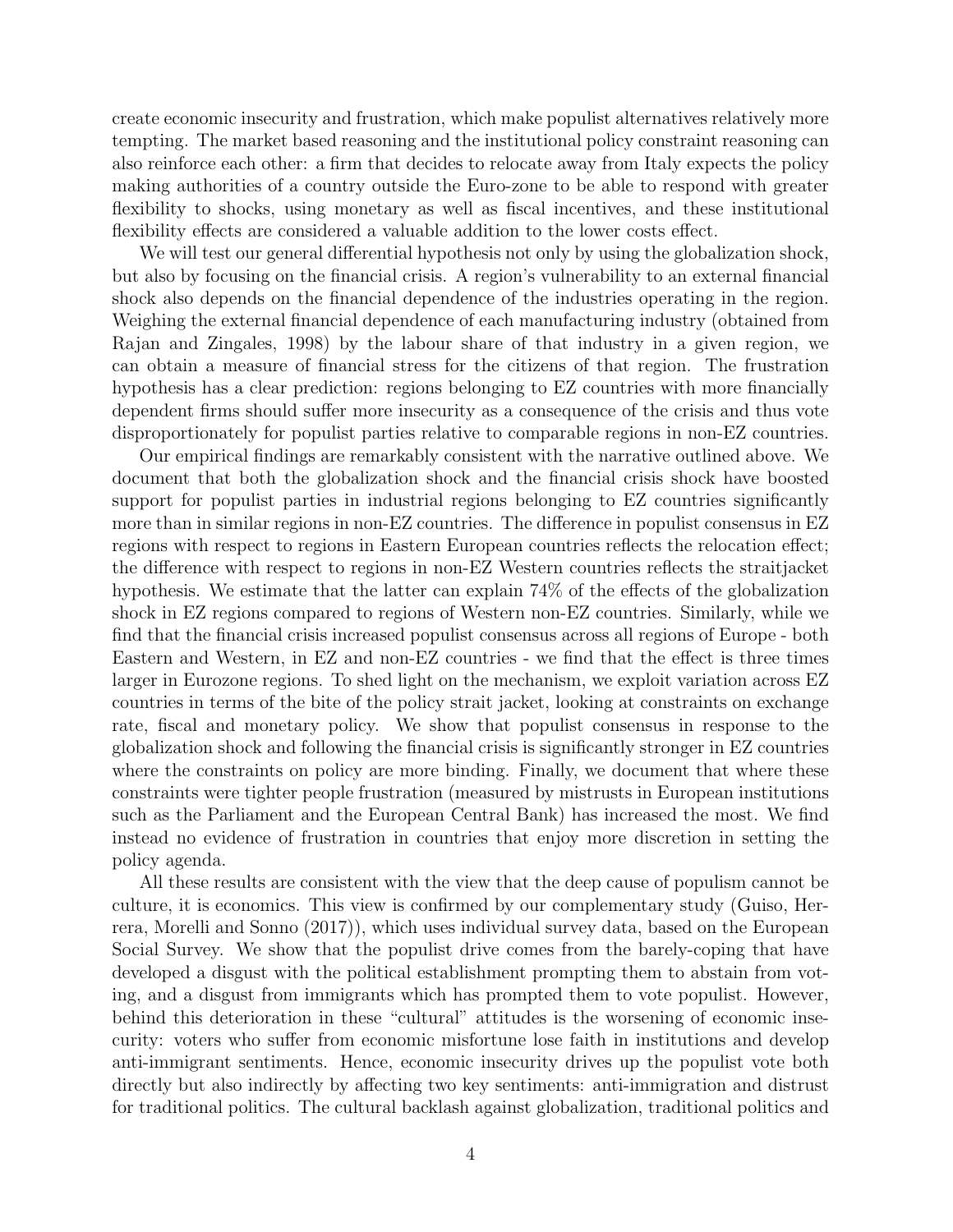create economic insecurity and frustration, which make populist alternatives relatively more tempting. The market based reasoning and the institutional policy constraint reasoning can also reinforce each other: a firm that decides to relocate away from Italy expects the policy making authorities of a country outside the Euro-zone to be able to respond with greater flexibility to shocks, using monetary as well as fiscal incentives, and these institutional flexibility effects are considered a valuable addition to the lower costs effect.

We will test our general differential hypothesis not only by using the globalization shock, but also by focusing on the financial crisis. A region's vulnerability to an external financial shock also depends on the financial dependence of the industries operating in the region. Weighing the external financial dependence of each manufacturing industry (obtained from Rajan and Zingales, 1998) by the labour share of that industry in a given region, we can obtain a measure of financial stress for the citizens of that region. The frustration hypothesis has a clear prediction: regions belonging to EZ countries with more financially dependent firms should suffer more insecurity as a consequence of the crisis and thus vote disproportionately for populist parties relative to comparable regions in non-EZ countries.

Our empirical findings are remarkably consistent with the narrative outlined above. We document that both the globalization shock and the financial crisis shock have boosted support for populist parties in industrial regions belonging to EZ countries significantly more than in similar regions in non-EZ countries. The difference in populist consensus in EZ regions with respect to regions in Eastern European countries reflects the relocation effect; the difference with respect to regions in non-EZ Western countries reflects the straitjacket hypothesis. We estimate that the latter can explain 74% of the effects of the globalization shock in EZ regions compared to regions of Western non-EZ countries. Similarly, while we find that the financial crisis increased populist consensus across all regions of Europe - both Eastern and Western, in EZ and non-EZ countries - we find that the effect is three times larger in Eurozone regions. To shed light on the mechanism, we exploit variation across EZ countries in terms of the bite of the policy strait jacket, looking at constraints on exchange rate, fiscal and monetary policy. We show that populist consensus in response to the globalization shock and following the financial crisis is significantly stronger in EZ countries where the constraints on policy are more binding. Finally, we document that where these constraints were tighter people frustration (measured by mistrusts in European institutions such as the Parliament and the European Central Bank) has increased the most. We find instead no evidence of frustration in countries that enjoy more discretion in setting the policy agenda.

All these results are consistent with the view that the deep cause of populism cannot be culture, it is economics. This view is confirmed by our complementary study (Guiso, Herrera, Morelli and Sonno (2017)), which uses individual survey data, based on the European Social Survey. We show that the populist drive comes from the barely-coping that have developed a disgust with the political establishment prompting them to abstain from voting, and a disgust from immigrants which has prompted them to vote populist. However, behind this deterioration in these "cultural" attitudes is the worsening of economic insecurity: voters who suffer from economic misfortune lose faith in institutions and develop anti-immigrant sentiments. Hence, economic insecurity drives up the populist vote both directly but also indirectly by affecting two key sentiments: anti-immigration and distrust for traditional politics. The cultural backlash against globalization, traditional politics and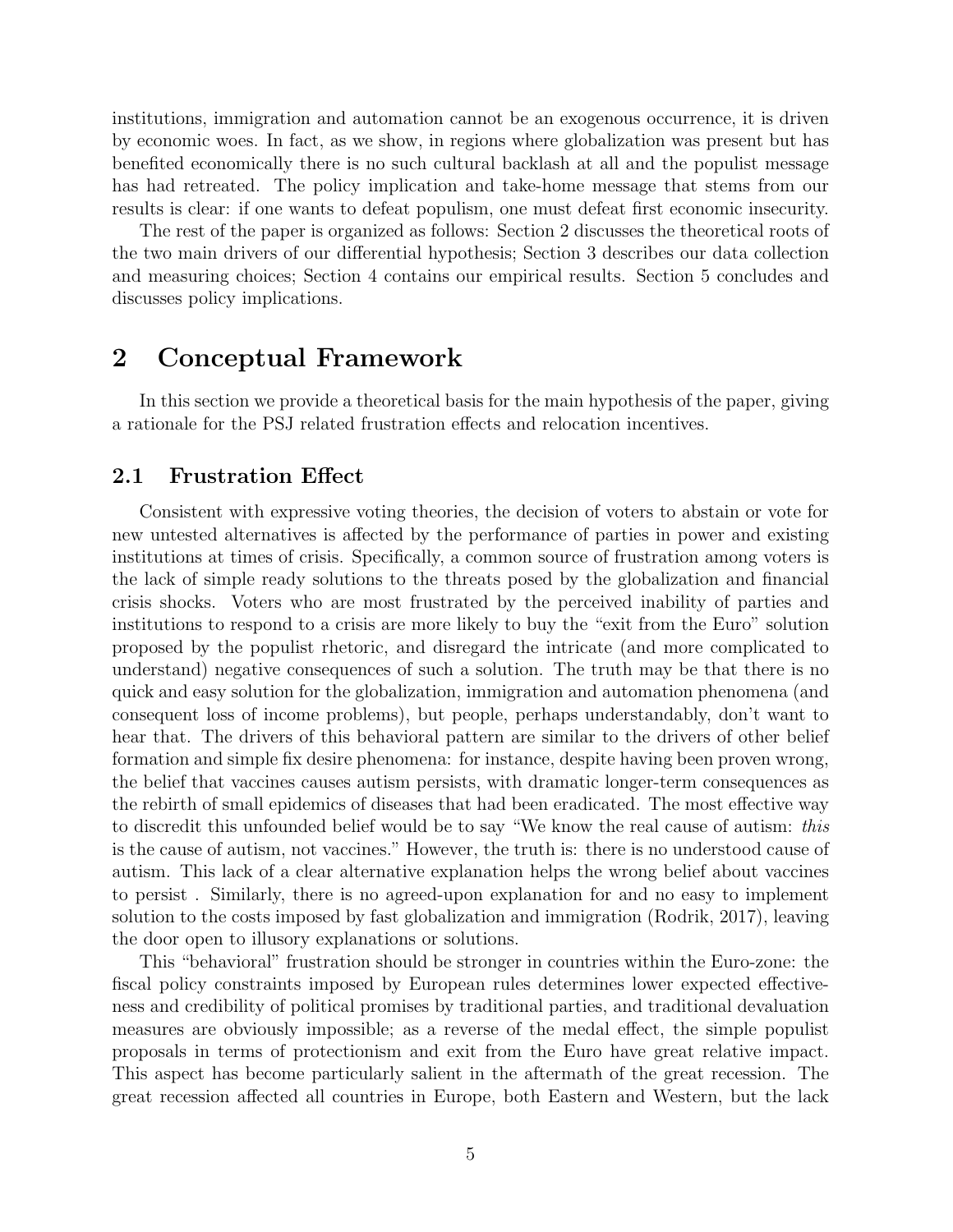institutions, immigration and automation cannot be an exogenous occurrence, it is driven by economic woes. In fact, as we show, in regions where globalization was present but has benefited economically there is no such cultural backlash at all and the populist message has had retreated. The policy implication and take-home message that stems from our results is clear: if one wants to defeat populism, one must defeat first economic insecurity.

The rest of the paper is organized as follows: Section 2 discusses the theoretical roots of the two main drivers of our differential hypothesis; Section 3 describes our data collection and measuring choices; Section 4 contains our empirical results. Section 5 concludes and discusses policy implications.

## 2 Conceptual Framework

In this section we provide a theoretical basis for the main hypothesis of the paper, giving a rationale for the PSJ related frustration effects and relocation incentives.

### 2.1 Frustration Effect

Consistent with expressive voting theories, the decision of voters to abstain or vote for new untested alternatives is affected by the performance of parties in power and existing institutions at times of crisis. Specifically, a common source of frustration among voters is the lack of simple ready solutions to the threats posed by the globalization and financial crisis shocks. Voters who are most frustrated by the perceived inability of parties and institutions to respond to a crisis are more likely to buy the "exit from the Euro" solution proposed by the populist rhetoric, and disregard the intricate (and more complicated to understand) negative consequences of such a solution. The truth may be that there is no quick and easy solution for the globalization, immigration and automation phenomena (and consequent loss of income problems), but people, perhaps understandably, don't want to hear that. The drivers of this behavioral pattern are similar to the drivers of other belief formation and simple fix desire phenomena: for instance, despite having been proven wrong, the belief that vaccines causes autism persists, with dramatic longer-term consequences as the rebirth of small epidemics of diseases that had been eradicated. The most effective way to discredit this unfounded belief would be to say "We know the real cause of autism: *this* is the cause of autism, not vaccines." However, the truth is: there is no understood cause of autism. This lack of a clear alternative explanation helps the wrong belief about vaccines to persist . Similarly, there is no agreed-upon explanation for and no easy to implement solution to the costs imposed by fast globalization and immigration (Rodrik, 2017), leaving the door open to illusory explanations or solutions.

This "behavioral" frustration should be stronger in countries within the Euro-zone: the fiscal policy constraints imposed by European rules determines lower expected effectiveness and credibility of political promises by traditional parties, and traditional devaluation measures are obviously impossible; as a reverse of the medal effect, the simple populist proposals in terms of protectionism and exit from the Euro have great relative impact. This aspect has become particularly salient in the aftermath of the great recession. The great recession affected all countries in Europe, both Eastern and Western, but the lack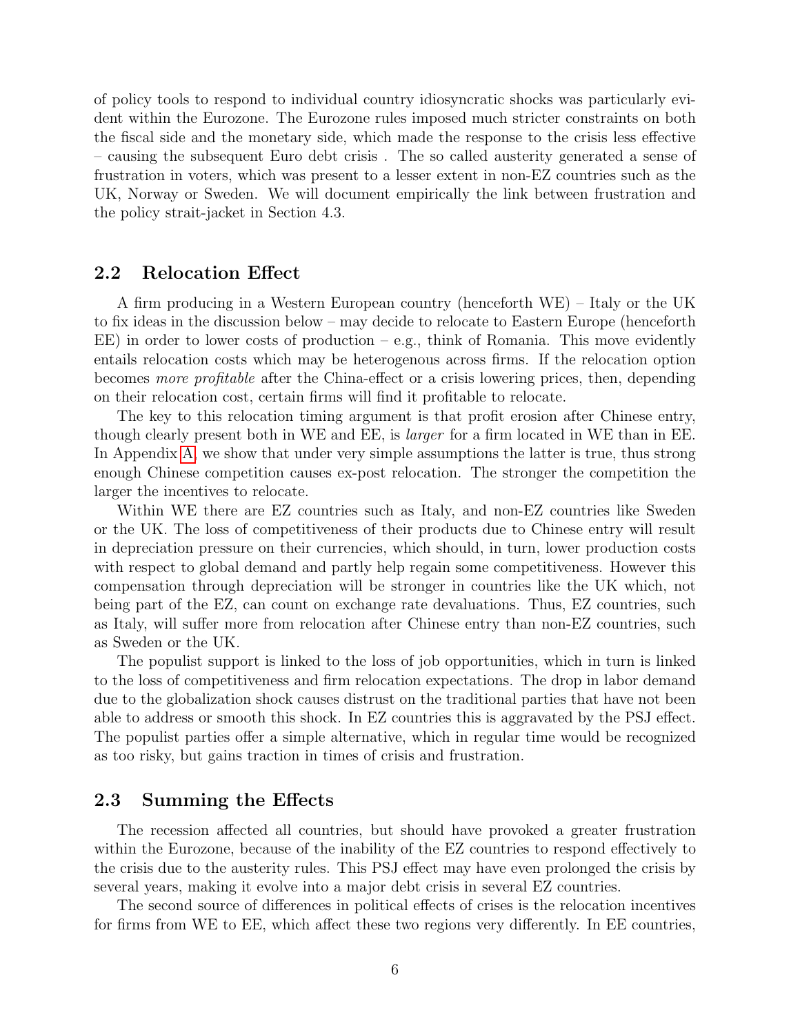of policy tools to respond to individual country idiosyncratic shocks was particularly evident within the Eurozone. The Eurozone rules imposed much stricter constraints on both the fiscal side and the monetary side, which made the response to the crisis less effective – causing the subsequent Euro debt crisis . The so called austerity generated a sense of frustration in voters, which was present to a lesser extent in non-EZ countries such as the UK, Norway or Sweden. We will document empirically the link between frustration and the policy strait-jacket in Section 4.3.

### 2.2 Relocation Effect

A firm producing in a Western European country (henceforth WE) – Italy or the UK to fix ideas in the discussion below – may decide to relocate to Eastern Europe (henceforth EE) in order to lower costs of production – e.g., think of Romania. This move evidently entails relocation costs which may be heterogenous across firms. If the relocation option becomes *more profitable* after the China-effect or a crisis lowering prices, then, depending on their relocation cost, certain firms will find it profitable to relocate.

The key to this relocation timing argument is that profit erosion after Chinese entry, though clearly present both in WE and EE, is *larger* for a firm located in WE than in EE. In Appendix A, we show that under very simple assumptions the latter is true, thus strong enough Chinese competition causes ex-post relocation. The stronger the competition the larger the incentives to relocate.

Within WE there are EZ countries such as Italy, and non-EZ countries like Sweden or the UK. The loss of competitiveness of their products due to Chinese entry will result in depreciation pressure on their currencies, which should, in turn, lower production costs with respect to global demand and partly help regain some competitiveness. However this compensation through depreciation will be stronger in countries like the UK which, not being part of the EZ, can count on exchange rate devaluations. Thus, EZ countries, such as Italy, will suffer more from relocation after Chinese entry than non-EZ countries, such as Sweden or the UK.

The populist support is linked to the loss of job opportunities, which in turn is linked to the loss of competitiveness and firm relocation expectations. The drop in labor demand due to the globalization shock causes distrust on the traditional parties that have not been able to address or smooth this shock. In EZ countries this is aggravated by the PSJ effect. The populist parties offer a simple alternative, which in regular time would be recognized as too risky, but gains traction in times of crisis and frustration.

### 2.3 Summing the Effects

The recession affected all countries, but should have provoked a greater frustration within the Eurozone, because of the inability of the EZ countries to respond effectively to the crisis due to the austerity rules. This PSJ effect may have even prolonged the crisis by several years, making it evolve into a major debt crisis in several EZ countries.

The second source of differences in political effects of crises is the relocation incentives for firms from WE to EE, which affect these two regions very differently. In EE countries,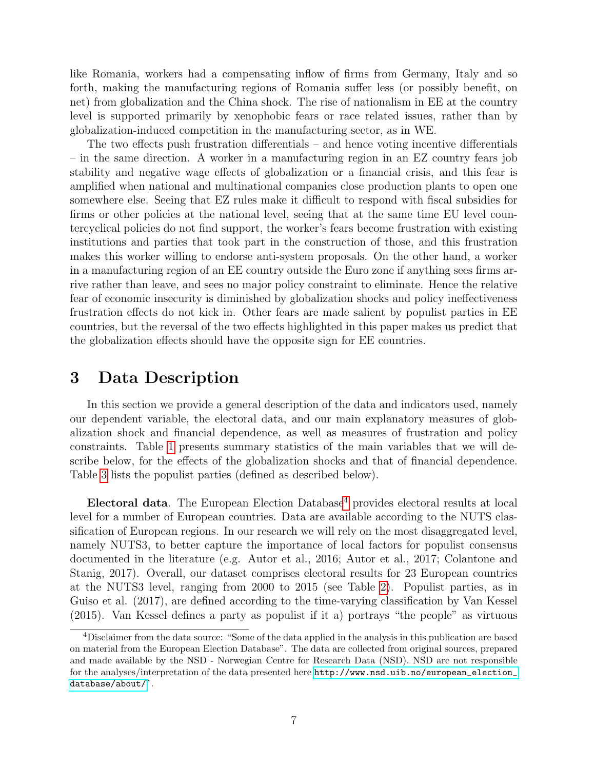like Romania, workers had a compensating inflow of firms from Germany, Italy and so forth, making the manufacturing regions of Romania suffer less (or possibly benefit, on net) from globalization and the China shock. The rise of nationalism in EE at the country level is supported primarily by xenophobic fears or race related issues, rather than by globalization-induced competition in the manufacturing sector, as in WE.

The two effects push frustration differentials – and hence voting incentive differentials – in the same direction. A worker in a manufacturing region in an EZ country fears job stability and negative wage effects of globalization or a financial crisis, and this fear is amplified when national and multinational companies close production plants to open one somewhere else. Seeing that EZ rules make it difficult to respond with fiscal subsidies for firms or other policies at the national level, seeing that at the same time EU level countercyclical policies do not find support, the worker's fears become frustration with existing institutions and parties that took part in the construction of those, and this frustration makes this worker willing to endorse anti-system proposals. On the other hand, a worker in a manufacturing region of an EE country outside the Euro zone if anything sees firms arrive rather than leave, and sees no major policy constraint to eliminate. Hence the relative fear of economic insecurity is diminished by globalization shocks and policy ineffectiveness frustration effects do not kick in. Other fears are made salient by populist parties in EE countries, but the reversal of the two effects highlighted in this paper makes us predict that the globalization effects should have the opposite sign for EE countries.

# 3 Data Description

In this section we provide a general description of the data and indicators used, namely our dependent variable, the electoral data, and our main explanatory measures of globalization shock and financial dependence, as well as measures of frustration and policy constraints. Table 1 presents summary statistics of the main variables that we will describe below, for the effects of the globalization shocks and that of financial dependence. Table 3 lists the populist parties (defined as described below).

**Electoral data**. The European Election Database[4] provides electoral results at local level for a number of European countries. Data are available according to the NUTS classification of European regions. In our research we will rely on the most disaggregated level, namely NUTS3, to better capture the importance of local factors for populist consensus documented in the literature (e.g. Autor et al., 2016; Autor et al., 2017; Colantone and Stanig, 2017). Overall, our dataset comprises electoral results for 23 European countries at the NUTS3 level, ranging from 2000 to 2015 (see Table 2). Populist parties, as in Guiso et al. (2017), are defined according to the time-varying classification by Van Kessel (2015). Van Kessel defines a party as populist if it a) portrays "the people" as virtuous

[4] Disclaimer from the data source: "Some of the data applied in the analysis in this publication are based on material from the European Election Database". The data are collected from original sources, prepared and made available by the NSD - Norwegian Centre for Research Data (NSD). NSD are not responsible for the analyses/interpretation of the data presented here http://www.nsd.uib.no/european_election_database/about/".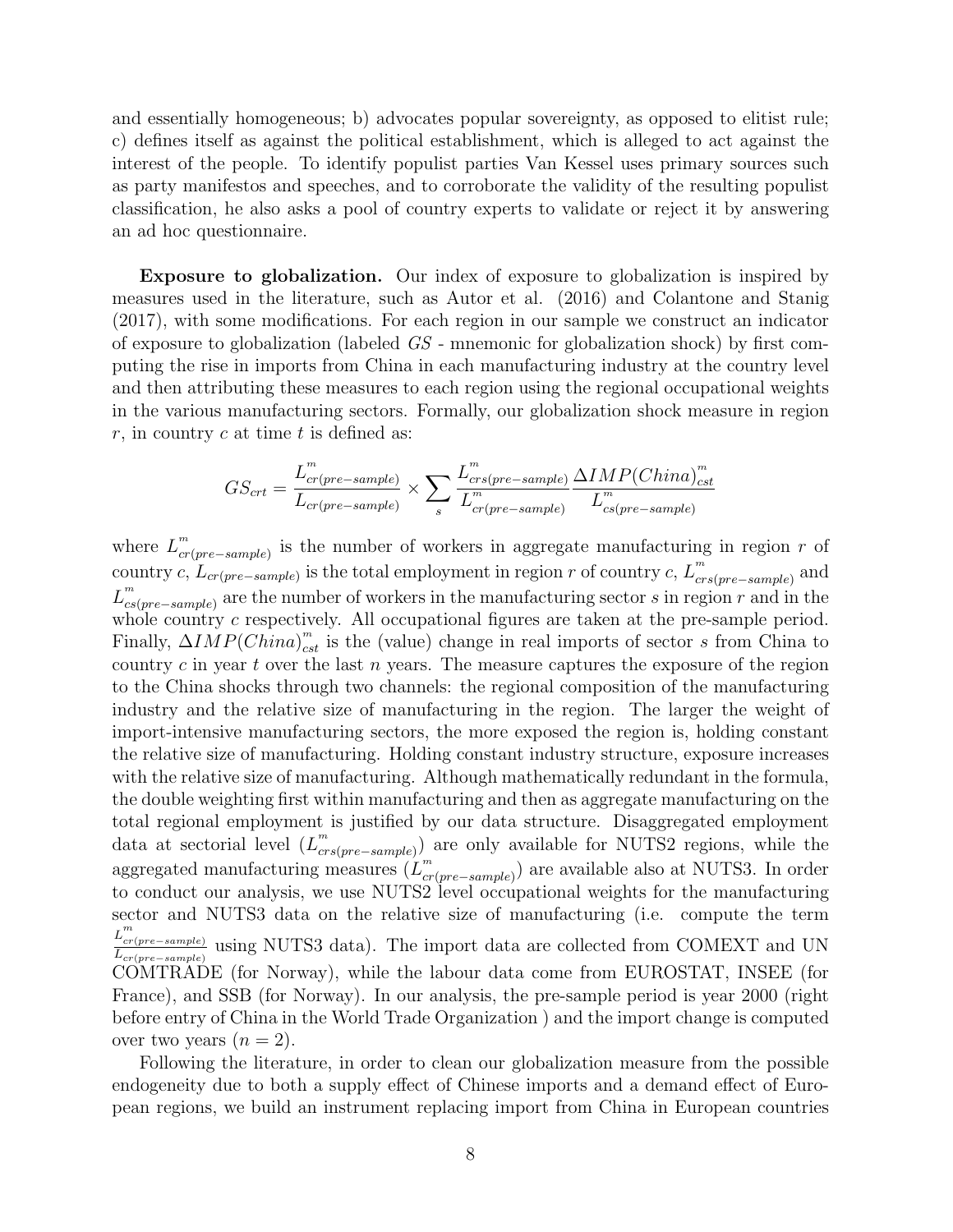and essentially homogeneous; b) advocates popular sovereignty, as opposed to elitist rule; c) defines itself as against the political establishment, which is alleged to act against the interest of the people. To identify populist parties Van Kessel uses primary sources such as party manifestos and speeches, and to corroborate the validity of the resulting populist classification, he also asks a pool of country experts to validate or reject it by answering an ad hoc questionnaire.

**Exposure to globalization.** Our index of exposure to globalization is inspired by measures used in the literature, such as Autor et al. (2016) and Colantone and Stanig (2017), with some modifications. For each region in our sample we construct an indicator of exposure to globalization (labeled $GS$ - mnemonic for globalization shock) by first computing the rise in imports from China in each manufacturing industry at the country level and then attributing these measures to each region using the regional occupational weights in the various manufacturing sectors. Formally, our globalization shock measure in region $r$, in country $c$ at time $t$ is defined as:

$$GS_{crt} = \frac{L^{m}_{cr(pre-sample)}}{L_{cr(pre-sample)}} \times \sum_{s} \frac{L^{m}_{crs(pre-sample)}}{L^{m}_{cr(pre-sample)}} \frac{\Delta IMP(China)^{m}_{cst}}{L^{m}_{cs(pre-sample)}}$$

where $L^{m}_{cr(pre-sample)}$ is the number of workers in aggregate manufacturing in region $r$ of country $c$, $L_{cr(pre-sample)}$ is the total employment in region $r$ of country $c$, $L^{m}_{crs(pre-sample)}$ and $L^{m}_{cs(pre-sample)}$ are the number of workers in the manufacturing sector $s$ in region $r$ and in the whole country $c$ respectively. All occupational figures are taken at the pre-sample period. Finally, $\Delta IMP(China)^{m}_{cst}$ is the (value) change in real imports of sector $s$ from China to country $c$ in year $t$ over the last $n$ years. The measure captures the exposure of the region to the China shocks through two channels: the regional composition of the manufacturing industry and the relative size of manufacturing in the region. The larger the weight of import-intensive manufacturing sectors, the more exposed the region is, holding constant the relative size of manufacturing. Holding constant industry structure, exposure increases with the relative size of manufacturing. Although mathematically redundant in the formula, the double weighting first within manufacturing and then as aggregate manufacturing on the total regional employment is justified by our data structure. Disaggregated employment data at sectorial level ($L^{m}_{crs(pre-sample)}$) are only available for NUTS2 regions, while the aggregated manufacturing measures ($L^{m}_{cr(pre-sample)}$) are available also at NUTS3. In order to conduct our analysis, we use NUTS2 level occupational weights for the manufacturing sector and NUTS3 data on the relative size of manufacturing (i.e. compute the term $\frac{L^{m}_{cr(pre-sample)}}{L_{cr(pre-sample)}}$ using NUTS3 data). The import data are collected from COMEXT and UN COMTRADE (for Norway), while the labour data come from EUROSTAT, INSEE (for France), and SSB (for Norway). In our analysis, the pre-sample period is year 2000 (right before entry of China in the World Trade Organization ) and the import change is computed over two years ($n = 2$).

Following the literature, in order to clean our globalization measure from the possible endogeneity due to both a supply effect of Chinese imports and a demand effect of European regions, we build an instrument replacing import from China in European countries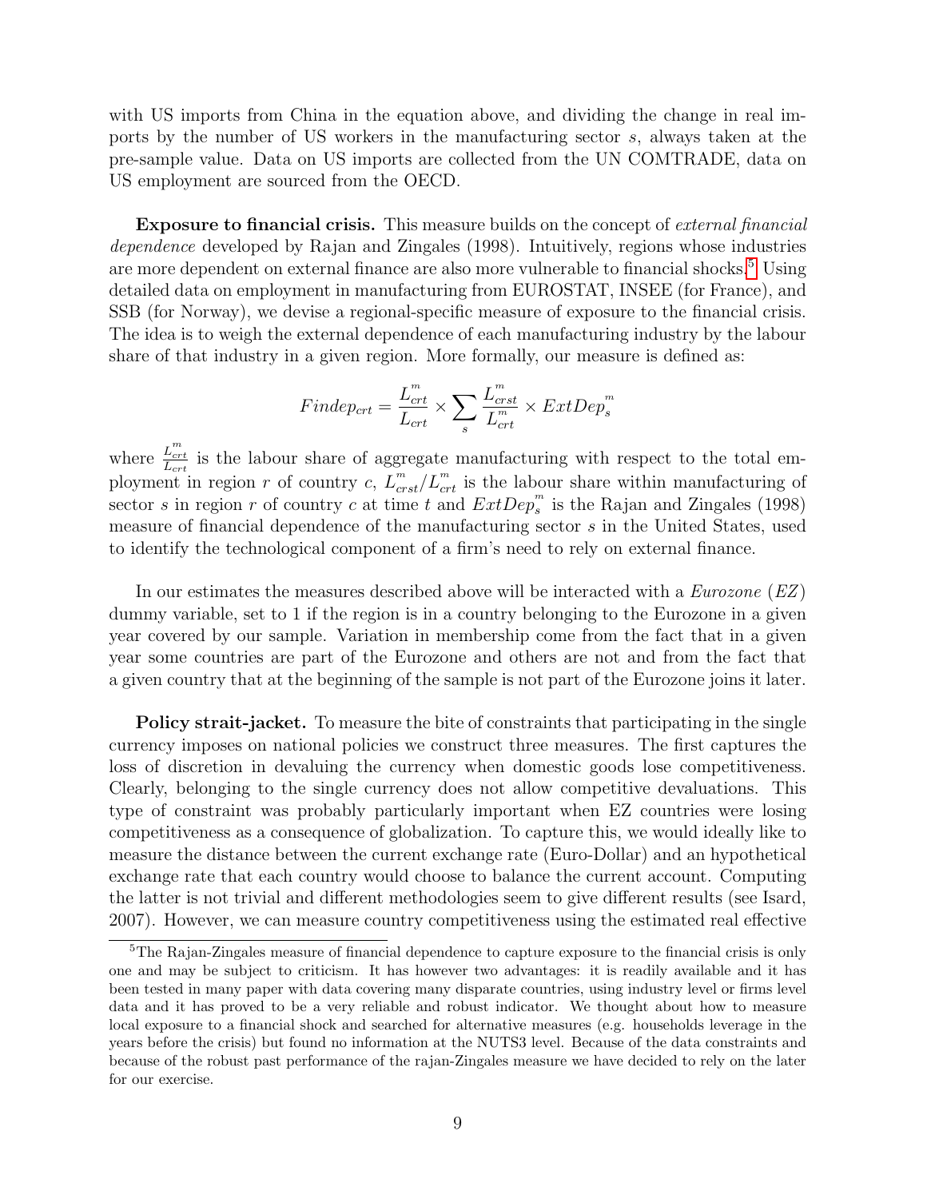with US imports from China in the equation above, and dividing the change in real imports by the number of US workers in the manufacturing sector $s$, always taken at the pre-sample value. Data on US imports are collected from the UN COMTRADE, data on US employment are sourced from the OECD.

**Exposure to financial crisis.** This measure builds on the concept of *external financial dependence* developed by Rajan and Zingales (1998). Intuitively, regions whose industries are more dependent on external finance are also more vulnerable to financial shocks.[5] Using detailed data on employment in manufacturing from EUROSTAT, INSEE (for France), and SSB (for Norway), we devise a regional-specific measure of exposure to the financial crisis. The idea is to weigh the external dependence of each manufacturing industry by the labour share of that industry in a given region. More formally, our measure is defined as:

$$Findep_{crt} = \frac{L^{m}_{crt}}{L_{crt}} \times \sum_{s} \frac{L^{m}_{crst}}{L^{m}_{crt}} \times ExtDep^{m}_{s}$$

where $\frac{L^{m}_{crt}}{L_{crt}}$ is the labour share of aggregate manufacturing with respect to the total employment in region $r$ of country $c$, $L^{m}_{crst}/L^{m}_{crt}$ is the labour share within manufacturing of sector $s$ in region $r$ of country $c$ at time $t$ and $ExtDep^{m}_{s}$ is the Rajan and Zingales (1998) measure of financial dependence of the manufacturing sector $s$ in the United States, used to identify the technological component of a firm's need to rely on external finance.

In our estimates the measures described above will be interacted with a *Eurozone* (*EZ*) dummy variable, set to 1 if the region is in a country belonging to the Eurozone in a given year covered by our sample. Variation in membership come from the fact that in a given year some countries are part of the Eurozone and others are not and from the fact that a given country that at the beginning of the sample is not part of the Eurozone joins it later.

**Policy strait-jacket.** To measure the bite of constraints that participating in the single currency imposes on national policies we construct three measures. The first captures the loss of discretion in devaluing the currency when domestic goods lose competitiveness. Clearly, belonging to the single currency does not allow competitive devaluations. This type of constraint was probably particularly important when EZ countries were losing competitiveness as a consequence of globalization. To capture this, we would ideally like to measure the distance between the current exchange rate (Euro-Dollar) and an hypothetical exchange rate that each country would choose to balance the current account. Computing the latter is not trivial and different methodologies seem to give different results (see Isard, 2007). However, we can measure country competitiveness using the estimated real effective

[5] The Rajan-Zingales measure of financial dependence to capture exposure to the financial crisis is only one and may be subject to criticism. It has however two advantages: it is readily available and it has been tested in many paper with data covering many disparate countries, using industry level or firms level data and it has proved to be a very reliable and robust indicator. We thought about how to measure local exposure to a financial shock and searched for alternative measures (e.g. households leverage in the years before the crisis) but found no information at the NUTS3 level. Because of the data constraints and because of the robust past performance of the rajan-Zingales measure we have decided to rely on the later for our exercise.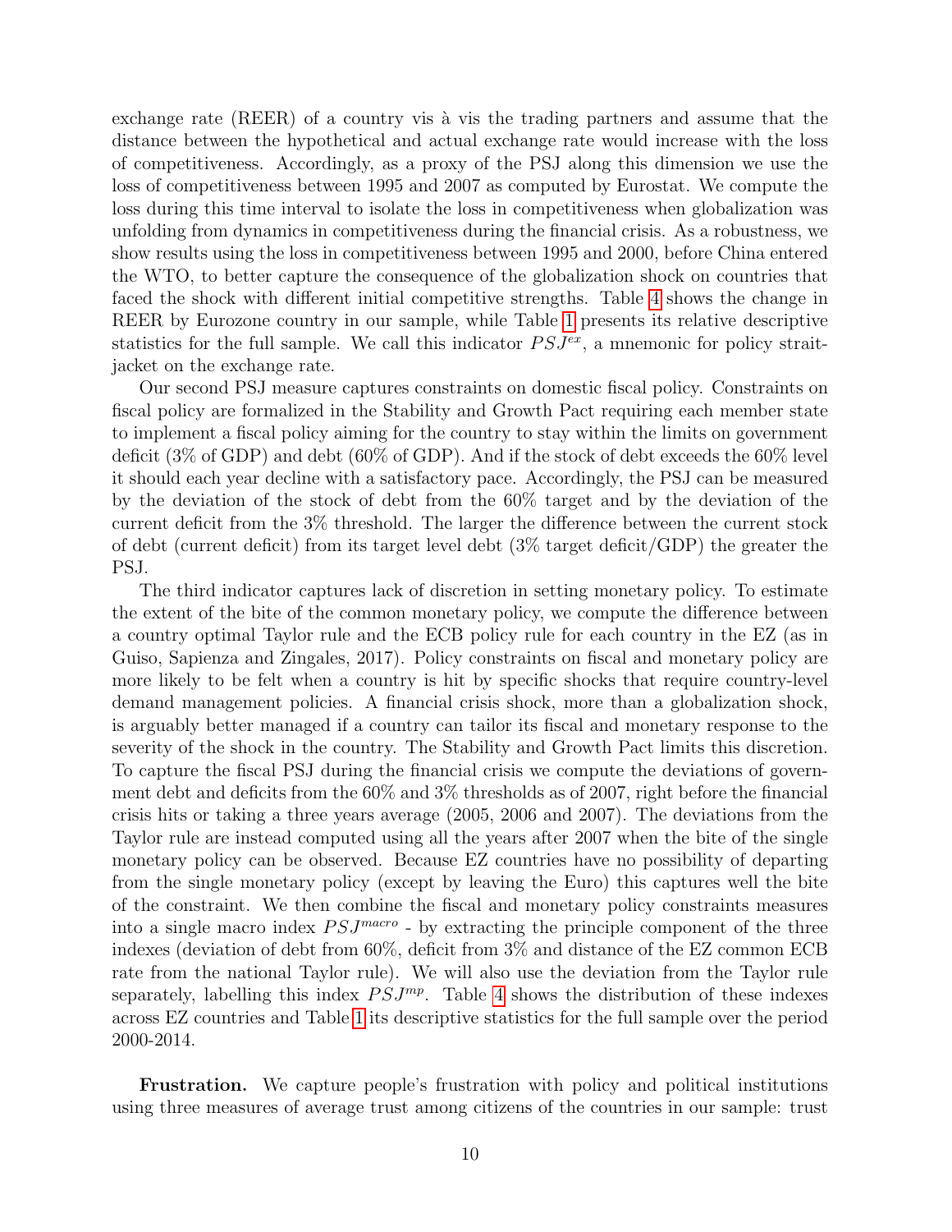exchange rate (REER) of a country vis à vis the trading partners and assume that the distance between the hypothetical and actual exchange rate would increase with the loss of competitiveness. Accordingly, as a proxy of the PSJ along this dimension we use the loss of competitiveness between 1995 and 2007 as computed by Eurostat. We compute the loss during this time interval to isolate the loss in competitiveness when globalization was unfolding from dynamics in competitiveness during the financial crisis. As a robustness, we show results using the loss in competitiveness between 1995 and 2000, before China entered the WTO, to better capture the consequence of the globalization shock on countries that faced the shock with different initial competitive strengths. Table 4 shows the change in REER by Eurozone country in our sample, while Table 1 presents its relative descriptive statistics for the full sample. We call this indicator $PSJ^{ex}$, a mnemonic for policy strait-jacket on the exchange rate.

Our second PSJ measure captures constraints on domestic fiscal policy. Constraints on fiscal policy are formalized in the Stability and Growth Pact requiring each member state to implement a fiscal policy aiming for the country to stay within the limits on government deficit (3% of GDP) and debt (60% of GDP). And if the stock of debt exceeds the 60% level it should each year decline with a satisfactory pace. Accordingly, the PSJ can be measured by the deviation of the stock of debt from the 60% target and by the deviation of the current deficit from the 3% threshold. The larger the difference between the current stock of debt (current deficit) from its target level debt (3% target deficit/GDP) the greater the PSJ.

The third indicator captures lack of discretion in setting monetary policy. To estimate the extent of the bite of the common monetary policy, we compute the difference between a country optimal Taylor rule and the ECB policy rule for each country in the EZ (as in Guiso, Sapienza and Zingales, 2017). Policy constraints on fiscal and monetary policy are more likely to be felt when a country is hit by specific shocks that require country-level demand management policies. A financial crisis shock, more than a globalization shock, is arguably better managed if a country can tailor its fiscal and monetary response to the severity of the shock in the country. The Stability and Growth Pact limits this discretion. To capture the fiscal PSJ during the financial crisis we compute the deviations of government debt and deficits from the 60% and 3% thresholds as of 2007, right before the financial crisis hits or taking a three years average (2005, 2006 and 2007). The deviations from the Taylor rule are instead computed using all the years after 2007 when the bite of the single monetary policy can be observed. Because EZ countries have no possibility of departing from the single monetary policy (except by leaving the Euro) this captures well the bite of the constraint. We then combine the fiscal and monetary policy constraints measures into a single macro index $PSJ^{macro}$ - by extracting the principle component of the three indexes (deviation of debt from 60%, deficit from 3% and distance of the EZ common ECB rate from the national Taylor rule). We will also use the deviation from the Taylor rule separately, labelling this index $PSJ^{mp}$. Table 4 shows the distribution of these indexes across EZ countries and Table 1 its descriptive statistics for the full sample over the period 2000-2014.

**Frustration.** We capture people's frustration with policy and political institutions using three measures of average trust among citizens of the countries in our sample: trust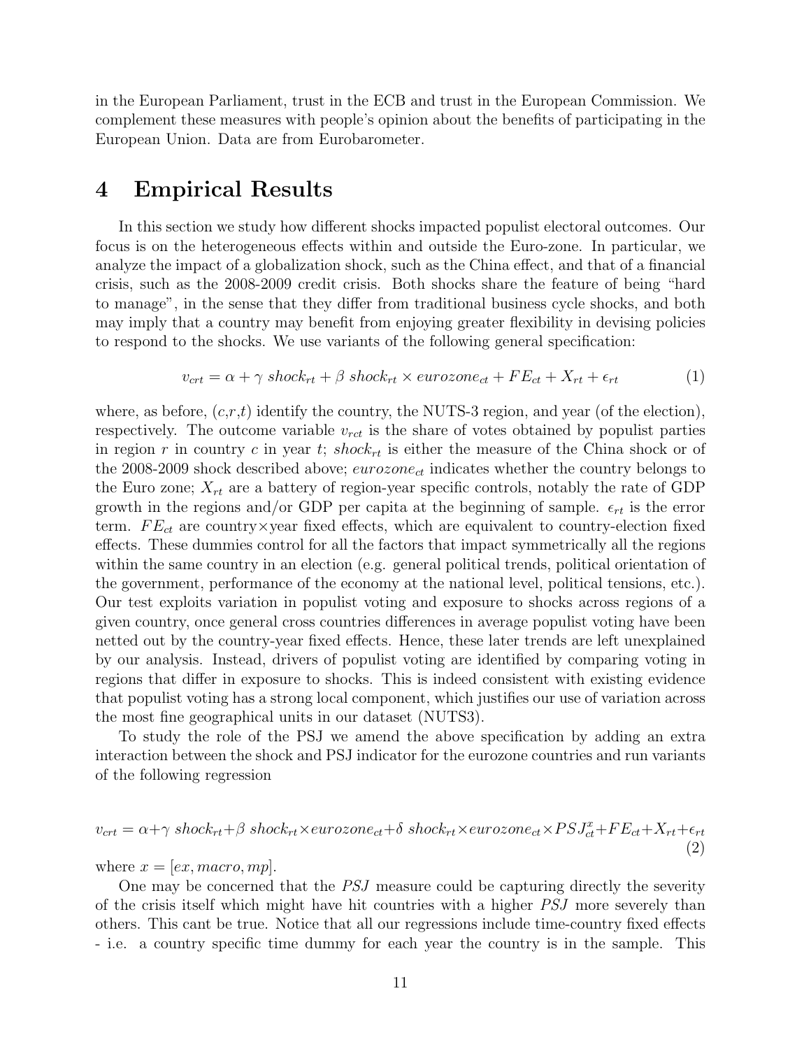in the European Parliament, trust in the ECB and trust in the European Commission. We complement these measures with people's opinion about the benefits of participating in the European Union. Data are from Eurobarometer.

# 4 Empirical Results

In this section we study how different shocks impacted populist electoral outcomes. Our focus is on the heterogeneous effects within and outside the Euro-zone. In particular, we analyze the impact of a globalization shock, such as the China effect, and that of a financial crisis, such as the 2008-2009 credit crisis. Both shocks share the feature of being "hard to manage", in the sense that they differ from traditional business cycle shocks, and both may imply that a country may benefit from enjoying greater flexibility in devising policies to respond to the shocks. We use variants of the following general specification:

$$v_{crt} = \alpha + \gamma \; shock_{rt} + \beta \; shock_{rt} \times eurozone_{ct} + FE_{ct} + X_{rt} + \epsilon_{rt} \tag{1}$$

where, as before, $(c,r,t)$ identify the country, the NUTS-3 region, and year (of the election), respectively. The outcome variable $v_{rct}$ is the share of votes obtained by populist parties in region $r$ in country $c$ in year $t$; $shock_{rt}$ is either the measure of the China shock or of the 2008-2009 shock described above; $eurozone_{ct}$ indicates whether the country belongs to the Euro zone; $X_{rt}$ are a battery of region-year specific controls, notably the rate of GDP growth in the regions and/or GDP per capita at the beginning of sample. $\epsilon_{rt}$ is the error term. $FE_{ct}$ are country×year fixed effects, which are equivalent to country-election fixed effects. These dummies control for all the factors that impact symmetrically all the regions within the same country in an election (e.g. general political trends, political orientation of the government, performance of the economy at the national level, political tensions, etc.). Our test exploits variation in populist voting and exposure to shocks across regions of a given country, once general cross countries differences in average populist voting have been netted out by the country-year fixed effects. Hence, these later trends are left unexplained by our analysis. Instead, drivers of populist voting are identified by comparing voting in regions that differ in exposure to shocks. This is indeed consistent with existing evidence that populist voting has a strong local component, which justifies our use of variation across the most fine geographical units in our dataset (NUTS3).

To study the role of the PSJ we amend the above specification by adding an extra interaction between the shock and PSJ indicator for the eurozone countries and run variants of the following regression

$$v_{crt} = \alpha + \gamma \; shock_{rt} + \beta \; shock_{rt} \times eurozone_{ct} + \delta \; shock_{rt} \times eurozone_{ct} \times PSJ^{x}_{ct} + FE_{ct} + X_{rt} + \epsilon_{rt} \tag{2}$$

where $x = [ex, macro, mp]$.

One may be concerned that the *PSJ* measure could be capturing directly the severity of the crisis itself which might have hit countries with a higher *PSJ* more severely than others. This cant be true. Notice that all our regressions include time-country fixed effects - i.e. a country specific time dummy for each year the country is in the sample. This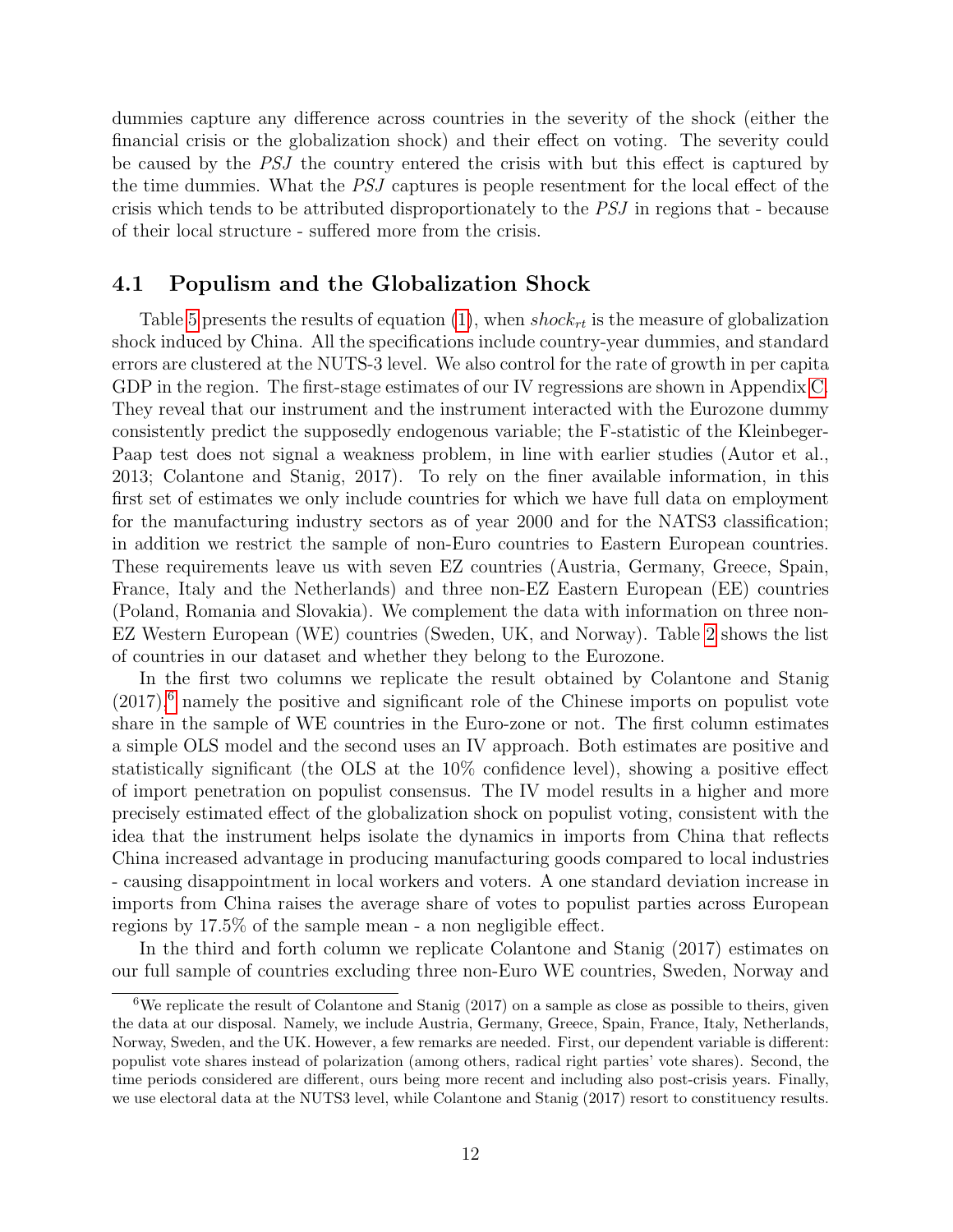dummies capture any difference across countries in the severity of the shock (either the financial crisis or the globalization shock) and their effect on voting. The severity could be caused by the *PSJ* the country entered the crisis with but this effect is captured by the time dummies. What the *PSJ* captures is people resentment for the local effect of the crisis which tends to be attributed disproportionately to the *PSJ* in regions that - because of their local structure - suffered more from the crisis.

### 4.1 Populism and the Globalization Shock

Table 5 presents the results of equation (1), when $shock_{rt}$ is the measure of globalization shock induced by China. All the specifications include country-year dummies, and standard errors are clustered at the NUTS-3 level. We also control for the rate of growth in per capita GDP in the region. The first-stage estimates of our IV regressions are shown in Appendix C. They reveal that our instrument and the instrument interacted with the Eurozone dummy consistently predict the supposedly endogenous variable; the F-statistic of the Kleinbeger-Paap test does not signal a weakness problem, in line with earlier studies (Autor et al., 2013; Colantone and Stanig, 2017). To rely on the finer available information, in this first set of estimates we only include countries for which we have full data on employment for the manufacturing industry sectors as of year 2000 and for the NATS3 classification; in addition we restrict the sample of non-Euro countries to Eastern European countries. These requirements leave us with seven EZ countries (Austria, Germany, Greece, Spain, France, Italy and the Netherlands) and three non-EZ Eastern European (EE) countries (Poland, Romania and Slovakia). We complement the data with information on three non-EZ Western European (WE) countries (Sweden, UK, and Norway). Table 2 shows the list of countries in our dataset and whether they belong to the Eurozone.

In the first two columns we replicate the result obtained by Colantone and Stanig (2017),[6] namely the positive and significant role of the Chinese imports on populist vote share in the sample of WE countries in the Euro-zone or not. The first column estimates a simple OLS model and the second uses an IV approach. Both estimates are positive and statistically significant (the OLS at the 10% confidence level), showing a positive effect of import penetration on populist consensus. The IV model results in a higher and more precisely estimated effect of the globalization shock on populist voting, consistent with the idea that the instrument helps isolate the dynamics in imports from China that reflects China increased advantage in producing manufacturing goods compared to local industries - causing disappointment in local workers and voters. A one standard deviation increase in imports from China raises the average share of votes to populist parties across European regions by 17.5% of the sample mean - a non negligible effect.

In the third and forth column we replicate Colantone and Stanig (2017) estimates on our full sample of countries excluding three non-Euro WE countries, Sweden, Norway and

[6] We replicate the result of Colantone and Stanig (2017) on a sample as close as possible to theirs, given the data at our disposal. Namely, we include Austria, Germany, Greece, Spain, France, Italy, Netherlands, Norway, Sweden, and the UK. However, a few remarks are needed. First, our dependent variable is different: populist vote shares instead of polarization (among others, radical right parties' vote shares). Second, the time periods considered are different, ours being more recent and including also post-crisis years. Finally, we use electoral data at the NUTS3 level, while Colantone and Stanig (2017) resort to constituency results.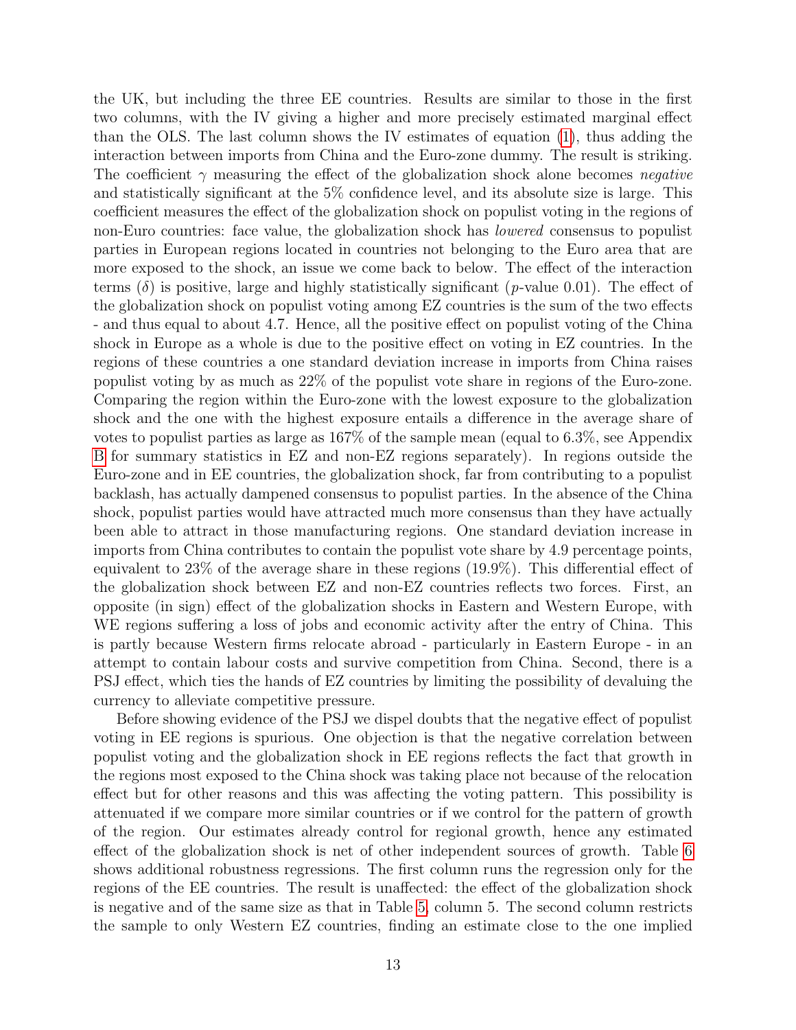the UK, but including the three EE countries. Results are similar to those in the first two columns, with the IV giving a higher and more precisely estimated marginal effect than the OLS. The last column shows the IV estimates of equation (1), thus adding the interaction between imports from China and the Euro-zone dummy. The result is striking. The coefficient $\gamma$ measuring the effect of the globalization shock alone becomes *negative* and statistically significant at the 5% confidence level, and its absolute size is large. This coefficient measures the effect of the globalization shock on populist voting in the regions of non-Euro countries: face value, the globalization shock has *lowered* consensus to populist parties in European regions located in countries not belonging to the Euro area that are more exposed to the shock, an issue we come back to below. The effect of the interaction terms ($\delta$) is positive, large and highly statistically significant ($p$-value 0.01). The effect of the globalization shock on populist voting among EZ countries is the sum of the two effects - and thus equal to about 4.7. Hence, all the positive effect on populist voting of the China shock in Europe as a whole is due to the positive effect on voting in EZ countries. In the regions of these countries a one standard deviation increase in imports from China raises populist voting by as much as 22% of the populist vote share in regions of the Euro-zone. Comparing the region within the Euro-zone with the lowest exposure to the globalization shock and the one with the highest exposure entails a difference in the average share of votes to populist parties as large as 167% of the sample mean (equal to 6.3%, see Appendix B for summary statistics in EZ and non-EZ regions separately). In regions outside the Euro-zone and in EE countries, the globalization shock, far from contributing to a populist backlash, has actually dampened consensus to populist parties. In the absence of the China shock, populist parties would have attracted much more consensus than they have actually been able to attract in those manufacturing regions. One standard deviation increase in imports from China contributes to contain the populist vote share by 4.9 percentage points, equivalent to 23% of the average share in these regions (19.9%). This differential effect of the globalization shock between EZ and non-EZ countries reflects two forces. First, an opposite (in sign) effect of the globalization shocks in Eastern and Western Europe, with WE regions suffering a loss of jobs and economic activity after the entry of China. This is partly because Western firms relocate abroad - particularly in Eastern Europe - in an attempt to contain labour costs and survive competition from China. Second, there is a PSJ effect, which ties the hands of EZ countries by limiting the possibility of devaluing the currency to alleviate competitive pressure.

Before showing evidence of the PSJ we dispel doubts that the negative effect of populist voting in EE regions is spurious. One objection is that the negative correlation between populist voting and the globalization shock in EE regions reflects the fact that growth in the regions most exposed to the China shock was taking place not because of the relocation effect but for other reasons and this was affecting the voting pattern. This possibility is attenuated if we compare more similar countries or if we control for the pattern of growth of the region. Our estimates already control for regional growth, hence any estimated effect of the globalization shock is net of other independent sources of growth. Table 6 shows additional robustness regressions. The first column runs the regression only for the regions of the EE countries. The result is unaffected: the effect of the globalization shock is negative and of the same size as that in Table 5, column 5. The second column restricts the sample to only Western EZ countries, finding an estimate close to the one implied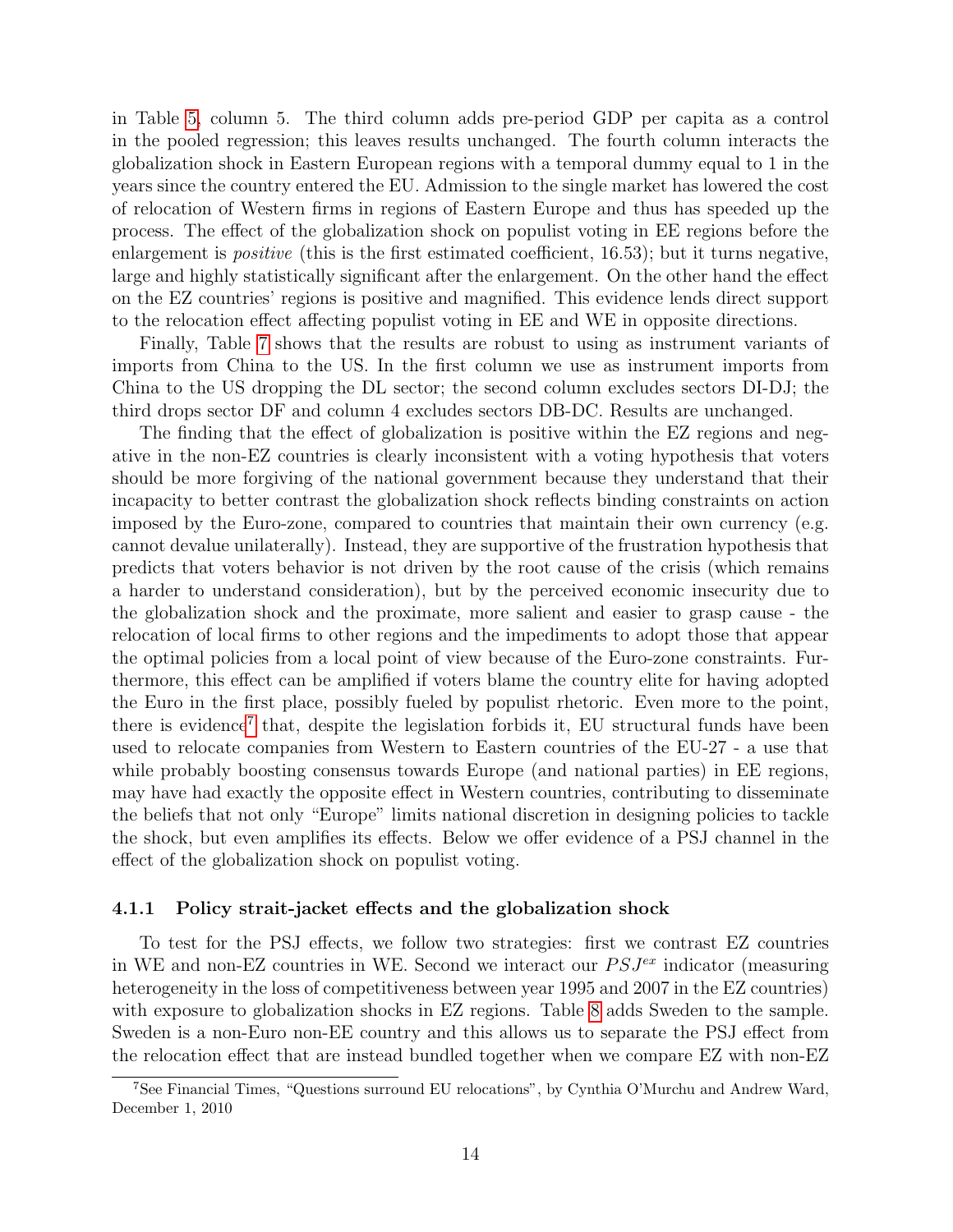in Table 5, column 5. The third column adds pre-period GDP per capita as a control in the pooled regression; this leaves results unchanged. The fourth column interacts the globalization shock in Eastern European regions with a temporal dummy equal to 1 in the years since the country entered the EU. Admission to the single market has lowered the cost of relocation of Western firms in regions of Eastern Europe and thus has speeded up the process. The effect of the globalization shock on populist voting in EE regions before the enlargement is *positive* (this is the first estimated coefficient, 16.53); but it turns negative, large and highly statistically significant after the enlargement. On the other hand the effect on the EZ countries' regions is positive and magnified. This evidence lends direct support to the relocation effect affecting populist voting in EE and WE in opposite directions.

Finally, Table 7 shows that the results are robust to using as instrument variants of imports from China to the US. In the first column we use as instrument imports from China to the US dropping the DL sector; the second column excludes sectors DI-DJ; the third drops sector DF and column 4 excludes sectors DB-DC. Results are unchanged.

The finding that the effect of globalization is positive within the EZ regions and negative in the non-EZ countries is clearly inconsistent with a voting hypothesis that voters should be more forgiving of the national government because they understand that their incapacity to better contrast the globalization shock reflects binding constraints on action imposed by the Euro-zone, compared to countries that maintain their own currency (e.g. cannot devalue unilaterally). Instead, they are supportive of the frustration hypothesis that predicts that voters behavior is not driven by the root cause of the crisis (which remains a harder to understand consideration), but by the perceived economic insecurity due to the globalization shock and the proximate, more salient and easier to grasp cause - the relocation of local firms to other regions and the impediments to adopt those that appear the optimal policies from a local point of view because of the Euro-zone constraints. Furthermore, this effect can be amplified if voters blame the country elite for having adopted the Euro in the first place, possibly fueled by populist rhetoric. Even more to the point, there is evidence[7] that, despite the legislation forbids it, EU structural funds have been used to relocate companies from Western to Eastern countries of the EU-27 - a use that while probably boosting consensus towards Europe (and national parties) in EE regions, may have had exactly the opposite effect in Western countries, contributing to disseminate the beliefs that not only "Europe" limits national discretion in designing policies to tackle the shock, but even amplifies its effects. Below we offer evidence of a PSJ channel in the effect of the globalization shock on populist voting.

### 4.1.1 Policy strait-jacket effects and the globalization shock

To test for the PSJ effects, we follow two strategies: first we contrast EZ countries in WE and non-EZ countries in WE. Second we interact our $PSJ^{ex}$ indicator (measuring heterogeneity in the loss of competitiveness between year 1995 and 2007 in the EZ countries) with exposure to globalization shocks in EZ regions. Table 8 adds Sweden to the sample. Sweden is a non-Euro non-EE country and this allows us to separate the PSJ effect from the relocation effect that are instead bundled together when we compare EZ with non-EZ

[7] See Financial Times, "Questions surround EU relocations", by Cynthia O'Murchu and Andrew Ward, December 1, 2010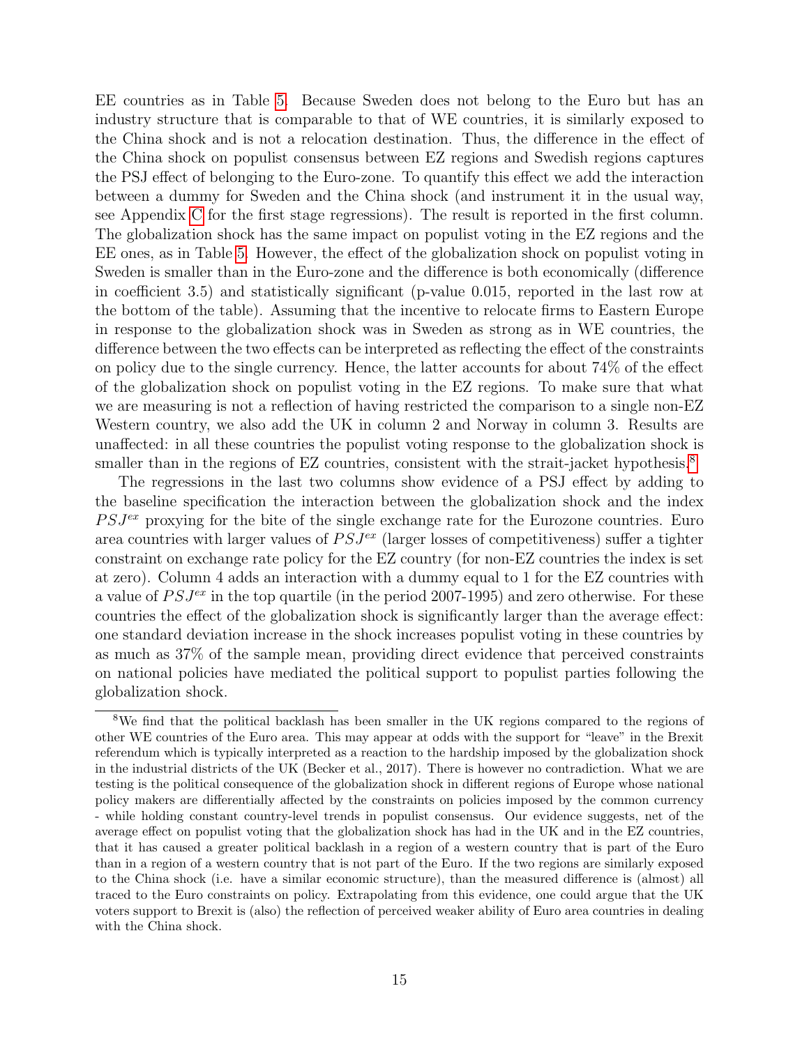EE countries as in Table 5. Because Sweden does not belong to the Euro but has an industry structure that is comparable to that of WE countries, it is similarly exposed to the China shock and is not a relocation destination. Thus, the difference in the effect of the China shock on populist consensus between EZ regions and Swedish regions captures the PSJ effect of belonging to the Euro-zone. To quantify this effect we add the interaction between a dummy for Sweden and the China shock (and instrument it in the usual way, see Appendix C for the first stage regressions). The result is reported in the first column. The globalization shock has the same impact on populist voting in the EZ regions and the EE ones, as in Table 5. However, the effect of the globalization shock on populist voting in Sweden is smaller than in the Euro-zone and the difference is both economically (difference in coefficient 3.5) and statistically significant (p-value 0.015, reported in the last row at the bottom of the table). Assuming that the incentive to relocate firms to Eastern Europe in response to the globalization shock was in Sweden as strong as in WE countries, the difference between the two effects can be interpreted as reflecting the effect of the constraints on policy due to the single currency. Hence, the latter accounts for about 74% of the effect of the globalization shock on populist voting in the EZ regions. To make sure that what we are measuring is not a reflection of having restricted the comparison to a single non-EZ Western country, we also add the UK in column 2 and Norway in column 3. Results are unaffected: in all these countries the populist voting response to the globalization shock is smaller than in the regions of EZ countries, consistent with the strait-jacket hypothesis.[8]

The regressions in the last two columns show evidence of a PSJ effect by adding to the baseline specification the interaction between the globalization shock and the index $PSJ^{ex}$ proxying for the bite of the single exchange rate for the Eurozone countries. Euro area countries with larger values of $PSJ^{ex}$ (larger losses of competitiveness) suffer a tighter constraint on exchange rate policy for the EZ country (for non-EZ countries the index is set at zero). Column 4 adds an interaction with a dummy equal to 1 for the EZ countries with a value of $PSJ^{ex}$ in the top quartile (in the period 2007-1995) and zero otherwise. For these countries the effect of the globalization shock is significantly larger than the average effect: one standard deviation increase in the shock increases populist voting in these countries by as much as 37% of the sample mean, providing direct evidence that perceived constraints on national policies have mediated the political support to populist parties following the globalization shock.

[8] We find that the political backlash has been smaller in the UK regions compared to the regions of other WE countries of the Euro area. This may appear at odds with the support for "leave" in the Brexit referendum which is typically interpreted as a reaction to the hardship imposed by the globalization shock in the industrial districts of the UK (Becker et al., 2017). There is however no contradiction. What we are testing is the political consequence of the globalization shock in different regions of Europe whose national policy makers are differentially affected by the constraints on policies imposed by the common currency - while holding constant country-level trends in populist consensus. Our evidence suggests, net of the average effect on populist voting that the globalization shock has had in the UK and in the EZ countries, that it has caused a greater political backlash in a region of a western country that is part of the Euro than in a region of a western country that is not part of the Euro. If the two regions are similarly exposed to the China shock (i.e. have a similar economic structure), than the measured difference is (almost) all traced to the Euro constraints on policy. Extrapolating from this evidence, one could argue that the UK voters support to Brexit is (also) the reflection of perceived weaker ability of Euro area countries in dealing with the China shock.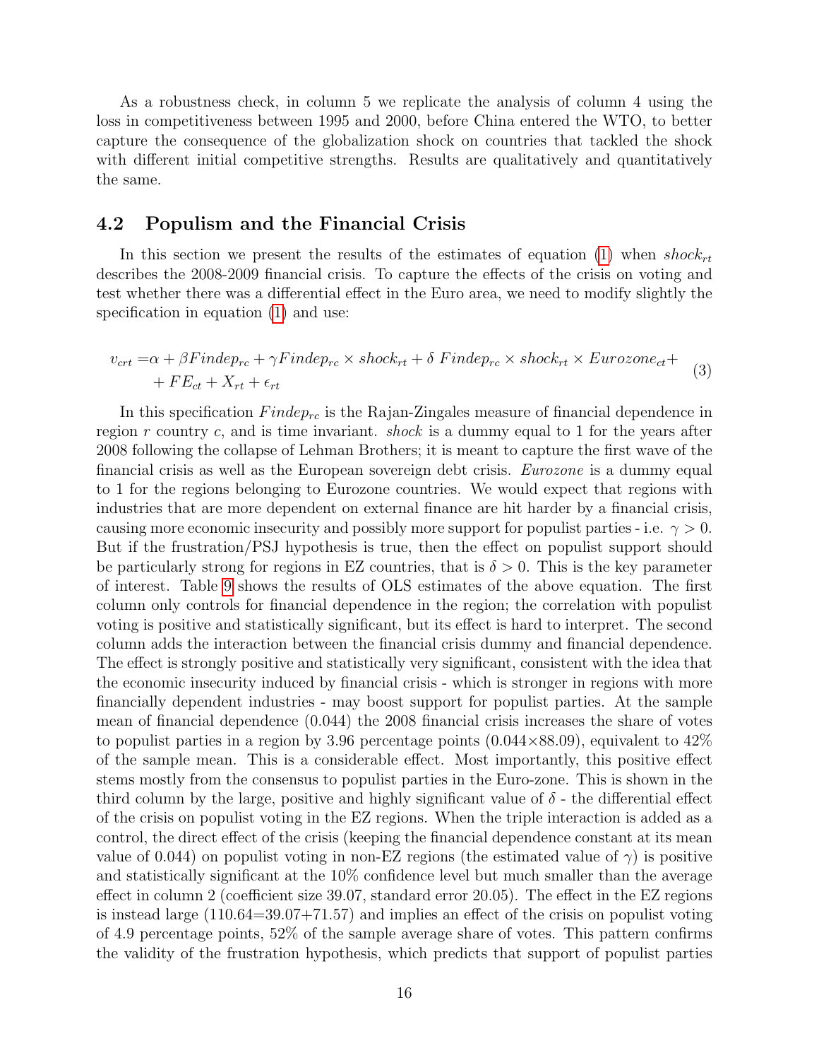As a robustness check, in column 5 we replicate the analysis of column 4 using the loss in competitiveness between 1995 and 2000, before China entered the WTO, to better capture the consequence of the globalization shock on countries that tackled the shock with different initial competitive strengths. Results are qualitatively and quantitatively the same.

## 4.2 Populism and the Financial Crisis

In this section we present the results of the estimates of equation (1) when $shock_{rt}$ describes the 2008-2009 financial crisis. To capture the effects of the crisis on voting and test whether there was a differential effect in the Euro area, we need to modify slightly the specification in equation (1) and use:

$$
\begin{aligned}
v_{crt} = & \alpha + \beta Findep_{rc} + \gamma Findep_{rc} \times shock_{rt} + \delta \; Findep_{rc} \times shock_{rt} \times Eurozone_{ct} + \\
& + FE_{ct} + X_{rt} + \epsilon_{rt}
\end{aligned}
\tag{3}
$$

In this specification $Findep_{rc}$ is the Rajan-Zingales measure of financial dependence in region $r$ country $c$, and is time invariant. *shock* is a dummy equal to 1 for the years after 2008 following the collapse of Lehman Brothers; it is meant to capture the first wave of the financial crisis as well as the European sovereign debt crisis. *Eurozone* is a dummy equal to 1 for the regions belonging to Eurozone countries. We would expect that regions with industries that are more dependent on external finance are hit harder by a financial crisis, causing more economic insecurity and possibly more support for populist parties - i.e. $\gamma > 0$. But if the frustration/PSJ hypothesis is true, then the effect on populist support should be particularly strong for regions in EZ countries, that is $\delta > 0$. This is the key parameter of interest. Table 9 shows the results of OLS estimates of the above equation. The first column only controls for financial dependence in the region; the correlation with populist voting is positive and statistically significant, but its effect is hard to interpret. The second column adds the interaction between the financial crisis dummy and financial dependence. The effect is strongly positive and statistically very significant, consistent with the idea that the economic insecurity induced by financial crisis - which is stronger in regions with more financially dependent industries - may boost support for populist parties. At the sample mean of financial dependence (0.044) the 2008 financial crisis increases the share of votes to populist parties in a region by 3.96 percentage points ($0.044 \times 88.09$), equivalent to 42% of the sample mean. This is a considerable effect. Most importantly, this positive effect stems mostly from the consensus to populist parties in the Euro-zone. This is shown in the third column by the large, positive and highly significant value of $\delta$ - the differential effect of the crisis on populist voting in the EZ regions. When the triple interaction is added as a control, the direct effect of the crisis (keeping the financial dependence constant at its mean value of 0.044) on populist voting in non-EZ regions (the estimated value of $\gamma$) is positive and statistically significant at the 10% confidence level but much smaller than the average effect in column 2 (coefficient size 39.07, standard error 20.05). The effect in the EZ regions is instead large (110.64=39.07+71.57) and implies an effect of the crisis on populist voting of 4.9 percentage points, 52% of the sample average share of votes. This pattern confirms the validity of the frustration hypothesis, which predicts that support of populist parties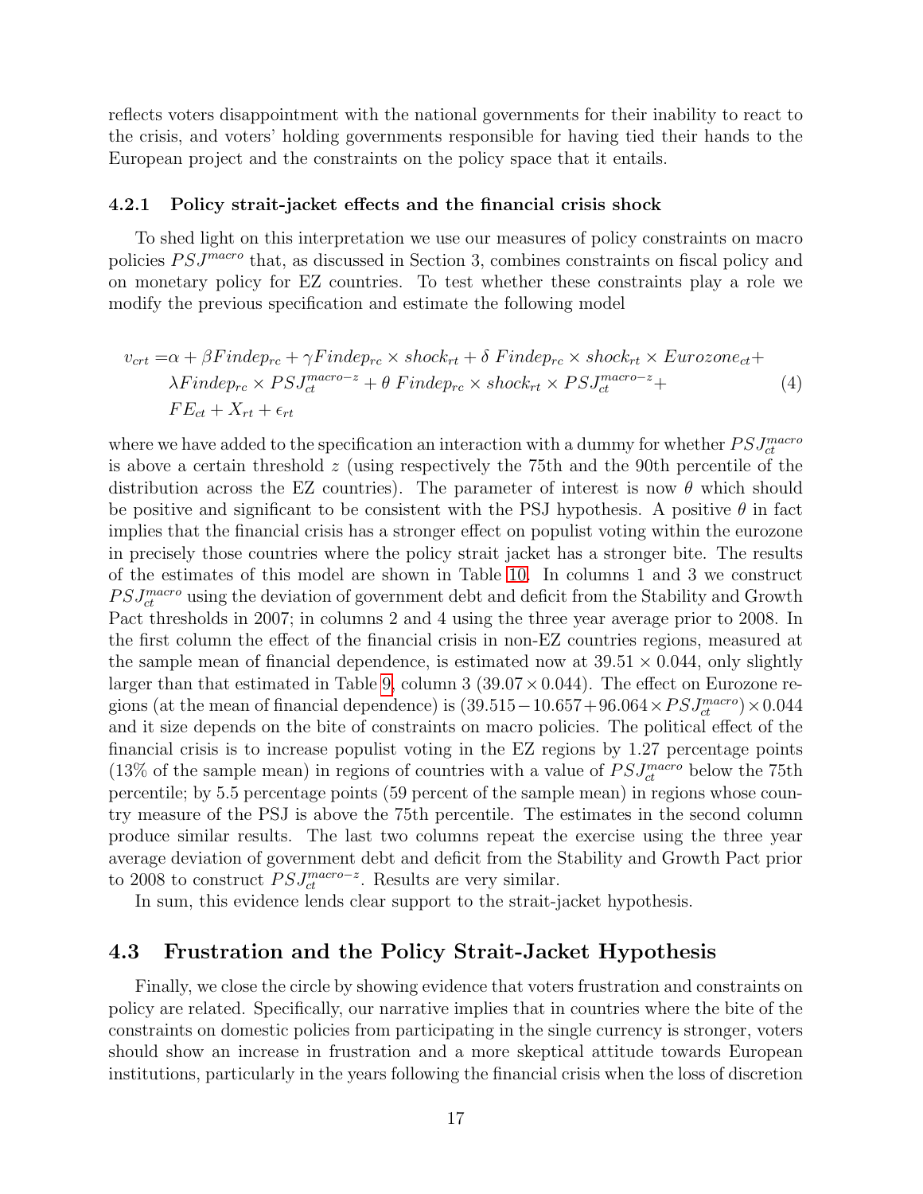reflects voters disappointment with the national governments for their inability to react to the crisis, and voters' holding governments responsible for having tied their hands to the European project and the constraints on the policy space that it entails.

#### 4.2.1 Policy strait-jacket effects and the financial crisis shock

To shed light on this interpretation we use our measures of policy constraints on macro policies $PSJ^{macro}$ that, as discussed in Section 3, combines constraints on fiscal policy and on monetary policy for EZ countries. To test whether these constraints play a role we modify the previous specification and estimate the following model

$$
\begin{aligned}
v_{crt} =& \alpha + \beta Findep_{rc} + \gamma Findep_{rc} \times shock_{rt} + \delta\, Findep_{rc} \times shock_{rt} \times Eurozone_{ct} + \\
& \lambda Findep_{rc} \times PSJ^{macro-z}_{ct} + \theta\, Findep_{rc} \times shock_{rt} \times PSJ^{macro-z}_{ct} + \\
& FE_{ct} + X_{rt} + \epsilon_{rt}
\end{aligned} \tag{4}
$$

where we have added to the specification an interaction with a dummy for whether $PSJ^{macro}_{ct}$ is above a certain threshold $z$ (using respectively the 75th and the 90th percentile of the distribution across the EZ countries). The parameter of interest is now $\theta$ which should be positive and significant to be consistent with the PSJ hypothesis. A positive $\theta$ in fact implies that the financial crisis has a stronger effect on populist voting within the eurozone in precisely those countries where the policy strait jacket has a stronger bite. The results of the estimates of this model are shown in Table 10. In columns 1 and 3 we construct $PSJ^{macro}_{ct}$ using the deviation of government debt and deficit from the Stability and Growth Pact thresholds in 2007; in columns 2 and 4 using the three year average prior to 2008. In the first column the effect of the financial crisis in non-EZ countries regions, measured at the sample mean of financial dependence, is estimated now at $39.51 \times 0.044$, only slightly larger than that estimated in Table 9, column 3 ($39.07 \times 0.044$). The effect on Eurozone regions (at the mean of financial dependence) is $(39.515 - 10.657 + 96.064 \times PSJ^{macro}_{ct}) \times 0.044$ and it size depends on the bite of constraints on macro policies. The political effect of the financial crisis is to increase populist voting in the EZ regions by 1.27 percentage points (13% of the sample mean) in regions of countries with a value of $PSJ^{macro}_{ct}$ below the 75th percentile; by 5.5 percentage points (59 percent of the sample mean) in regions whose country measure of the PSJ is above the 75th percentile. The estimates in the second column produce similar results. The last two columns repeat the exercise using the three year average deviation of government debt and deficit from the Stability and Growth Pact prior to 2008 to construct $PSJ^{macro-z}_{ct}$. Results are very similar.

In sum, this evidence lends clear support to the strait-jacket hypothesis.

### 4.3 Frustration and the Policy Strait-Jacket Hypothesis

Finally, we close the circle by showing evidence that voters frustration and constraints on policy are related. Specifically, our narrative implies that in countries where the bite of the constraints on domestic policies from participating in the single currency is stronger, voters should show an increase in frustration and a more skeptical attitude towards European institutions, particularly in the years following the financial crisis when the loss of discretion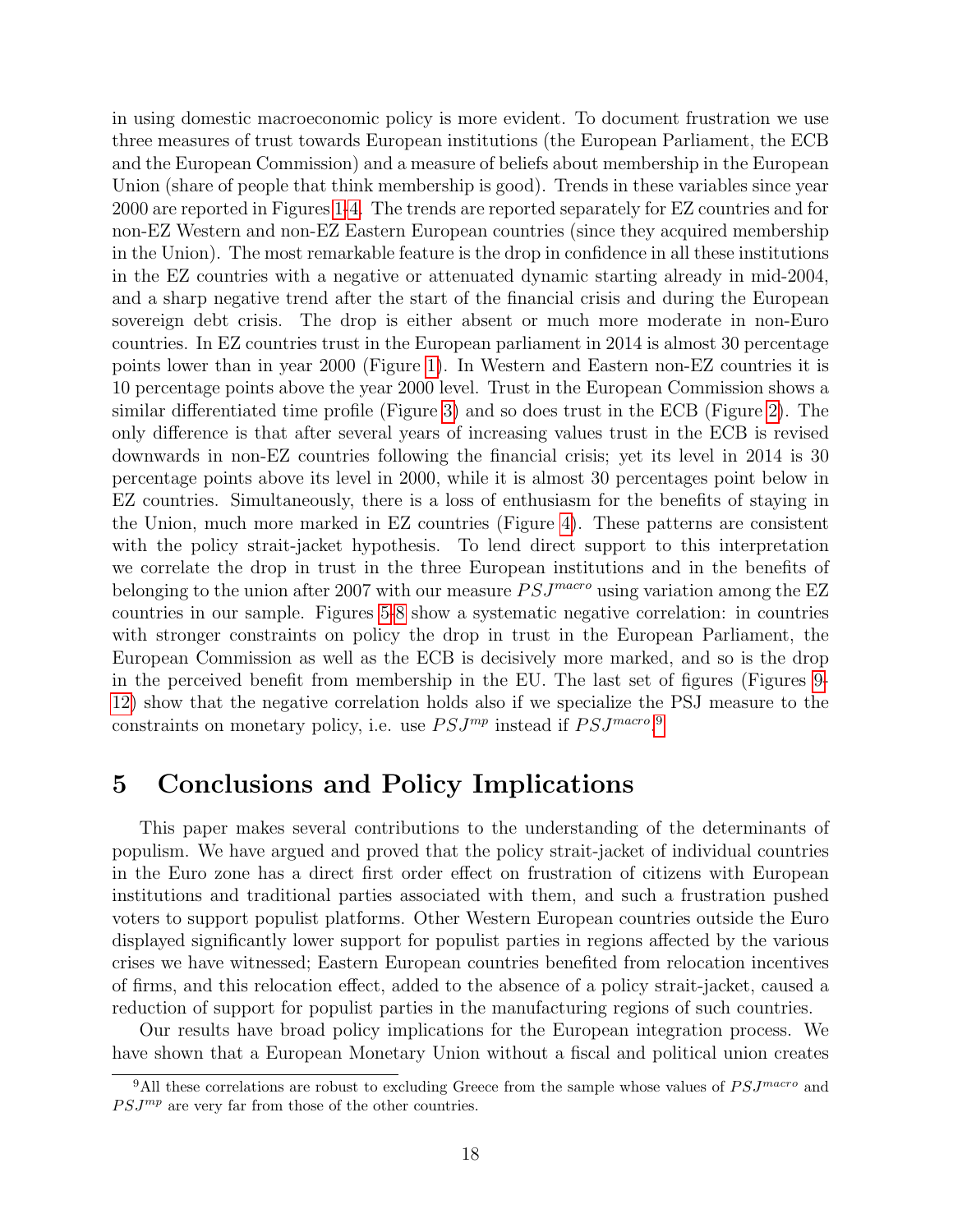in using domestic macroeconomic policy is more evident. To document frustration we use three measures of trust towards European institutions (the European Parliament, the ECB and the European Commission) and a measure of beliefs about membership in the European Union (share of people that think membership is good). Trends in these variables since year 2000 are reported in Figures 1-4. The trends are reported separately for EZ countries and for non-EZ Western and non-EZ Eastern European countries (since they acquired membership in the Union). The most remarkable feature is the drop in confidence in all these institutions in the EZ countries with a negative or attenuated dynamic starting already in mid-2004, and a sharp negative trend after the start of the financial crisis and during the European sovereign debt crisis. The drop is either absent or much more moderate in non-Euro countries. In EZ countries trust in the European parliament in 2014 is almost 30 percentage points lower than in year 2000 (Figure 1). In Western and Eastern non-EZ countries it is 10 percentage points above the year 2000 level. Trust in the European Commission shows a similar differentiated time profile (Figure 3) and so does trust in the ECB (Figure 2). The only difference is that after several years of increasing values trust in the ECB is revised downwards in non-EZ countries following the financial crisis; yet its level in 2014 is 30 percentage points above its level in 2000, while it is almost 30 percentages point below in EZ countries. Simultaneously, there is a loss of enthusiasm for the benefits of staying in the Union, much more marked in EZ countries (Figure 4). These patterns are consistent with the policy strait-jacket hypothesis. To lend direct support to this interpretation we correlate the drop in trust in the three European institutions and in the benefits of belonging to the union after 2007 with our measure $PSJ^{macro}$ using variation among the EZ countries in our sample. Figures 5-8 show a systematic negative correlation: in countries with stronger constraints on policy the drop in trust in the European Parliament, the European Commission as well as the ECB is decisively more marked, and so is the drop in the perceived benefit from membership in the EU. The last set of figures (Figures 9-12) show that the negative correlation holds also if we specialize the PSJ measure to the constraints on monetary policy, i.e. use $PSJ^{mp}$ instead if $PSJ^{macro}$.[9]

# 5 Conclusions and Policy Implications

This paper makes several contributions to the understanding of the determinants of populism. We have argued and proved that the policy strait-jacket of individual countries in the Euro zone has a direct first order effect on frustration of citizens with European institutions and traditional parties associated with them, and such a frustration pushed voters to support populist platforms. Other Western European countries outside the Euro displayed significantly lower support for populist parties in regions affected by the various crises we have witnessed; Eastern European countries benefited from relocation incentives of firms, and this relocation effect, added to the absence of a policy strait-jacket, caused a reduction of support for populist parties in the manufacturing regions of such countries.

Our results have broad policy implications for the European integration process. We have shown that a European Monetary Union without a fiscal and political union creates

[9]All these correlations are robust to excluding Greece from the sample whose values of $PSJ^{macro}$ and $PSJ^{mp}$ are very far from those of the other countries.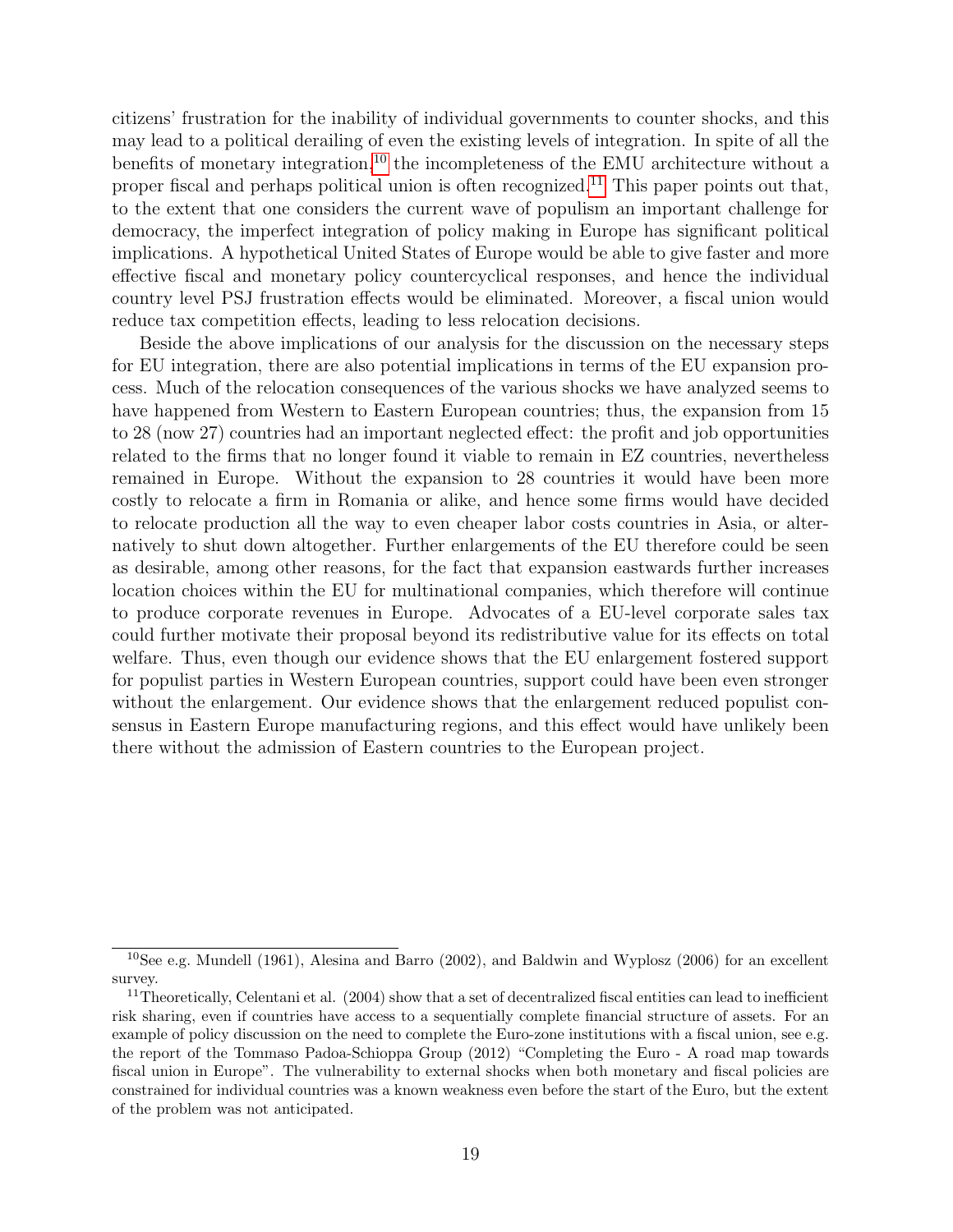citizens' frustration for the inability of individual governments to counter shocks, and this may lead to a political derailing of even the existing levels of integration. In spite of all the benefits of monetary integration,[10] the incompleteness of the EMU architecture without a proper fiscal and perhaps political union is often recognized.[11] This paper points out that, to the extent that one considers the current wave of populism an important challenge for democracy, the imperfect integration of policy making in Europe has significant political implications. A hypothetical United States of Europe would be able to give faster and more effective fiscal and monetary policy countercyclical responses, and hence the individual country level PSJ frustration effects would be eliminated. Moreover, a fiscal union would reduce tax competition effects, leading to less relocation decisions.

Beside the above implications of our analysis for the discussion on the necessary steps for EU integration, there are also potential implications in terms of the EU expansion process. Much of the relocation consequences of the various shocks we have analyzed seems to have happened from Western to Eastern European countries; thus, the expansion from 15 to 28 (now 27) countries had an important neglected effect: the profit and job opportunities related to the firms that no longer found it viable to remain in EZ countries, nevertheless remained in Europe. Without the expansion to 28 countries it would have been more costly to relocate a firm in Romania or alike, and hence some firms would have decided to relocate production all the way to even cheaper labor costs countries in Asia, or alternatively to shut down altogether. Further enlargements of the EU therefore could be seen as desirable, among other reasons, for the fact that expansion eastwards further increases location choices within the EU for multinational companies, which therefore will continue to produce corporate revenues in Europe. Advocates of a EU-level corporate sales tax could further motivate their proposal beyond its redistributive value for its effects on total welfare. Thus, even though our evidence shows that the EU enlargement fostered support for populist parties in Western European countries, support could have been even stronger without the enlargement. Our evidence shows that the enlargement reduced populist consensus in Eastern Europe manufacturing regions, and this effect would have unlikely been there without the admission of Eastern countries to the European project.

[10] See e.g. Mundell (1961), Alesina and Barro (2002), and Baldwin and Wyplosz (2006) for an excellent survey.

[11] Theoretically, Celentani et al. (2004) show that a set of decentralized fiscal entities can lead to inefficient risk sharing, even if countries have access to a sequentially complete financial structure of assets. For an example of policy discussion on the need to complete the Euro-zone institutions with a fiscal union, see e.g. the report of the Tommaso Padoa-Schioppa Group (2012) "Completing the Euro - A road map towards fiscal union in Europe". The vulnerability to external shocks when both monetary and fiscal policies are constrained for individual countries was a known weakness even before the start of the Euro, but the extent of the problem was not anticipated.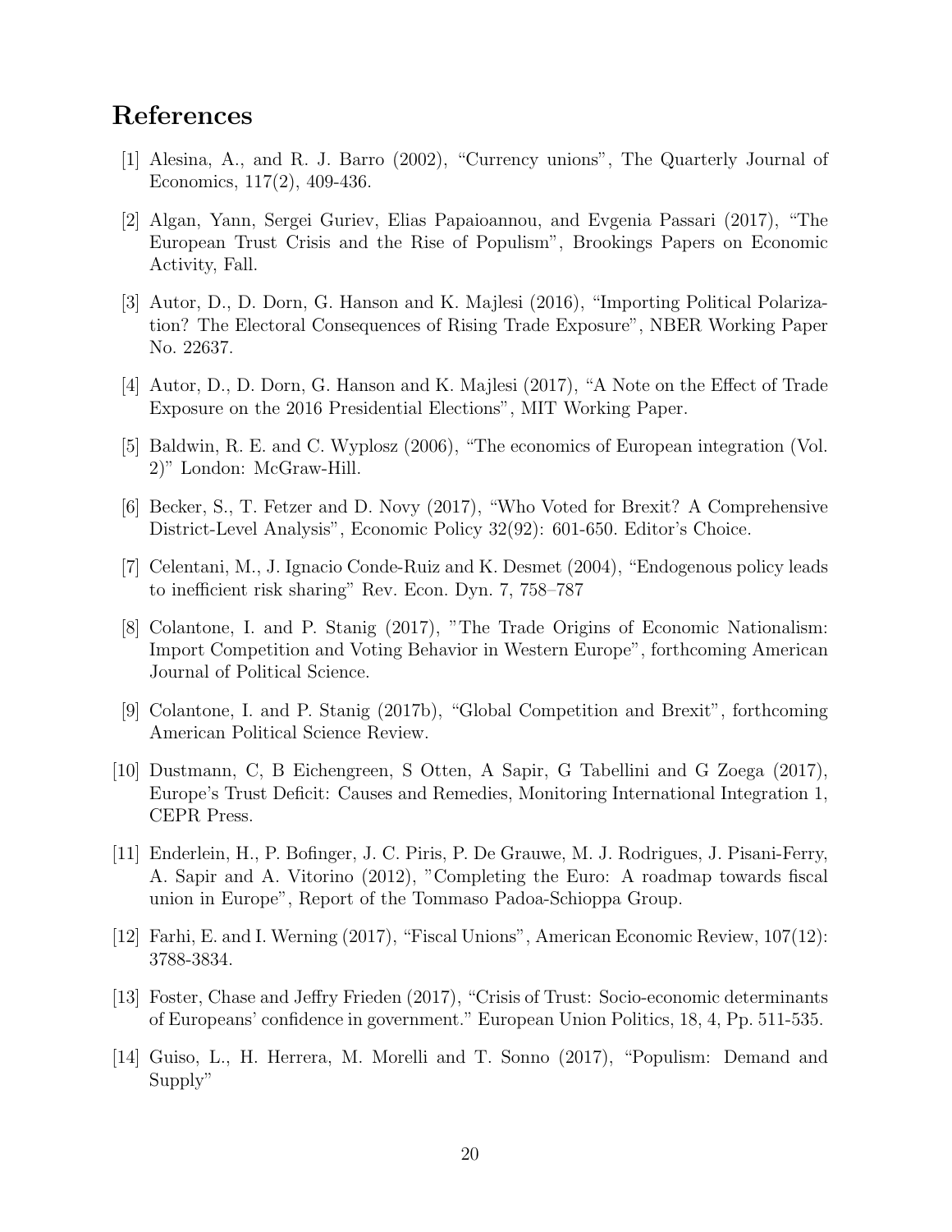# References

[1] Alesina, A., and R. J. Barro (2002), "Currency unions", The Quarterly Journal of Economics, 117(2), 409-436.

[2] Algan, Yann, Sergei Guriev, Elias Papaioannou, and Evgenia Passari (2017), "The European Trust Crisis and the Rise of Populism", Brookings Papers on Economic Activity, Fall.

[3] Autor, D., D. Dorn, G. Hanson and K. Majlesi (2016), "Importing Political Polarization? The Electoral Consequences of Rising Trade Exposure", NBER Working Paper No. 22637.

[4] Autor, D., D. Dorn, G. Hanson and K. Majlesi (2017), "A Note on the Effect of Trade Exposure on the 2016 Presidential Elections", MIT Working Paper.

[5] Baldwin, R. E. and C. Wyplosz (2006), "The economics of European integration (Vol. 2)" London: McGraw-Hill.

[6] Becker, S., T. Fetzer and D. Novy (2017), "Who Voted for Brexit? A Comprehensive District-Level Analysis", Economic Policy 32(92): 601-650. Editor's Choice.

[7] Celentani, M., J. Ignacio Conde-Ruiz and K. Desmet (2004), "Endogenous policy leads to inefficient risk sharing" Rev. Econ. Dyn. 7, 758–787

[8] Colantone, I. and P. Stanig (2017), "The Trade Origins of Economic Nationalism: Import Competition and Voting Behavior in Western Europe", forthcoming American Journal of Political Science.

[9] Colantone, I. and P. Stanig (2017b), "Global Competition and Brexit", forthcoming American Political Science Review.

[10] Dustmann, C, B Eichengreen, S Otten, A Sapir, G Tabellini and G Zoega (2017), Europe's Trust Deficit: Causes and Remedies, Monitoring International Integration 1, CEPR Press.

[11] Enderlein, H., P. Bofinger, J. C. Piris, P. De Grauwe, M. J. Rodrigues, J. Pisani-Ferry, A. Sapir and A. Vitorino (2012), "Completing the Euro: A roadmap towards fiscal union in Europe", Report of the Tommaso Padoa-Schioppa Group.

[12] Farhi, E. and I. Werning (2017), "Fiscal Unions", American Economic Review, 107(12): 3788-3834.

[13] Foster, Chase and Jeffry Frieden (2017), "Crisis of Trust: Socio-economic determinants of Europeans' confidence in government." European Union Politics, 18, 4, Pp. 511-535.

[14] Guiso, L., H. Herrera, M. Morelli and T. Sonno (2017), "Populism: Demand and Supply"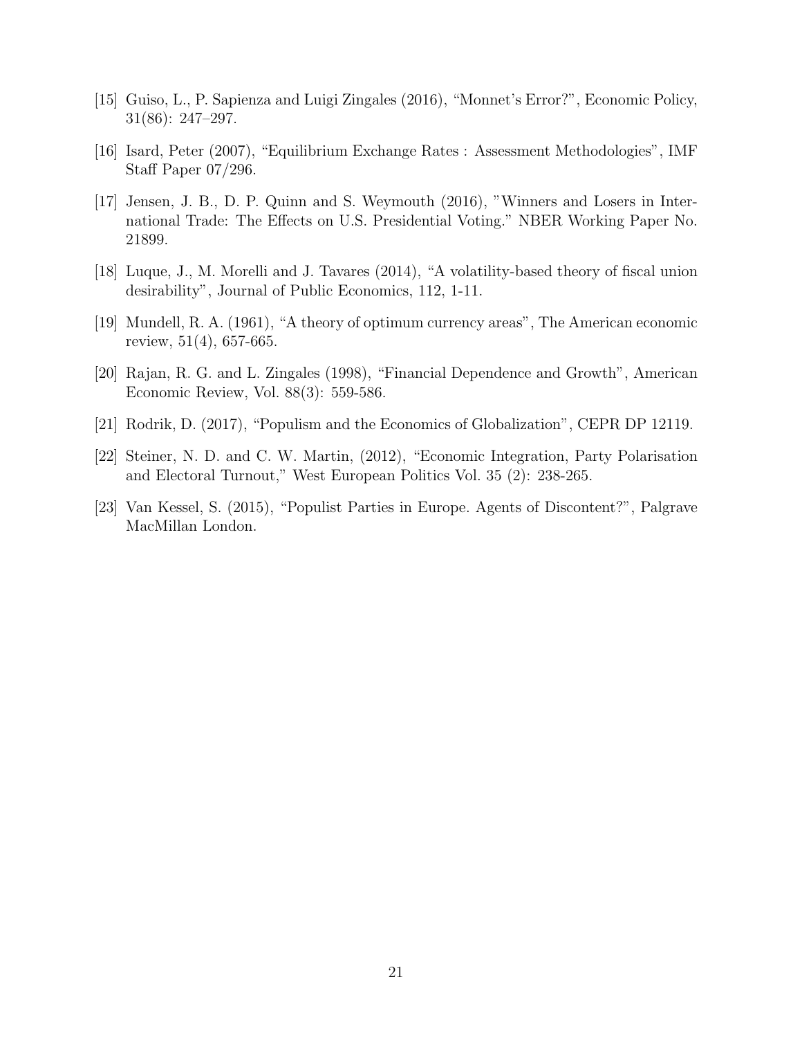[15] Guiso, L., P. Sapienza and Luigi Zingales (2016), "Monnet's Error?", Economic Policy, 31(86): 247–297.

[16] Isard, Peter (2007), "Equilibrium Exchange Rates : Assessment Methodologies", IMF Staff Paper 07/296.

[17] Jensen, J. B., D. P. Quinn and S. Weymouth (2016), "Winners and Losers in International Trade: The Effects on U.S. Presidential Voting." NBER Working Paper No. 21899.

[18] Luque, J., M. Morelli and J. Tavares (2014), "A volatility-based theory of fiscal union desirability", Journal of Public Economics, 112, 1-11.

[19] Mundell, R. A. (1961), "A theory of optimum currency areas", The American economic review, 51(4), 657-665.

[20] Rajan, R. G. and L. Zingales (1998), "Financial Dependence and Growth", American Economic Review, Vol. 88(3): 559-586.

[21] Rodrik, D. (2017), "Populism and the Economics of Globalization", CEPR DP 12119.

[22] Steiner, N. D. and C. W. Martin, (2012), "Economic Integration, Party Polarisation and Electoral Turnout," West European Politics Vol. 35 (2): 238-265.

[23] Van Kessel, S. (2015), "Populist Parties in Europe. Agents of Discontent?", Palgrave MacMillan London.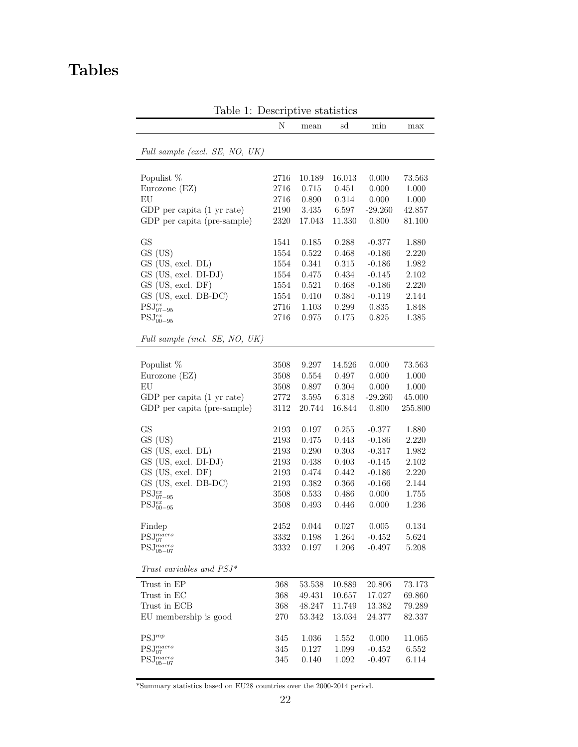# Tables

Table 1: Descriptive statistics

| | N | mean | sd | min | max |
|---|---|---|---|---|---|
| *Full sample (excl. SE, NO, UK)* | | | | | |
| Populist % | 2716 | 10.189 | 16.013 | 0.000 | 73.563 |
| Eurozone (EZ) | 2716 | 0.715 | 0.451 | 0.000 | 1.000 |
| EU | 2716 | 0.890 | 0.314 | 0.000 | 1.000 |
| GDP per capita (1 yr rate) | 2190 | 3.435 | 6.597 | -29.260 | 42.857 |
| GDP per capita (pre-sample) | 2320 | 17.043 | 11.330 | 0.800 | 81.100 |
| GS | 1541 | 0.185 | 0.288 | -0.377 | 1.880 |
| GS (US) | 1554 | 0.522 | 0.468 | -0.186 | 2.220 |
| GS (US, excl. DL) | 1554 | 0.341 | 0.315 | -0.186 | 1.982 |
| GS (US, excl. DI-DJ) | 1554 | 0.475 | 0.434 | -0.145 | 2.102 |
| GS (US, excl. DF) | 1554 | 0.521 | 0.468 | -0.186 | 2.220 |
| GS (US, excl. DB-DC) | 1554 | 0.410 | 0.384 | -0.119 | 2.144 |
| $\text{PSJ}^{ex}_{07-95}$ | 2716 | 1.103 | 0.299 | 0.835 | 1.848 |
| $\text{PSJ}^{ex}_{00-95}$ | 2716 | 0.975 | 0.175 | 0.825 | 1.385 |
| *Full sample (incl. SE, NO, UK)* | | | | | |
| Populist % | 3508 | 9.297 | 14.526 | 0.000 | 73.563 |
| Eurozone (EZ) | 3508 | 0.554 | 0.497 | 0.000 | 1.000 |
| EU | 3508 | 0.897 | 0.304 | 0.000 | 1.000 |
| GDP per capita (1 yr rate) | 2772 | 3.595 | 6.318 | -29.260 | 45.000 |
| GDP per capita (pre-sample) | 3112 | 20.744 | 16.844 | 0.800 | 255.800 |
| GS | 2193 | 0.197 | 0.255 | -0.377 | 1.880 |
| GS (US) | 2193 | 0.475 | 0.443 | -0.186 | 2.220 |
| GS (US, excl. DL) | 2193 | 0.290 | 0.303 | -0.317 | 1.982 |
| GS (US, excl. DI-DJ) | 2193 | 0.438 | 0.403 | -0.145 | 2.102 |
| GS (US, excl. DF) | 2193 | 0.474 | 0.442 | -0.186 | 2.220 |
| GS (US, excl. DB-DC) | 2193 | 0.382 | 0.366 | -0.166 | 2.144 |
| $\text{PSJ}^{ex}_{07-95}$ | 3508 | 0.533 | 0.486 | 0.000 | 1.755 |
| $\text{PSJ}^{ex}_{00-95}$ | 3508 | 0.493 | 0.446 | 0.000 | 1.236 |
| Findep | 2452 | 0.044 | 0.027 | 0.005 | 0.134 |
| $\text{PSJ}^{macro}_{07}$ | 3332 | 0.198 | 1.264 | -0.452 | 5.624 |
| $\text{PSJ}^{macro}_{05-07}$ | 3332 | 0.197 | 1.206 | -0.497 | 5.208 |
| *Trust variables and PSJ\** | | | | | |
| Trust in EP | 368 | 53.538 | 10.889 | 20.806 | 73.173 |
| Trust in EC | 368 | 49.431 | 10.657 | 17.027 | 69.860 |
| Trust in ECB | 368 | 48.247 | 11.749 | 13.382 | 79.289 |
| EU membership is good | 270 | 53.342 | 13.034 | 24.377 | 82.337 |
| $\text{PSJ}^{mp}$ | 345 | 1.036 | 1.552 | 0.000 | 11.065 |
| $\text{PSJ}^{macro}_{07}$ | 345 | 0.127 | 1.099 | -0.452 | 6.552 |
| $\text{PSJ}^{macro}_{05-07}$ | 345 | 0.140 | 1.092 | -0.497 | 6.114 |

*Summary statistics based on EU28 countries over the 2000-2014 period.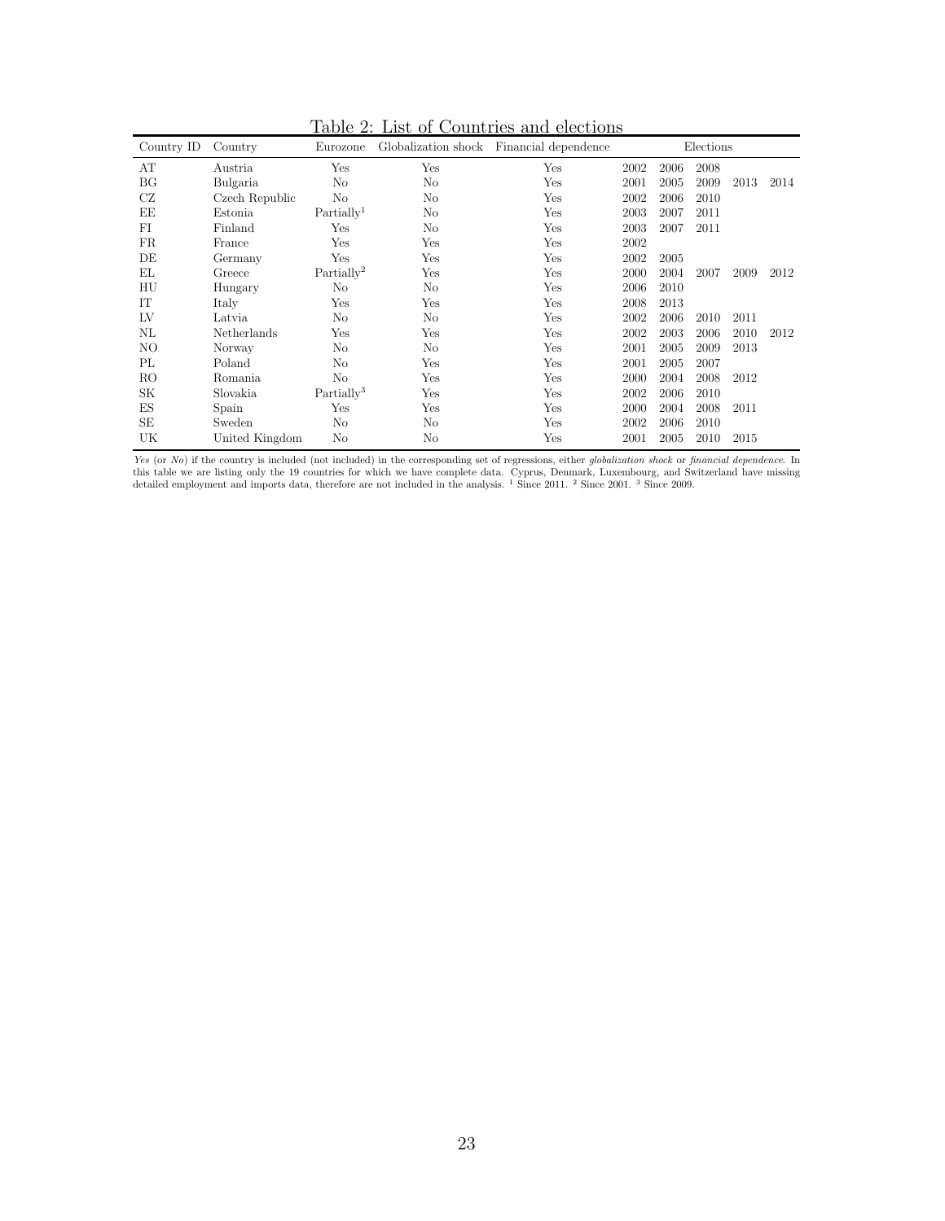Table 2: List of Countries and elections

| Country ID | Country | Eurozone | Globalization shock | Financial dependence | Elections | | | | |
|---|---|---|---|---|---|---|---|---|---|
| AT | Austria | Yes | Yes | Yes | 2002 | 2006 | 2008 | | |
| BG | Bulgaria | No | No | Yes | 2001 | 2005 | 2009 | 2013 | 2014 |
| CZ | Czech Republic | No | No | Yes | 2002 | 2006 | 2010 | | |
| EE | Estonia | Partially[1] | No | Yes | 2003 | 2007 | 2011 | | |
| FI | Finland | Yes | No | Yes | 2003 | 2007 | 2011 | | |
| FR | France | Yes | Yes | Yes | 2002 | | | | |
| DE | Germany | Yes | Yes | Yes | 2002 | 2005 | | | |
| EL | Greece | Partially[2] | Yes | Yes | 2000 | 2004 | 2007 | 2009 | 2012 |
| HU | Hungary | No | No | Yes | 2006 | 2010 | | | |
| IT | Italy | Yes | Yes | Yes | 2008 | 2013 | | | |
| LV | Latvia | No | No | Yes | 2002 | 2006 | 2010 | 2011 | |
| NL | Netherlands | Yes | Yes | Yes | 2002 | 2003 | 2006 | 2010 | 2012 |
| NO | Norway | No | No | Yes | 2001 | 2005 | 2009 | 2013 | |
| PL | Poland | No | Yes | Yes | 2001 | 2005 | 2007 | | |
| RO | Romania | No | Yes | Yes | 2000 | 2004 | 2008 | 2012 | |
| SK | Slovakia | Partially[3] | Yes | Yes | 2002 | 2006 | 2010 | | |
| ES | Spain | Yes | Yes | Yes | 2000 | 2004 | 2008 | 2011 | |
| SE | Sweden | No | No | Yes | 2002 | 2006 | 2010 | | |
| UK | United Kingdom | No | No | Yes | 2001 | 2005 | 2010 | 2015 | |

*Yes* (or *No*) if the country is included (not included) in the corresponding set of regressions, either *globalization shock* or *financial dependence*. In this table we are listing only the 19 countries for which we have complete data. Cyprus, Denmark, Luxembourg, and Switzerland have missing detailed employment and imports data, therefore are not included in the analysis. [1] Since 2011. [2] Since 2001. [3] Since 2009.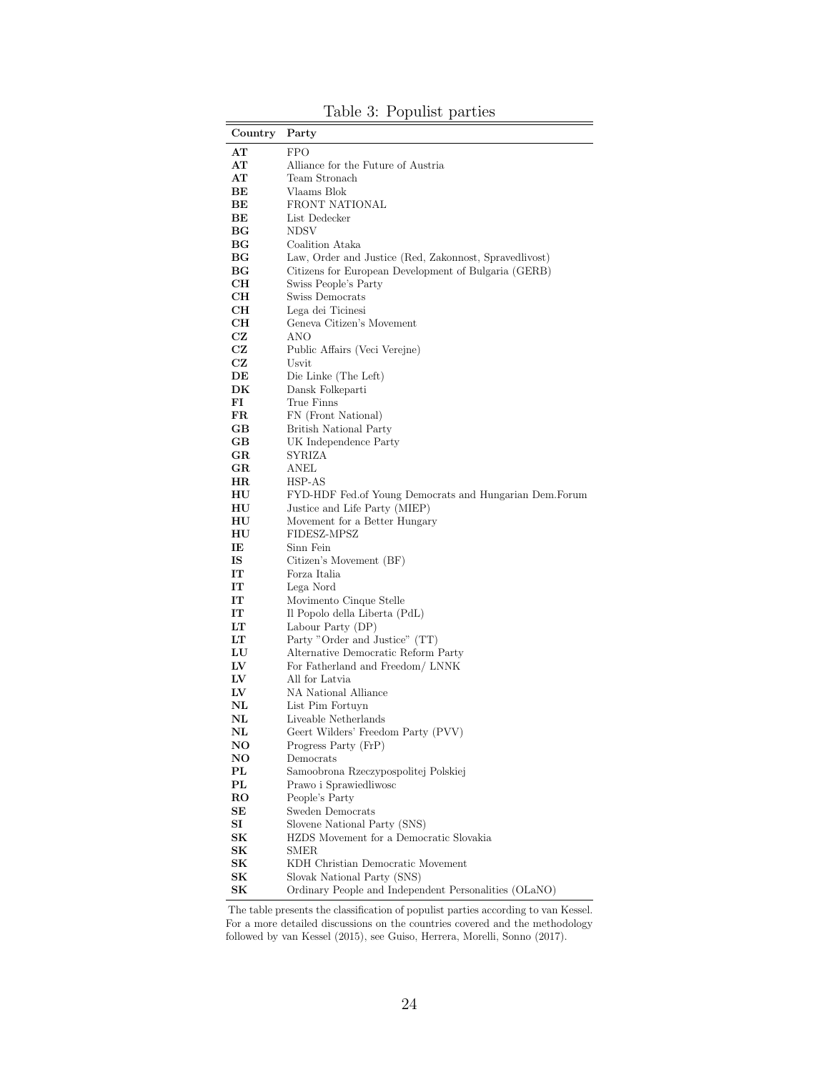Table 3: Populist parties

| Country | Party |
|---|---|
| AT | FPO |
| AT | Alliance for the Future of Austria |
| AT | Team Stronach |
| BE | Vlaams Blok |
| BE | FRONT NATIONAL |
| BE | List Dedecker |
| BG | NDSV |
| BG | Coalition Ataka |
| BG | Law, Order and Justice (Red, Zakonnost, Spravedlivost) |
| BG | Citizens for European Development of Bulgaria (GERB) |
| CH | Swiss People's Party |
| CH | Swiss Democrats |
| CH | Lega dei Ticinesi |
| CH | Geneva Citizen's Movement |
| CZ | ANO |
| CZ | Public Affairs (Veci Verejne) |
| CZ | Usvit |
| DE | Die Linke (The Left) |
| DK | Dansk Folkeparti |
| FI | True Finns |
| FR | FN (Front National) |
| GB | British National Party |
| GB | UK Independence Party |
| GR | SYRIZA |
| GR | ANEL |
| HR | HSP-AS |
| HU | FYD-HDF Fed.of Young Democrats and Hungarian Dem.Forum |
| HU | Justice and Life Party (MIEP) |
| HU | Movement for a Better Hungary |
| HU | FIDESZ-MPSZ |
| IE | Sinn Fein |
| IS | Citizen's Movement (BF) |
| IT | Forza Italia |
| IT | Lega Nord |
| IT | Movimento Cinque Stelle |
| IT | Il Popolo della Liberta (PdL) |
| LT | Labour Party (DP) |
| LT | Party "Order and Justice" (TT) |
| LU | Alternative Democratic Reform Party |
| LV | For Fatherland and Freedom/ LNNK |
| LV | All for Latvia |
| LV | NA National Alliance |
| NL | List Pim Fortuyn |
| NL | Liveable Netherlands |
| NL | Geert Wilders' Freedom Party (PVV) |
| NO | Progress Party (FrP) |
| NO | Democrats |
| PL | Samoobrona Rzeczypospolitej Polskiej |
| PL | Prawo i Sprawiedliwosc |
| RO | People's Party |
| SE | Sweden Democrats |
| SI | Slovene National Party (SNS) |
| SK | HZDS Movement for a Democratic Slovakia |
| SK | SMER |
| SK | KDH Christian Democratic Movement |
| SK | Slovak National Party (SNS) |
| SK | Ordinary People and Independent Personalities (OLaNO) |

The table presents the classification of populist parties according to van Kessel. For a more detailed discussions on the countries covered and the methodology followed by van Kessel (2015), see Guiso, Herrera, Morelli, Sonno (2017).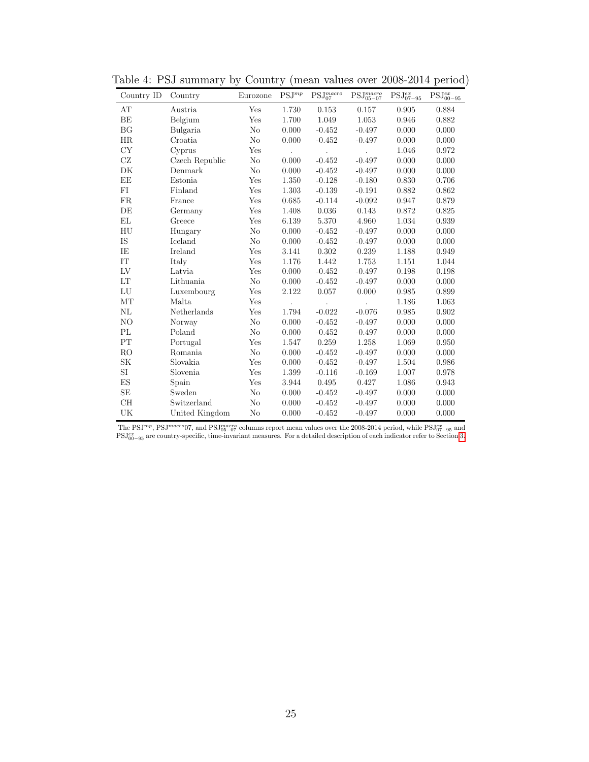Table 4: PSJ summary by Country (mean values over 2008-2014 period)

| Country ID | Country | Eurozone | $\text{PSJ}^{mp}$ | $\text{PSJ}^{macro}_{07}$ | $\text{PSJ}^{macro}_{05-07}$ | $\text{PSJ}^{ex}_{07-95}$ | $\text{PSJ}^{ex}_{00-95}$ |
|---|---|---|---|---|---|---|---|
| AT | Austria | Yes | 1.730 | 0.153 | 0.157 | 0.905 | 0.884 |
| BE | Belgium | Yes | 1.700 | 1.049 | 1.053 | 0.946 | 0.882 |
| BG | Bulgaria | No | 0.000 | -0.452 | -0.497 | 0.000 | 0.000 |
| HR | Croatia | No | 0.000 | -0.452 | -0.497 | 0.000 | 0.000 |
| CY | Cyprus | Yes | . | . | . | 1.046 | 0.972 |
| CZ | Czech Republic | No | 0.000 | -0.452 | -0.497 | 0.000 | 0.000 |
| DK | Denmark | No | 0.000 | -0.452 | -0.497 | 0.000 | 0.000 |
| EE | Estonia | Yes | 1.350 | -0.128 | -0.180 | 0.830 | 0.706 |
| FI | Finland | Yes | 1.303 | -0.139 | -0.191 | 0.882 | 0.862 |
| FR | France | Yes | 0.685 | -0.114 | -0.092 | 0.947 | 0.879 |
| DE | Germany | Yes | 1.408 | 0.036 | 0.143 | 0.872 | 0.825 |
| EL | Greece | Yes | 6.139 | 5.370 | 4.960 | 1.034 | 0.939 |
| HU | Hungary | No | 0.000 | -0.452 | -0.497 | 0.000 | 0.000 |
| IS | Iceland | No | 0.000 | -0.452 | -0.497 | 0.000 | 0.000 |
| IE | Ireland | Yes | 3.141 | 0.302 | 0.239 | 1.188 | 0.949 |
| IT | Italy | Yes | 1.176 | 1.442 | 1.753 | 1.151 | 1.044 |
| LV | Latvia | Yes | 0.000 | -0.452 | -0.497 | 0.198 | 0.198 |
| LT | Lithuania | No | 0.000 | -0.452 | -0.497 | 0.000 | 0.000 |
| LU | Luxembourg | Yes | 2.122 | 0.057 | 0.000 | 0.985 | 0.899 |
| MT | Malta | Yes | . | . | . | 1.186 | 1.063 |
| NL | Netherlands | Yes | 1.794 | -0.022 | -0.076 | 0.985 | 0.902 |
| NO | Norway | No | 0.000 | -0.452 | -0.497 | 0.000 | 0.000 |
| PL | Poland | No | 0.000 | -0.452 | -0.497 | 0.000 | 0.000 |
| PT | Portugal | Yes | 1.547 | 0.259 | 1.258 | 1.069 | 0.950 |
| RO | Romania | No | 0.000 | -0.452 | -0.497 | 0.000 | 0.000 |
| SK | Slovakia | Yes | 0.000 | -0.452 | -0.497 | 1.504 | 0.986 |
| SI | Slovenia | Yes | 1.399 | -0.116 | -0.169 | 1.007 | 0.978 |
| ES | Spain | Yes | 3.944 | 0.495 | 0.427 | 1.086 | 0.943 |
| SE | Sweden | No | 0.000 | -0.452 | -0.497 | 0.000 | 0.000 |
| CH | Switzerland | No | 0.000 | -0.452 | -0.497 | 0.000 | 0.000 |
| UK | United Kingdom | No | 0.000 | -0.452 | -0.497 | 0.000 | 0.000 |

The $\text{PSJ}^{mp}$, $\text{PSJ}^{macro}07$, and $\text{PSJ}^{macro}_{05-07}$ columns report mean values over the 2008-2014 period, while $\text{PSJ}^{ex}_{07-95}$ and $\text{PSJ}^{ex}_{00-95}$ are country-specific, time-invariant measures. For a detailed description of each indicator refer to Section 3.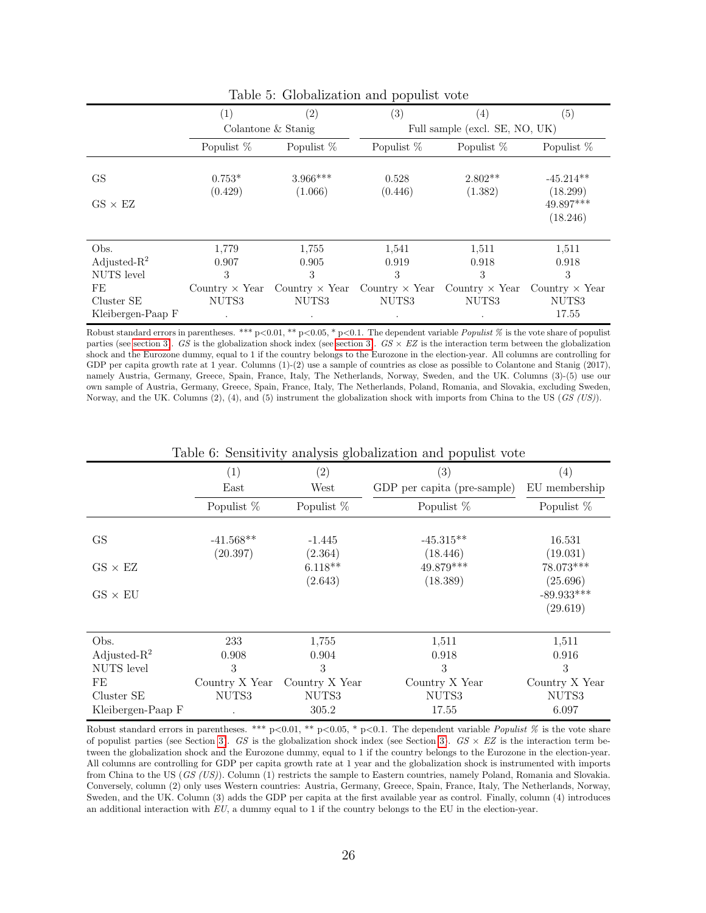Table 5: Globalization and populist vote

| | (1) | (2) | (3) | (4) | (5) |
|---|---|---|---|---|---|
| | Colantone & Stanig | | Full sample (excl. SE, NO, UK) | | |
| | Populist % | Populist % | Populist % | Populist % | Populist % |
| GS | 0.753* | 3.966*** | 0.528 | 2.802** | -45.214** |
| | (0.429) | (1.066) | (0.446) | (1.382) | (18.299) |
| GS × EZ | | | | | 49.897*** |
| | | | | | (18.246) |
| Obs. | 1,779 | 1,755 | 1,541 | 1,511 | 1,511 |
| Adjusted-$R^2$ | 0.907 | 0.905 | 0.919 | 0.918 | 0.918 |
| NUTS level | 3 | 3 | 3 | 3 | 3 |
| FE | Country × Year | Country × Year | Country × Year | Country × Year | Country × Year |
| Cluster SE | NUTS3 | NUTS3 | NUTS3 | NUTS3 | NUTS3 |
| Kleibergen-Paap F | . | . | . | . | 17.55 |

Robust standard errors in parentheses. *** p<0.01, ** p<0.05, * p<0.1. The dependent variable *Populist %* is the vote share of populist parties (see section 3). *GS* is the globalization shock index (see section 3). *GS × EZ* is the interaction term between the globalization shock and the Eurozone dummy, equal to 1 if the country belongs to the Eurozone in the election-year. All columns are controlling for GDP per capita growth rate at 1 year. Columns (1)-(2) use a sample of countries as close as possible to Colantone and Stanig (2017), namely Austria, Germany, Greece, Spain, France, Italy, The Netherlands, Norway, Sweden, and the UK. Columns (3)-(5) use our own sample of Austria, Germany, Greece, Spain, France, Italy, The Netherlands, Poland, Romania, and Slovakia, excluding Sweden, Norway, and the UK. Columns (2), (4), and (5) instrument the globalization shock with imports from China to the US (*GS (US)*).

Table 6: Sensitivity analysis globalization and populist vote

| | (1) | (2) | (3) | (4) |
|---|---|---|---|---|
| | East | West | GDP per capita (pre-sample) | EU membership |
| | Populist % | Populist % | Populist % | Populist % |
| GS | -41.568** | -1.445 | -45.315** | 16.531 |
| | (20.397) | (2.364) | (18.446) | (19.031) |
| GS × EZ | | 6.118** | 49.879*** | 78.073*** |
| | | (2.643) | (18.389) | (25.696) |
| GS × EU | | | | -89.933*** |
| | | | | (29.619) |
| Obs. | 233 | 1,755 | 1,511 | 1,511 |
| Adjusted-$R^2$ | 0.908 | 0.904 | 0.918 | 0.916 |
| NUTS level | 3 | 3 | 3 | 3 |
| FE | Country X Year | Country X Year | Country X Year | Country X Year |
| Cluster SE | NUTS3 | NUTS3 | NUTS3 | NUTS3 |
| Kleibergen-Paap F | . | 305.2 | 17.55 | 6.097 |

Robust standard errors in parentheses. *** p<0.01, ** p<0.05, * p<0.1. The dependent variable *Populist %* is the vote share of populist parties (see Section 3). *GS* is the globalization shock index (see Section 3). *GS × EZ* is the interaction term between the globalization shock and the Eurozone dummy, equal to 1 if the country belongs to the Eurozone in the election-year. All columns are controlling for GDP per capita growth rate at 1 year and the globalization shock is instrumented with imports from China to the US (*GS (US)*). Column (1) restricts the sample to Eastern countries, namely Poland, Romania and Slovakia. Conversely, column (2) only uses Western countries: Austria, Germany, Greece, Spain, France, Italy, The Netherlands, Norway, Sweden, and the UK. Column (3) adds the GDP per capita at the first available year as control. Finally, column (4) introduces an additional interaction with *EU*, a dummy equal to 1 if the country belongs to the EU in the election-year.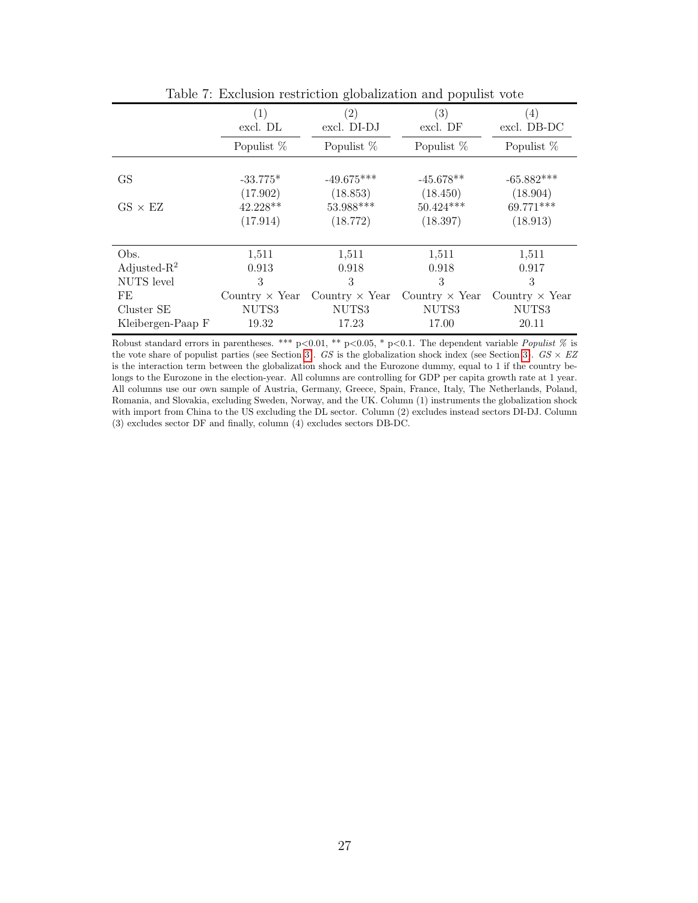Table 7: Exclusion restriction globalization and populist vote

| | (1) | (2) | (3) | (4) |
|---|---|---|---|---|
| | excl. DL | excl. DI-DJ | excl. DF | excl. DB-DC |
| | Populist % | Populist % | Populist % | Populist % |
| GS | -33.775* | -49.675*** | -45.678** | -65.882*** |
| | (17.902) | (18.853) | (18.450) | (18.904) |
| GS × EZ | 42.228** | 53.988*** | 50.424*** | 69.771*** |
| | (17.914) | (18.772) | (18.397) | (18.913) |
| Obs. | 1,511 | 1,511 | 1,511 | 1,511 |
| Adjusted-$R^2$ | 0.913 | 0.918 | 0.918 | 0.917 |
| NUTS level | 3 | 3 | 3 | 3 |
| FE | Country × Year | Country × Year | Country × Year | Country × Year |
| Cluster SE | NUTS3 | NUTS3 | NUTS3 | NUTS3 |
| Kleibergen-Paap F | 19.32 | 17.23 | 17.00 | 20.11 |

Robust standard errors in parentheses. *** p<0.01, ** p<0.05, * p<0.1. The dependent variable *Populist %* is the vote share of populist parties (see Section 3). *GS* is the globalization shock index (see Section 3). *GS × EZ* is the interaction term between the globalization shock and the Eurozone dummy, equal to 1 if the country belongs to the Eurozone in the election-year. All columns are controlling for GDP per capita growth rate at 1 year. All columns use our own sample of Austria, Germany, Greece, Spain, France, Italy, The Netherlands, Poland, Romania, and Slovakia, excluding Sweden, Norway, and the UK. Column (1) instruments the globalization shock with import from China to the US excluding the DL sector. Column (2) excludes instead sectors DI-DJ. Column (3) excludes sector DF and finally, column (4) excludes sectors DB-DC.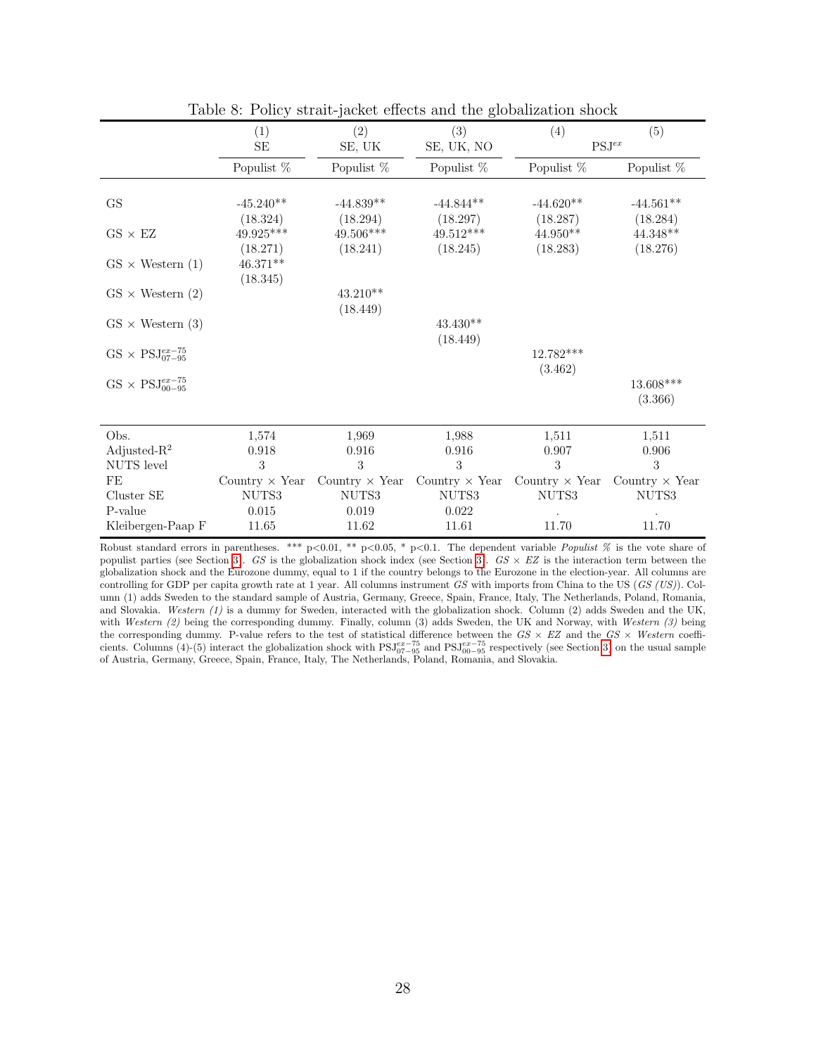Table 8: Policy strait-jacket effects and the globalization shock

| | (1) | (2) | (3) | (4) | (5) |
|---|---|---|---|---|---|
| | SE | SE, UK | SE, UK, NO | $PSJ^{ex}$ | |
| | Populist % | Populist % | Populist % | Populist % | Populist % |
| GS | -45.240** | -44.839** | -44.844** | -44.620** | -44.561** |
| | (18.324) | (18.294) | (18.297) | (18.287) | (18.284) |
| GS × EZ | 49.925*** | 49.506*** | 49.512*** | 44.950** | 44.348** |
| | (18.271) | (18.241) | (18.245) | (18.283) | (18.276) |
| GS × Western (1) | 46.371** | | | | |
| | (18.345) | | | | |
| GS × Western (2) | | 43.210** | | | |
| | | (18.449) | | | |
| GS × Western (3) | | | 43.430** | | |
| | | | (18.449) | | |
| GS × $PSJ^{ex-75}_{07-95}$ | | | | 12.782*** | |
| | | | | (3.462) | |
| GS × $PSJ^{ex-75}_{00-95}$ | | | | | 13.608*** |
| | | | | | (3.366) |
| Obs. | 1,574 | 1,969 | 1,988 | 1,511 | 1,511 |
| Adjusted-$R^2$ | 0.918 | 0.916 | 0.916 | 0.907 | 0.906 |
| NUTS level | 3 | 3 | 3 | 3 | 3 |
| FE | Country × Year | Country × Year | Country × Year | Country × Year | Country × Year |
| Cluster SE | NUTS3 | NUTS3 | NUTS3 | NUTS3 | NUTS3 |
| P-value | 0.015 | 0.019 | 0.022 | . | . |
| Kleibergen-Paap F | 11.65 | 11.62 | 11.61 | 11.70 | 11.70 |

Robust standard errors in parentheses. *** p<0.01, ** p<0.05, * p<0.1. The dependent variable *Populist %* is the vote share of populist parties (see Section 3). *GS* is the globalization shock index (see Section 3). *GS × EZ* is the interaction term between the globalization shock and the Eurozone dummy, equal to 1 if the country belongs to the Eurozone in the election-year. All columns are controlling for GDP per capita growth rate at 1 year. All columns instrument *GS* with imports from China to the US (*GS (US)*). Column (1) adds Sweden to the standard sample of Austria, Germany, Greece, Spain, France, Italy, The Netherlands, Poland, Romania, and Slovakia. *Western (1)* is a dummy for Sweden, interacted with the globalization shock. Column (2) adds Sweden and the UK, with *Western (2)* being the corresponding dummy. Finally, column (3) adds Sweden, the UK and Norway, with *Western (3)* being the corresponding dummy. P-value refers to the test of statistical difference between the *GS × EZ* and the *GS × Western* coefficients. Columns (4)-(5) interact the globalization shock with $PSJ^{ex-75}_{07-95}$ and $PSJ^{ex-75}_{00-95}$ respectively (see Section 3) on the usual sample of Austria, Germany, Greece, Spain, France, Italy, The Netherlands, Poland, Romania, and Slovakia.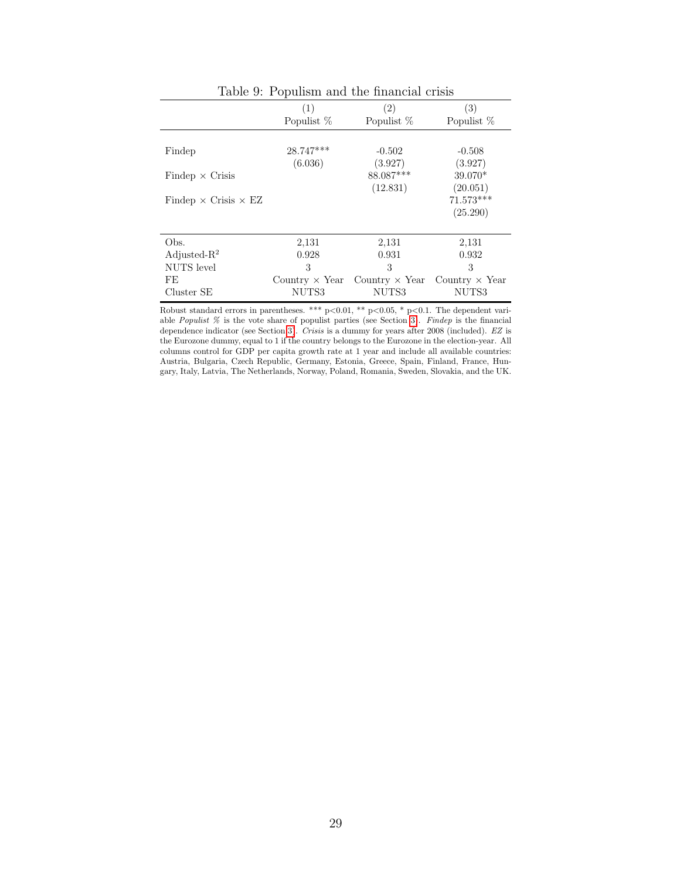Table 9: Populism and the financial crisis

| | (1) Populist % | (2) Populist % | (3) Populist % |
|---|---|---|---|
| Findep | 28.747*** | -0.502 | -0.508 |
| | (6.036) | (3.927) | (3.927) |
| Findep × Crisis | | 88.087*** | 39.070* |
| | | (12.831) | (20.051) |
| Findep × Crisis × EZ | | | 71.573*** |
| | | | (25.290) |
| Obs. | 2,131 | 2,131 | 2,131 |
| Adjusted-$R^2$ | 0.928 | 0.931 | 0.932 |
| NUTS level | 3 | 3 | 3 |
| FE | Country × Year | Country × Year | Country × Year |
| Cluster SE | NUTS3 | NUTS3 | NUTS3 |

Robust standard errors in parentheses. *** p<0.01, ** p<0.05, * p<0.1. The dependent variable *Populist %* is the vote share of populist parties (see Section 3). *Findep* is the financial dependence indicator (see Section 3). *Crisis* is a dummy for years after 2008 (included). *EZ* is the Eurozone dummy, equal to 1 if the country belongs to the Eurozone in the election-year. All columns control for GDP per capita growth rate at 1 year and include all available countries: Austria, Bulgaria, Czech Republic, Germany, Estonia, Greece, Spain, Finland, France, Hungary, Italy, Latvia, The Netherlands, Norway, Poland, Romania, Sweden, Slovakia, and the UK.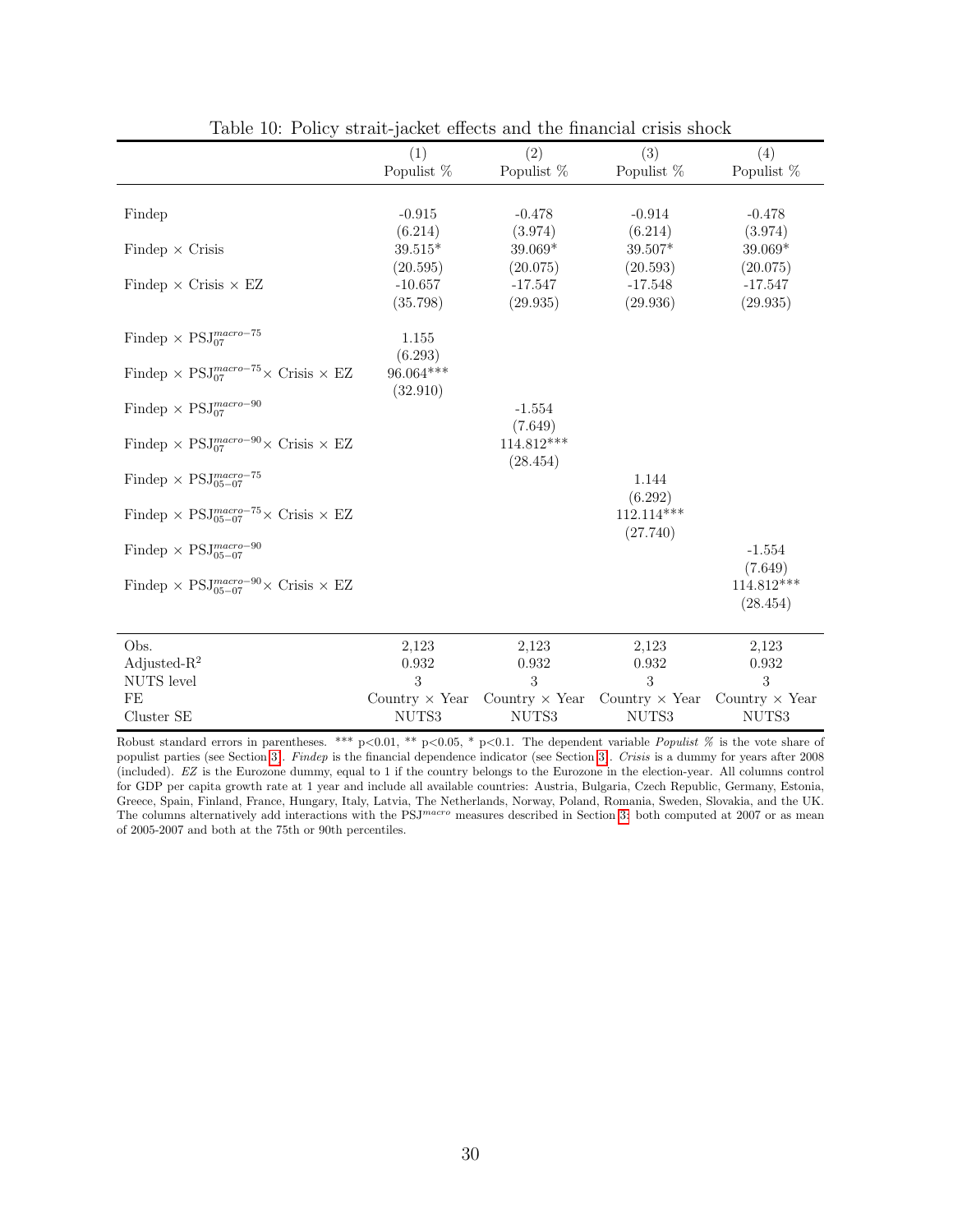Table 10: Policy strait-jacket effects and the financial crisis shock

| | (1) | (2) | (3) | (4) |
|---|---|---|---|---|
| | Populist % | Populist % | Populist % | Populist % |
| Findep | -0.915 | -0.478 | -0.914 | -0.478 |
| | (6.214) | (3.974) | (6.214) | (3.974) |
| Findep × Crisis | 39.515* | 39.069* | 39.507* | 39.069* |
| | (20.595) | (20.075) | (20.593) | (20.075) |
| Findep × Crisis × EZ | -10.657 | -17.547 | -17.548 | -17.547 |
| | (35.798) | (29.935) | (29.936) | (29.935) |
| Findep × $PSJ_{07}^{macro-75}$ | 1.155 | | | |
| | (6.293) | | | |
| Findep × $PSJ_{07}^{macro-75}$ × Crisis × EZ | 96.064*** | | | |
| | (32.910) | | | |
| Findep × $PSJ_{07}^{macro-90}$ | | -1.554 | | |
| | | (7.649) | | |
| Findep × $PSJ_{07}^{macro-90}$ × Crisis × EZ | | 114.812*** | | |
| | | (28.454) | | |
| Findep × $PSJ_{05-07}^{macro-75}$ | | | 1.144 | |
| | | | (6.292) | |
| Findep × $PSJ_{05-07}^{macro-75}$ × Crisis × EZ | | | 112.114*** | |
| | | | (27.740) | |
| Findep × $PSJ_{05-07}^{macro-90}$ | | | | -1.554 |
| | | | | (7.649) |
| Findep × $PSJ_{05-07}^{macro-90}$ × Crisis × EZ | | | | 114.812*** |
| | | | | (28.454) |
| Obs. | 2,123 | 2,123 | 2,123 | 2,123 |
| Adjusted-$R^2$ | 0.932 | 0.932 | 0.932 | 0.932 |
| NUTS level | 3 | 3 | 3 | 3 |
| FE | Country × Year | Country × Year | Country × Year | Country × Year |
| Cluster SE | NUTS3 | NUTS3 | NUTS3 | NUTS3 |

Robust standard errors in parentheses. *** p<0.01, ** p<0.05, * p<0.1. The dependent variable *Populist %* is the vote share of populist parties (see Section 3). *Findep* is the financial dependence indicator (see Section 3). *Crisis* is a dummy for years after 2008 (included). *EZ* is the Eurozone dummy, equal to 1 if the country belongs to the Eurozone in the election-year. All columns control for GDP per capita growth rate at 1 year and include all available countries: Austria, Bulgaria, Czech Republic, Germany, Estonia, Greece, Spain, Finland, France, Hungary, Italy, Latvia, The Netherlands, Norway, Poland, Romania, Sweden, Slovakia, and the UK. The columns alternatively add interactions with the $PSJ^{macro}$ measures described in Section 3: both computed at 2007 or as mean of 2005-2007 and both at the 75th or 90th percentiles.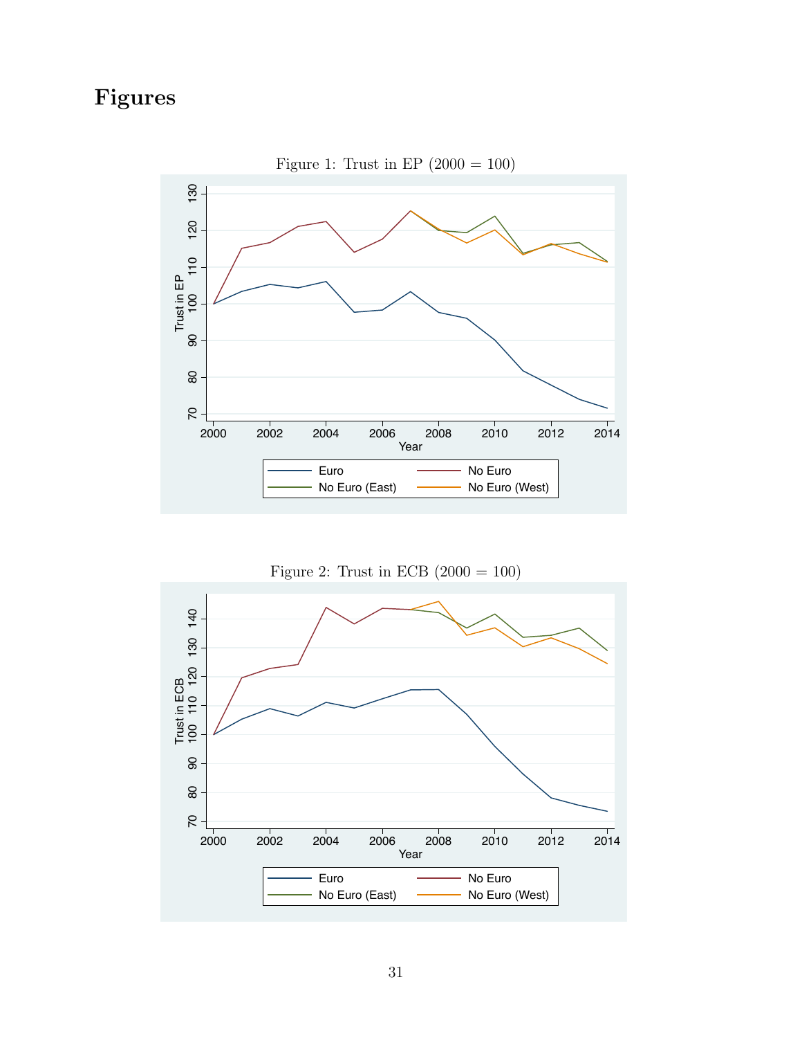# Figures

Figure 1: Trust in EP (2000 = 100)

Figure 2: Trust in ECB (2000 = 100)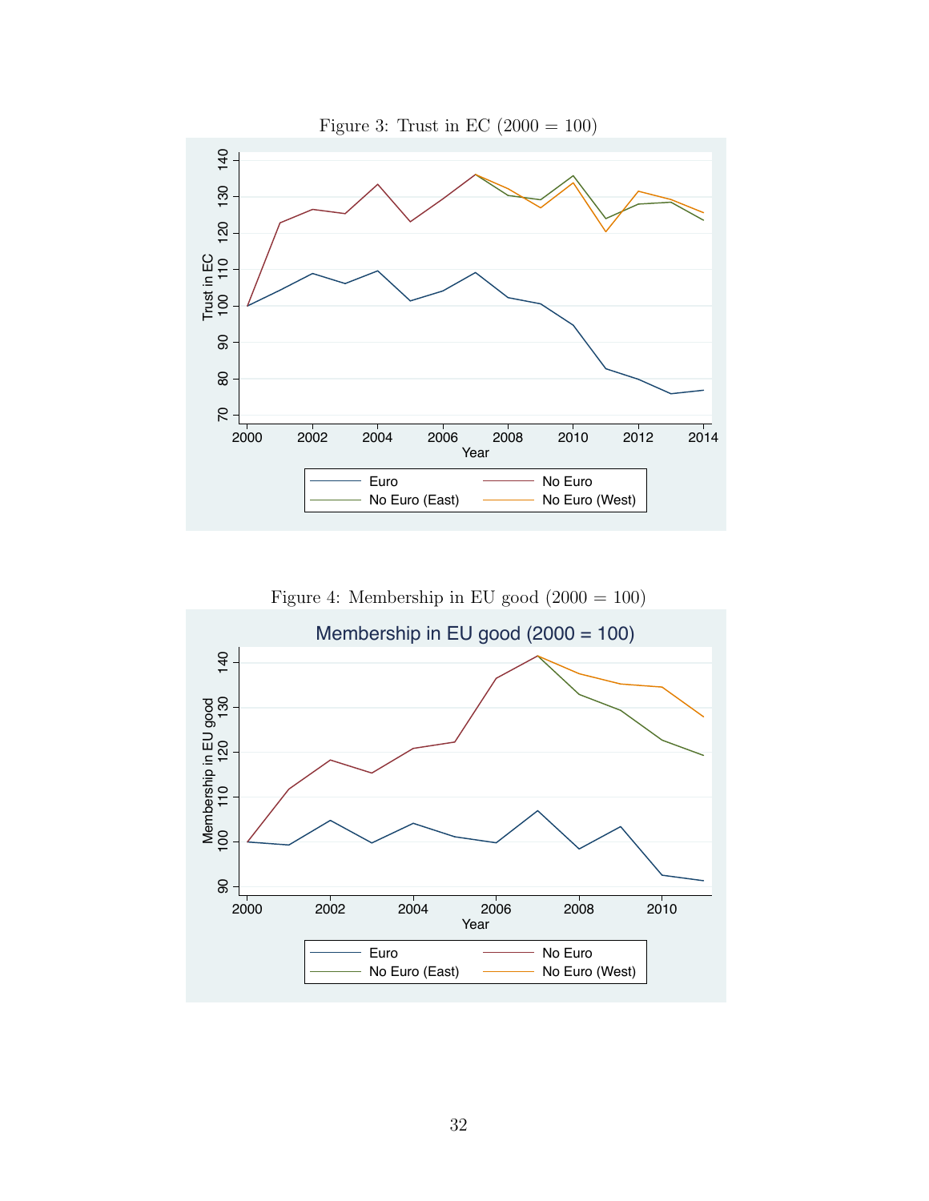Figure 3: Trust in EC (2000 = 100)

Figure 4: Membership in EU good (2000 = 100)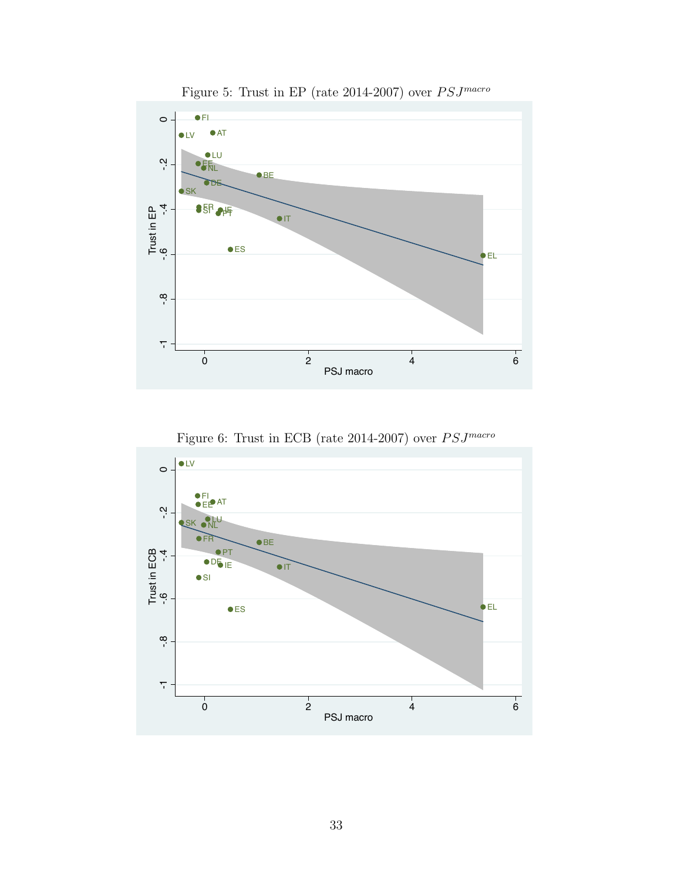Figure 5: Trust in EP (rate 2014-2007) over $PSJ^{macro}$

Figure 6: Trust in ECB (rate 2014-2007) over $PSJ^{macro}$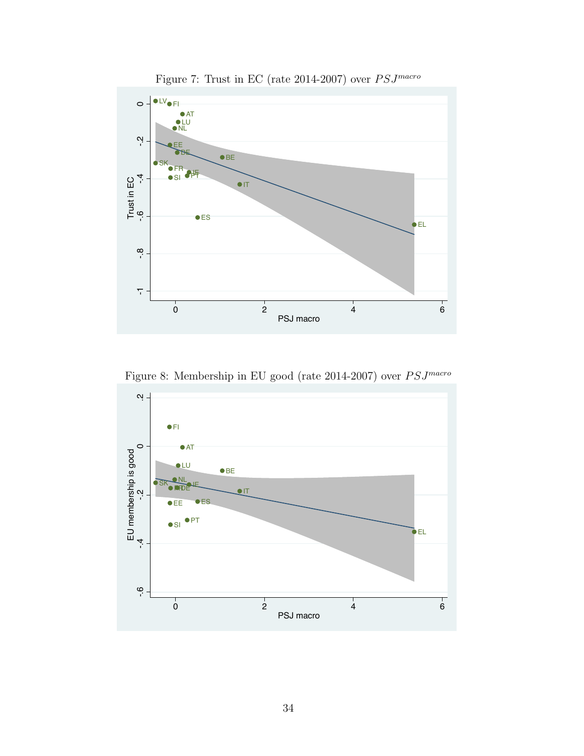Figure 7: Trust in EC (rate 2014-2007) over $PSJ^{macro}$

Figure 8: Membership in EU good (rate 2014-2007) over $PSJ^{macro}$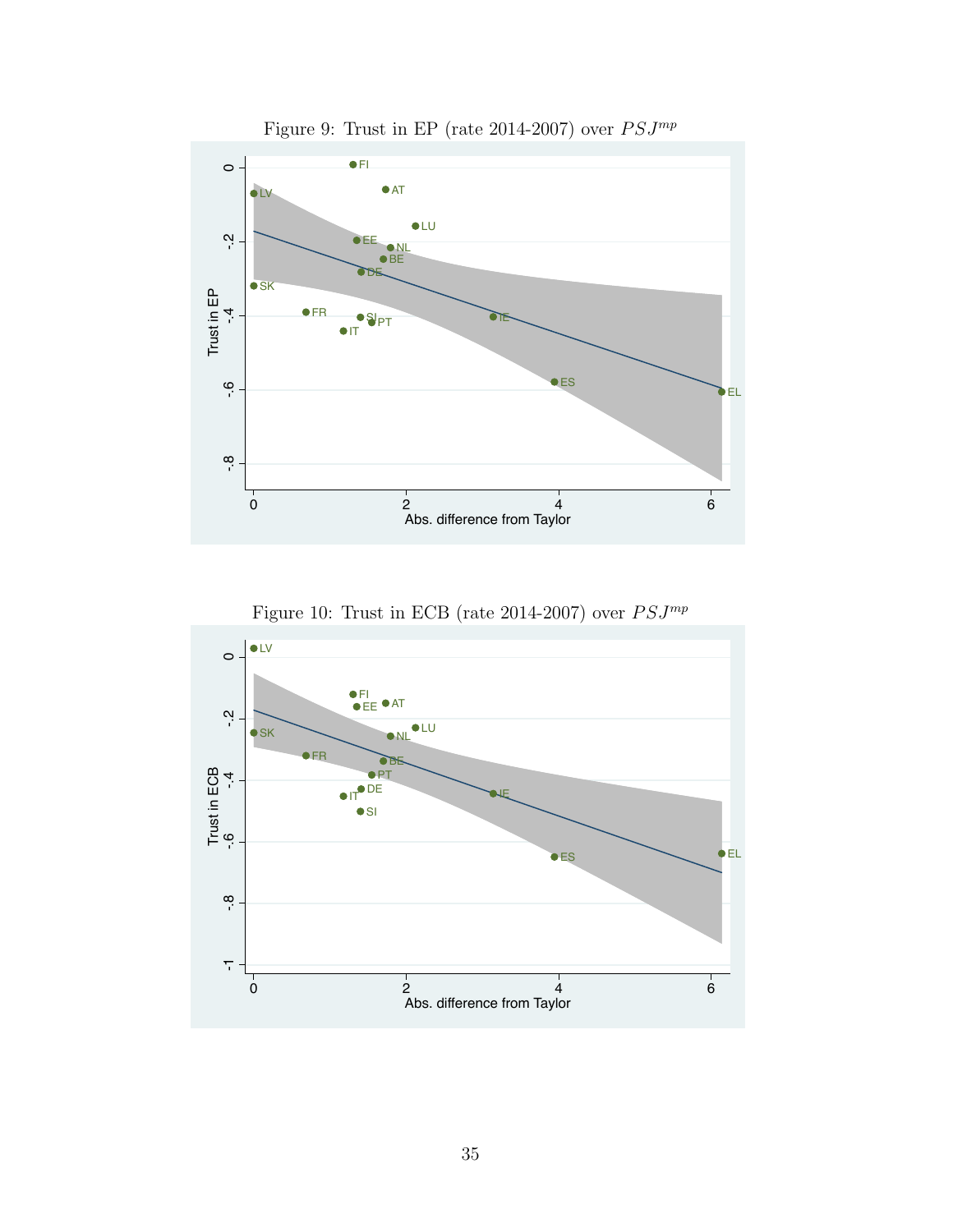Figure 9: Trust in EP (rate 2014-2007) over $PSJ^{mp}$

Figure 10: Trust in ECB (rate 2014-2007) over $PSJ^{mp}$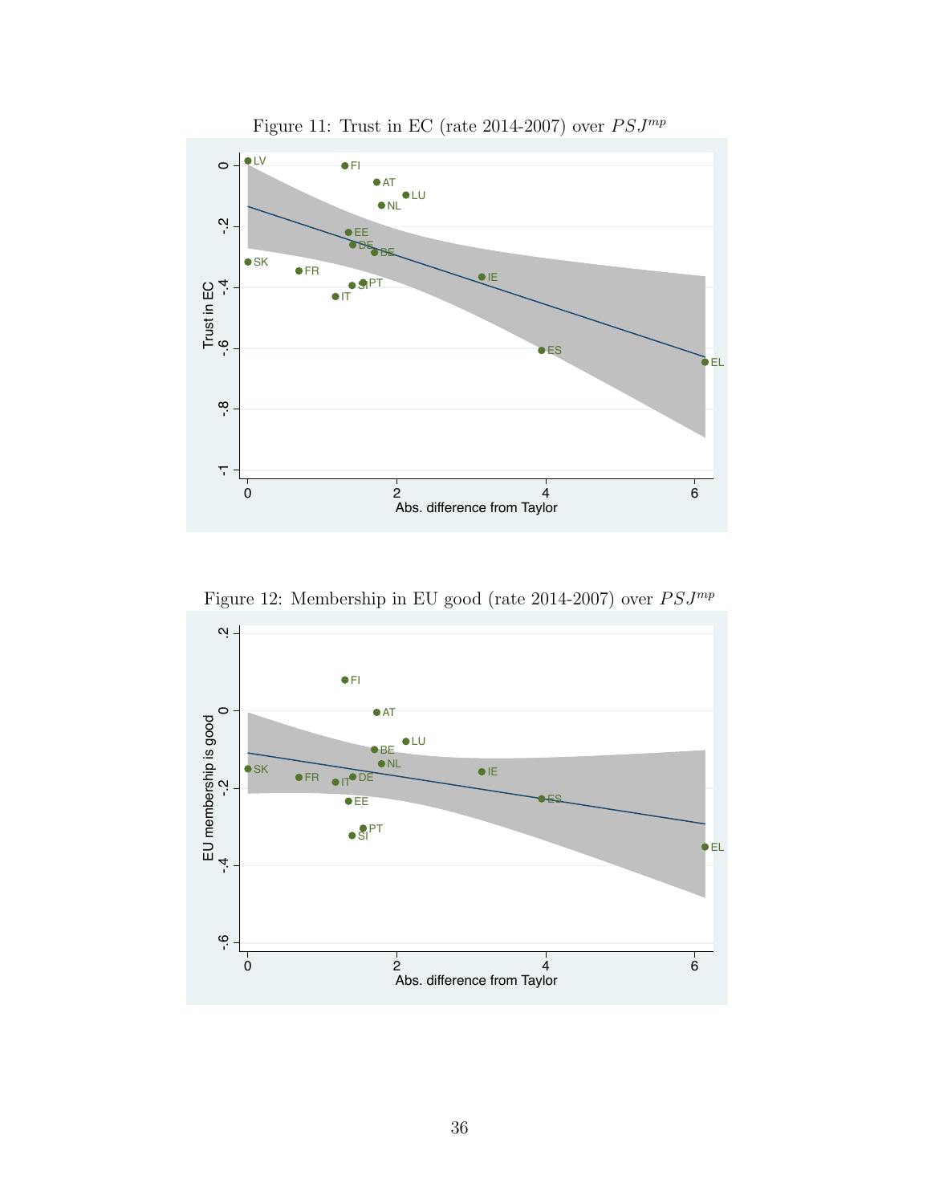Figure 11: Trust in EC (rate 2014-2007) over $PSJ^{mp}$

Figure 12: Membership in EU good (rate 2014-2007) over $PSJ^{mp}$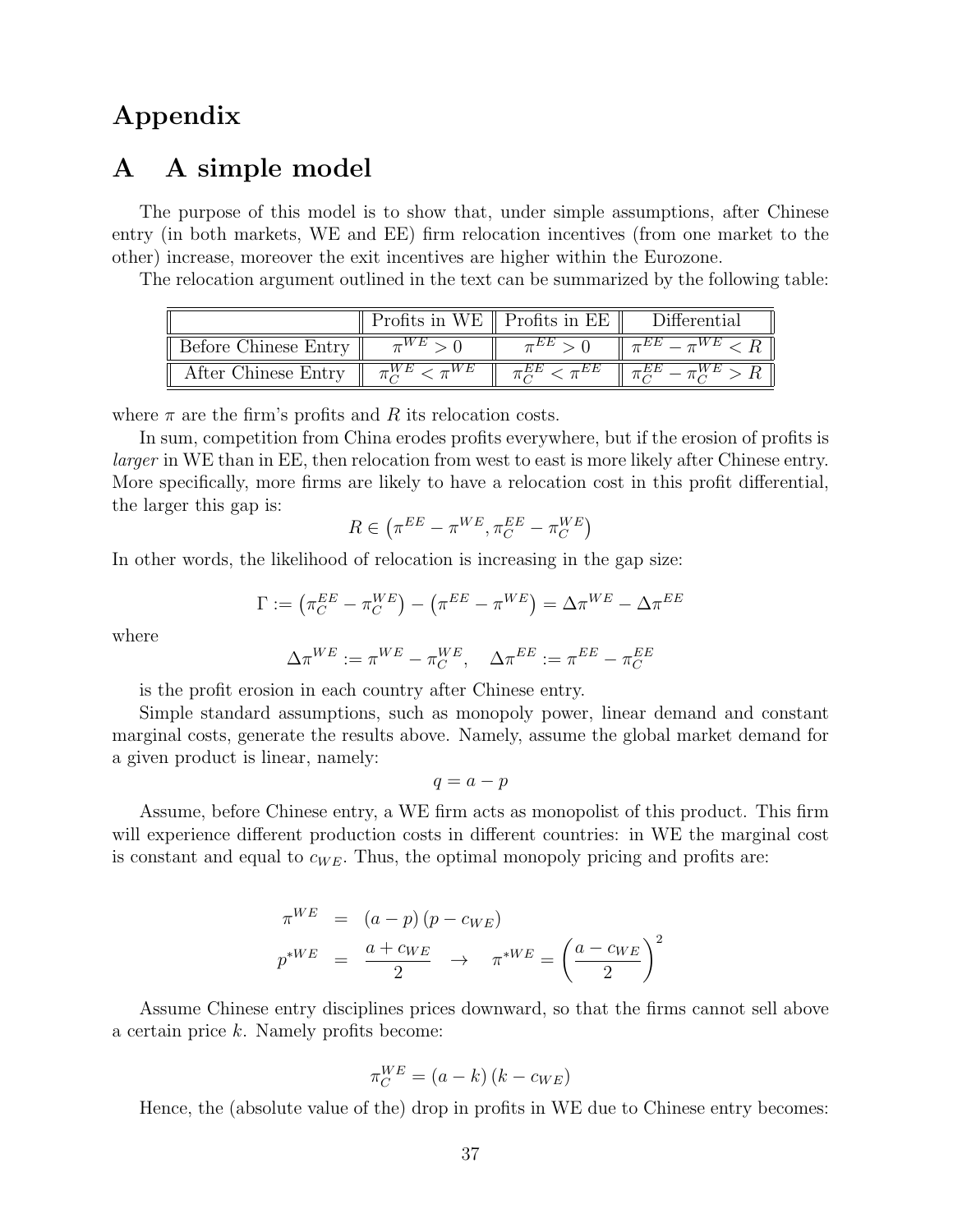# Appendix

## A A simple model

The purpose of this model is to show that, under simple assumptions, after Chinese entry (in both markets, WE and EE) firm relocation incentives (from one market to the other) increase, moreover the exit incentives are higher within the Eurozone.

The relocation argument outlined in the text can be summarized by the following table:

| | Profits in WE | Profits in EE | Differential |
|---|---|---|---|
| Before Chinese Entry | $\pi^{WE} > 0$ | $\pi^{EE} > 0$ | $\pi^{EE} - \pi^{WE} < R$ |
| After Chinese Entry | $\pi_C^{WE} < \pi^{WE}$ | $\pi_C^{EE} < \pi^{EE}$ | $\pi_C^{EE} - \pi_C^{WE} > R$ |

where $\pi$ are the firm's profits and $R$ its relocation costs.

In sum, competition from China erodes profits everywhere, but if the erosion of profits is *larger* in WE than in EE, then relocation from west to east is more likely after Chinese entry. More specifically, more firms are likely to have a relocation cost in this profit differential, the larger this gap is:

$$R \in \left(\pi^{EE} - \pi^{WE}, \pi_C^{EE} - \pi_C^{WE}\right)$$

In other words, the likelihood of relocation is increasing in the gap size:

$$\Gamma := \left(\pi_C^{EE} - \pi_C^{WE}\right) - \left(\pi^{EE} - \pi^{WE}\right) = \Delta\pi^{WE} - \Delta\pi^{EE}$$

where

$$\Delta\pi^{WE} := \pi^{WE} - \pi_C^{WE}, \quad \Delta\pi^{EE} := \pi^{EE} - \pi_C^{EE}$$

is the profit erosion in each country after Chinese entry.

Simple standard assumptions, such as monopoly power, linear demand and constant marginal costs, generate the results above. Namely, assume the global market demand for a given product is linear, namely:

$$q = a - p$$

Assume, before Chinese entry, a WE firm acts as monopolist of this product. This firm will experience different production costs in different countries: in WE the marginal cost is constant and equal to $c_{WE}$. Thus, the optimal monopoly pricing and profits are:

$$\pi^{WE} = (a - p)(p - c_{WE})$$

$$p^{*WE} = \frac{a + c_{WE}}{2} \quad \rightarrow \quad \pi^{*WE} = \left(\frac{a - c_{WE}}{2}\right)^2$$

Assume Chinese entry disciplines prices downward, so that the firms cannot sell above a certain price $k$. Namely profits become:

$$\pi_C^{WE} = (a - k)(k - c_{WE})$$

Hence, the (absolute value of the) drop in profits in WE due to Chinese entry becomes: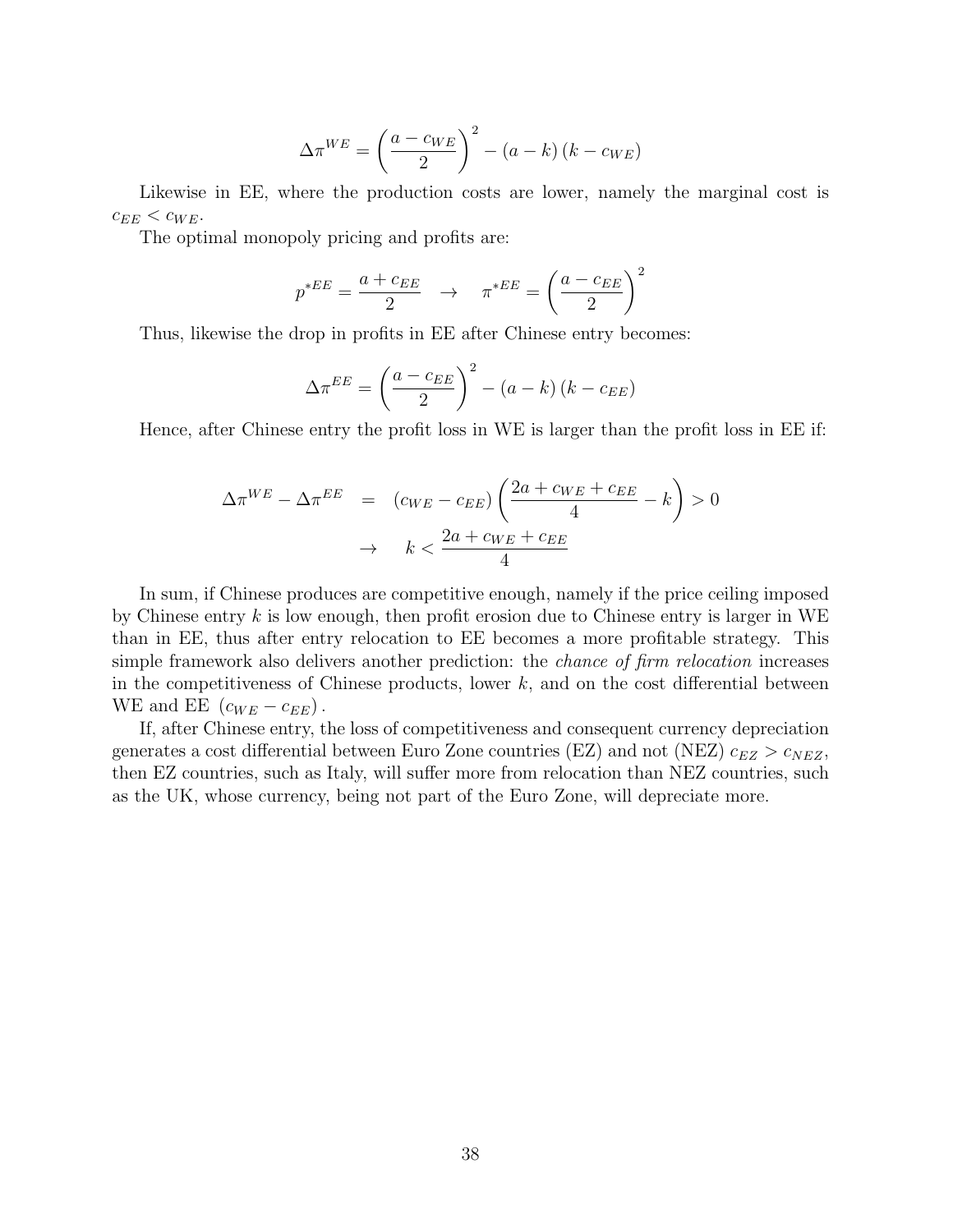$$\Delta\pi^{WE} = \left(\frac{a - c_{WE}}{2}\right)^2 - (a - k)(k - c_{WE})$$

Likewise in EE, where the production costs are lower, namely the marginal cost is $c_{EE} < c_{WE}$.

The optimal monopoly pricing and profits are:

$$p^{*EE} = \frac{a + c_{EE}}{2} \quad \rightarrow \quad \pi^{*EE} = \left(\frac{a - c_{EE}}{2}\right)^2$$

Thus, likewise the drop in profits in EE after Chinese entry becomes:

$$\Delta\pi^{EE} = \left(\frac{a - c_{EE}}{2}\right)^2 - (a - k)(k - c_{EE})$$

Hence, after Chinese entry the profit loss in WE is larger than the profit loss in EE if:

$$\begin{aligned}
\Delta\pi^{WE} - \Delta\pi^{EE} &= (c_{WE} - c_{EE})\left(\frac{2a + c_{WE} + c_{EE}}{4} - k\right) > 0 \\
&\rightarrow \quad k < \frac{2a + c_{WE} + c_{EE}}{4}
\end{aligned}$$

In sum, if Chinese produces are competitive enough, namely if the price ceiling imposed by Chinese entry $k$ is low enough, then profit erosion due to Chinese entry is larger in WE than in EE, thus after entry relocation to EE becomes a more profitable strategy. This simple framework also delivers another prediction: the *chance of firm relocation* increases in the competitiveness of Chinese products, lower $k$, and on the cost differential between WE and EE $(c_{WE} - c_{EE})$.

If, after Chinese entry, the loss of competitiveness and consequent currency depreciation generates a cost differential between Euro Zone countries (EZ) and not (NEZ) $c_{EZ} > c_{NEZ}$, then EZ countries, such as Italy, will suffer more from relocation than NEZ countries, such as the UK, whose currency, being not part of the Euro Zone, will depreciate more.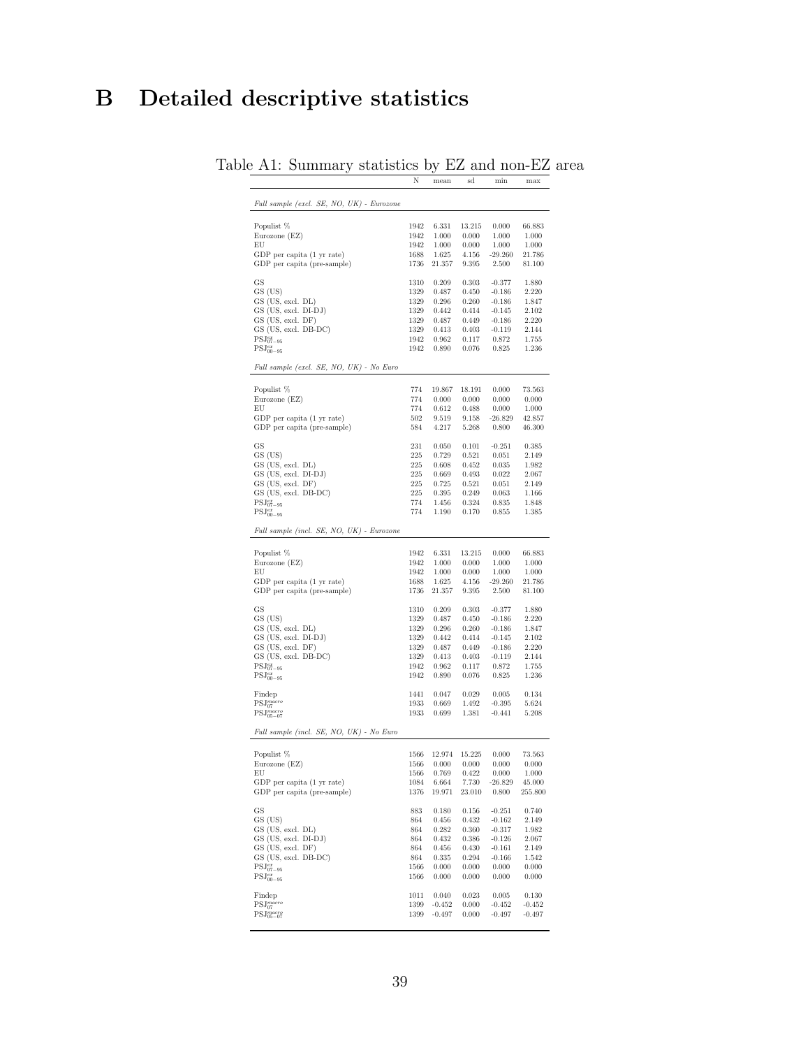# B Detailed descriptive statistics

Table A1: Summary statistics by EZ and non-EZ area

| | N | mean | sd | min | max |
|---|---|---|---|---|---|
| *Full sample (excl. SE, NO, UK) - Eurozone* | | | | | |
| Populist % | 1942 | 6.331 | 13.215 | 0.000 | 66.883 |
| Eurozone (EZ) | 1942 | 1.000 | 0.000 | 1.000 | 1.000 |
| EU | 1942 | 1.000 | 0.000 | 1.000 | 1.000 |
| GDP per capita (1 yr rate) | 1688 | 1.625 | 4.156 | -29.260 | 21.786 |
| GDP per capita (pre-sample) | 1736 | 21.357 | 9.395 | 2.500 | 81.100 |
| GS | 1310 | 0.209 | 0.303 | -0.377 | 1.880 |
| GS (US) | 1329 | 0.487 | 0.450 | -0.186 | 2.220 |
| GS (US, excl. DL) | 1329 | 0.296 | 0.260 | -0.186 | 1.847 |
| GS (US, excl. DI-DJ) | 1329 | 0.442 | 0.414 | -0.145 | 2.102 |
| GS (US, excl. DF) | 1329 | 0.487 | 0.449 | -0.186 | 2.220 |
| GS (US, excl. DB-DC) | 1329 | 0.413 | 0.403 | -0.119 | 2.144 |
| $PSJ^{ez}_{07-95}$ | 1942 | 0.962 | 0.117 | 0.872 | 1.755 |
| $PSJ^{ez}_{00-95}$ | 1942 | 0.890 | 0.076 | 0.825 | 1.236 |
| *Full sample (excl. SE, NO, UK) - No Euro* | | | | | |
| Populist % | 774 | 19.867 | 18.191 | 0.000 | 73.563 |
| Eurozone (EZ) | 774 | 0.000 | 0.000 | 0.000 | 0.000 |
| EU | 774 | 0.612 | 0.488 | 0.000 | 1.000 |
| GDP per capita (1 yr rate) | 502 | 9.519 | 9.158 | -26.829 | 42.857 |
| GDP per capita (pre-sample) | 584 | 4.217 | 5.268 | 0.800 | 46.300 |
| GS | 231 | 0.050 | 0.101 | -0.251 | 0.385 |
| GS (US) | 225 | 0.729 | 0.521 | 0.051 | 2.149 |
| GS (US, excl. DL) | 225 | 0.608 | 0.452 | 0.035 | 1.982 |
| GS (US, excl. DI-DJ) | 225 | 0.669 | 0.493 | 0.022 | 2.067 |
| GS (US, excl. DF) | 225 | 0.725 | 0.521 | 0.051 | 2.149 |
| GS (US, excl. DB-DC) | 225 | 0.395 | 0.249 | 0.063 | 1.166 |
| $PSJ^{ez}_{07-95}$ | 774 | 1.456 | 0.324 | 0.835 | 1.848 |
| $PSJ^{ez}_{00-95}$ | 774 | 1.190 | 0.170 | 0.855 | 1.385 |
| *Full sample (incl. SE, NO, UK) - Eurozone* | | | | | |
| Populist % | 1942 | 6.331 | 13.215 | 0.000 | 66.883 |
| Eurozone (EZ) | 1942 | 1.000 | 0.000 | 1.000 | 1.000 |
| EU | 1942 | 1.000 | 0.000 | 1.000 | 1.000 |
| GDP per capita (1 yr rate) | 1688 | 1.625 | 4.156 | -29.260 | 21.786 |
| GDP per capita (pre-sample) | 1736 | 21.357 | 9.395 | 2.500 | 81.100 |
| GS | 1310 | 0.209 | 0.303 | -0.377 | 1.880 |
| GS (US) | 1329 | 0.487 | 0.450 | -0.186 | 2.220 |
| GS (US, excl. DL) | 1329 | 0.296 | 0.260 | -0.186 | 1.847 |
| GS (US, excl. DI-DJ) | 1329 | 0.442 | 0.414 | -0.145 | 2.102 |
| GS (US, excl. DF) | 1329 | 0.487 | 0.449 | -0.186 | 2.220 |
| GS (US, excl. DB-DC) | 1329 | 0.413 | 0.403 | -0.119 | 2.144 |
| $PSJ^{ez}_{07-95}$ | 1942 | 0.962 | 0.117 | 0.872 | 1.755 |
| $PSJ^{ez}_{00-95}$ | 1942 | 0.890 | 0.076 | 0.825 | 1.236 |
| Findep | 1441 | 0.047 | 0.029 | 0.005 | 0.134 |
| $PSJ^{macro}_{07}$ | 1933 | 0.669 | 1.492 | -0.395 | 5.624 |
| $PSJ^{macro}_{05-07}$ | 1933 | 0.699 | 1.381 | -0.441 | 5.208 |
| *Full sample (incl. SE, NO, UK) - No Euro* | | | | | |
| Populist % | 1566 | 12.974 | 15.225 | 0.000 | 73.563 |
| Eurozone (EZ) | 1566 | 0.000 | 0.000 | 0.000 | 0.000 |
| EU | 1566 | 0.769 | 0.422 | 0.000 | 1.000 |
| GDP per capita (1 yr rate) | 1084 | 6.664 | 7.730 | -26.829 | 45.000 |
| GDP per capita (pre-sample) | 1376 | 19.971 | 23.010 | 0.800 | 255.800 |
| GS | 883 | 0.180 | 0.156 | -0.251 | 0.740 |
| GS (US) | 864 | 0.456 | 0.432 | -0.162 | 2.149 |
| GS (US, excl. DL) | 864 | 0.282 | 0.360 | -0.317 | 1.982 |
| GS (US, excl. DI-DJ) | 864 | 0.432 | 0.386 | -0.126 | 2.067 |
| GS (US, excl. DF) | 864 | 0.456 | 0.430 | -0.161 | 2.149 |
| GS (US, excl. DB-DC) | 864 | 0.335 | 0.294 | -0.166 | 1.542 |
| $PSJ^{ez}_{07-95}$ | 1566 | 0.000 | 0.000 | 0.000 | 0.000 |
| $PSJ^{ez}_{00-95}$ | 1566 | 0.000 | 0.000 | 0.000 | 0.000 |
| Findep | 1011 | 0.040 | 0.023 | 0.005 | 0.130 |
| $PSJ^{macro}_{07}$ | 1399 | -0.452 | 0.000 | -0.452 | -0.452 |
| $PSJ^{macro}_{05-07}$ | 1399 | -0.497 | 0.000 | -0.497 | -0.497 |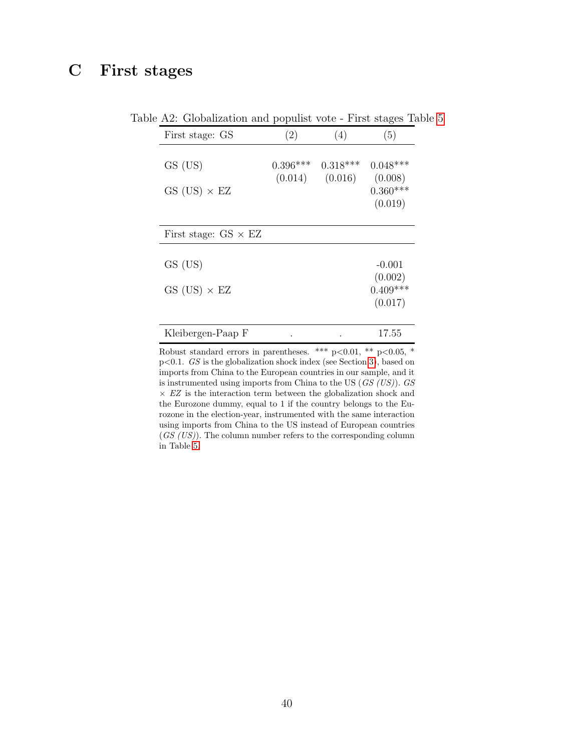# C First stages

Table A2: Globalization and populist vote - First stages Table 5

| First stage: GS | (2) | (4) | (5) |
|---|---|---|---|
| GS (US) | 0.396*** | 0.318*** | 0.048*** |
| | (0.014) | (0.016) | (0.008) |
| GS (US) × EZ | | | 0.360*** |
| | | | (0.019) |
| **First stage: GS × EZ** | | | |
| GS (US) | | | -0.001 |
| | | | (0.002) |
| GS (US) × EZ | | | 0.409*** |
| | | | (0.017) |
| Kleibergen-Paap F | . | . | 17.55 |

Robust standard errors in parentheses. *** p<0.01, ** p<0.05, * p<0.1. *GS* is the globalization shock index (see Section 3), based on imports from China to the European countries in our sample, and it is instrumented using imports from China to the US (*GS (US)*). *GS × EZ* is the interaction term between the globalization shock and the Eurozone dummy, equal to 1 if the country belongs to the Eurozone in the election-year, instrumented with the same interaction using imports from China to the US instead of European countries (*GS (US)*). The column number refers to the corresponding column in Table 5.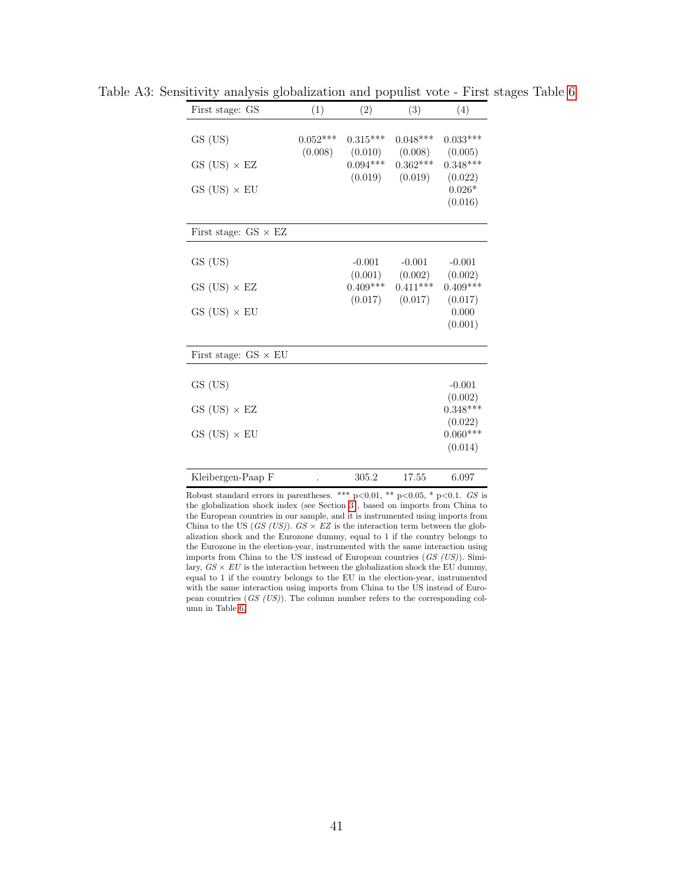Table A3: Sensitivity analysis globalization and populist vote - First stages Table 6

| First stage: GS | (1) | (2) | (3) | (4) |
|---|---|---|---|---|
| GS (US) | 0.052*** | 0.315*** | 0.048*** | 0.033*** |
| | (0.008) | (0.010) | (0.008) | (0.005) |
| GS (US) × EZ | | 0.094*** | 0.362*** | 0.348*** |
| | | (0.019) | (0.019) | (0.022) |
| GS (US) × EU | | | | 0.026* |
| | | | | (0.016) |
| **First stage: GS × EZ** | | | | |
| GS (US) | | -0.001 | -0.001 | -0.001 |
| | | (0.001) | (0.002) | (0.002) |
| GS (US) × EZ | | 0.409*** | 0.411*** | 0.409*** |
| | | (0.017) | (0.017) | (0.017) |
| GS (US) × EU | | | | 0.000 |
| | | | | (0.001) |
| **First stage: GS × EU** | | | | |
| GS (US) | | | | -0.001 |
| | | | | (0.002) |
| GS (US) × EZ | | | | 0.348*** |
| | | | | (0.022) |
| GS (US) × EU | | | | 0.060*** |
| | | | | (0.014) |
| Kleibergen-Paap F | . | 305.2 | 17.55 | 6.097 |

Robust standard errors in parentheses. *** p<0.01, ** p<0.05, * p<0.1. *GS* is the globalization shock index (see Section 3), based on imports from China to the European countries in our sample, and it is instrumented using imports from China to the US (*GS (US)*). *GS × EZ* is the interaction term between the globalization shock and the Eurozone dummy, equal to 1 if the country belongs to the Eurozone in the election-year, instrumented with the same interaction using imports from China to the US instead of European countries (*GS (US)*). Similary, *GS × EU* is the interaction between the globalization shock the EU dummy, equal to 1 if the country belongs to the EU in the election-year, instrumented with the same interaction using imports from China to the US instead of European countries (*GS (US)*). The column number refers to the corresponding column in Table 6.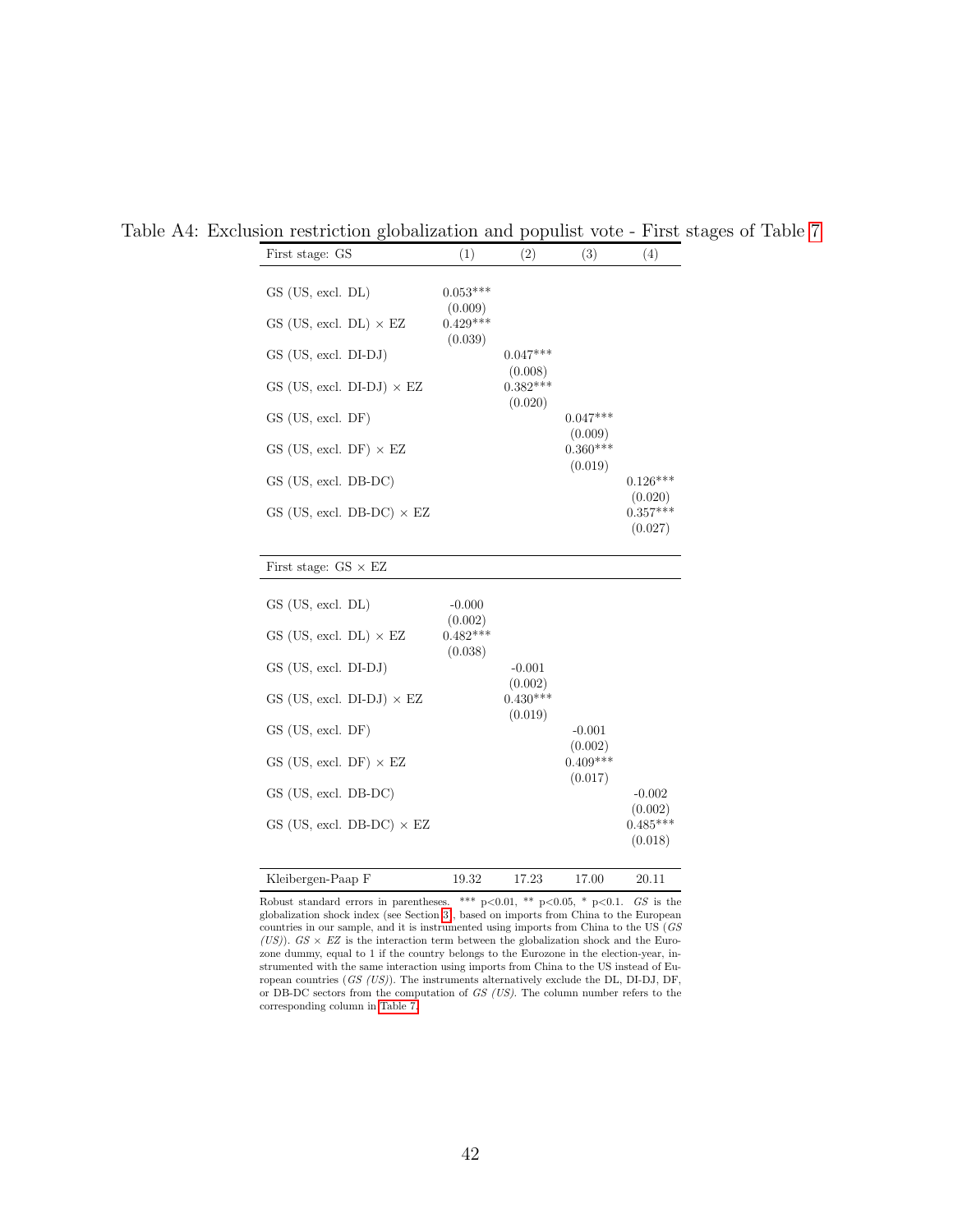Table A4: Exclusion restriction globalization and populist vote - First stages of Table 7

| First stage: GS | (1) | (2) | (3) | (4) |
|---|---|---|---|---|
| GS (US, excl. DL) | 0.053*** | | | |
| | (0.009) | | | |
| GS (US, excl. DL) × EZ | 0.429*** | | | |
| | (0.039) | | | |
| GS (US, excl. DI-DJ) | | 0.047*** | | |
| | | (0.008) | | |
| GS (US, excl. DI-DJ) × EZ | | 0.382*** | | |
| | | (0.020) | | |
| GS (US, excl. DF) | | | 0.047*** | |
| | | | (0.009) | |
| GS (US, excl. DF) × EZ | | | 0.360*** | |
| | | | (0.019) | |
| GS (US, excl. DB-DC) | | | | 0.126*** |
| | | | | (0.020) |
| GS (US, excl. DB-DC) × EZ | | | | 0.357*** |
| | | | | (0.027) |
| **First stage: GS × EZ** | | | | |
| GS (US, excl. DL) | -0.000 | | | |
| | (0.002) | | | |
| GS (US, excl. DL) × EZ | 0.482*** | | | |
| | (0.038) | | | |
| GS (US, excl. DI-DJ) | | -0.001 | | |
| | | (0.002) | | |
| GS (US, excl. DI-DJ) × EZ | | 0.430*** | | |
| | | (0.019) | | |
| GS (US, excl. DF) | | | -0.001 | |
| | | | (0.002) | |
| GS (US, excl. DF) × EZ | | | 0.409*** | |
| | | | (0.017) | |
| GS (US, excl. DB-DC) | | | | -0.002 |
| | | | | (0.002) |
| GS (US, excl. DB-DC) × EZ | | | | 0.485*** |
| | | | | (0.018) |
| Kleibergen-Paap F | 19.32 | 17.23 | 17.00 | 20.11 |

Robust standard errors in parentheses. *** p<0.01, ** p<0.05, * p<0.1. *GS* is the globalization shock index (see Section 3), based on imports from China to the European countries in our sample, and it is instrumented using imports from China to the US (*GS (US)*). *GS × EZ* is the interaction term between the globalization shock and the Eurozone dummy, equal to 1 if the country belongs to the Eurozone in the election-year, instrumented with the same interaction using imports from China to the US instead of European countries (*GS (US)*). The instruments alternatively exclude the DL, DI-DJ, DF, or DB-DC sectors from the computation of *GS (US)*. The column number refers to the corresponding column in Table 7.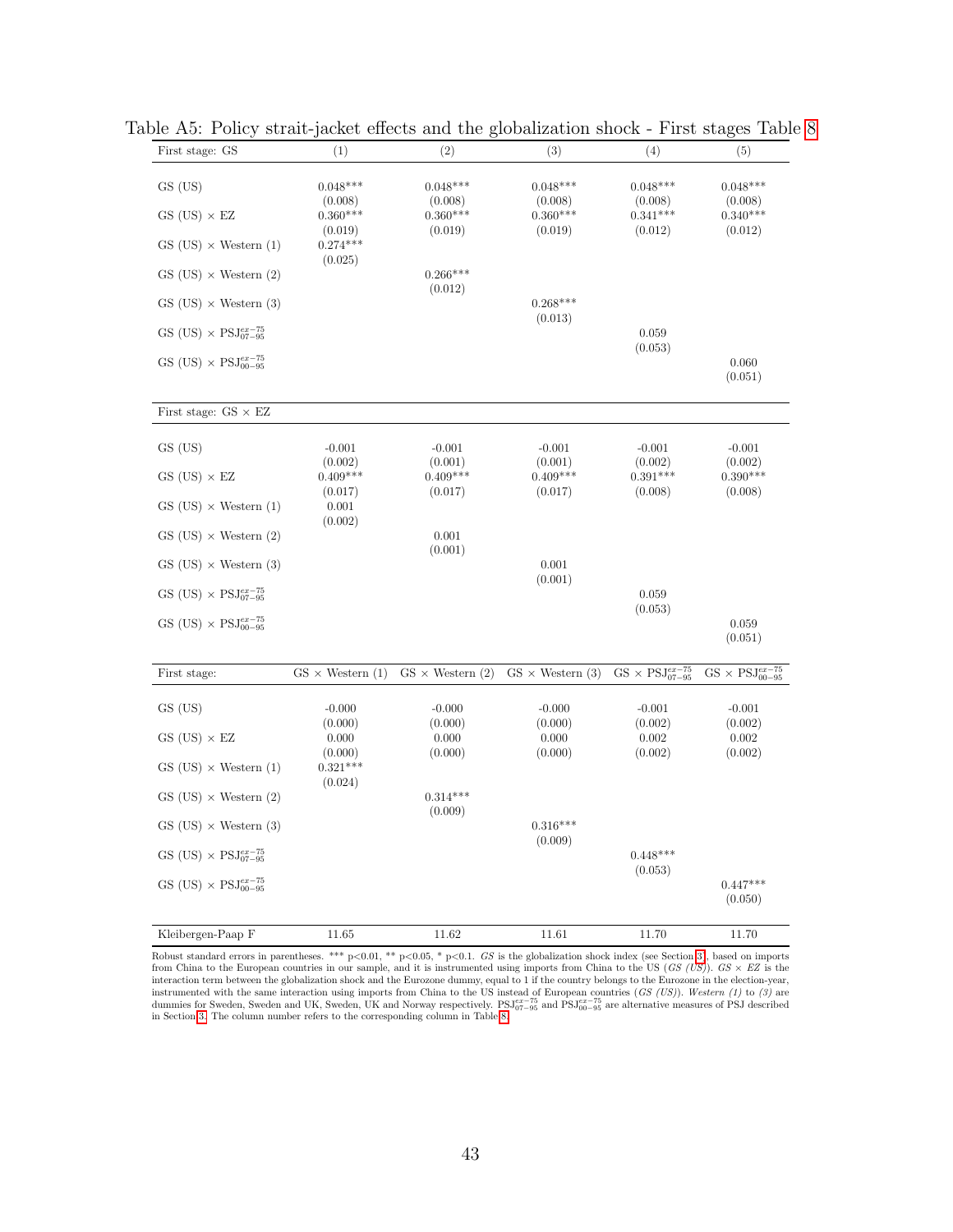Table A5: Policy strait-jacket effects and the globalization shock - First stages Table 8

| First stage: GS | (1) | (2) | (3) | (4) | (5) |
|---|---|---|---|---|---|
| GS (US) | 0.048*** | 0.048*** | 0.048*** | 0.048*** | 0.048*** |
| | (0.008) | (0.008) | (0.008) | (0.008) | (0.008) |
| GS (US) × EZ | 0.360*** | 0.360*** | 0.360*** | 0.341*** | 0.340*** |
| | (0.019) | (0.019) | (0.019) | (0.012) | (0.012) |
| GS (US) × Western (1) | 0.274*** | | | | |
| | (0.025) | | | | |
| GS (US) × Western (2) | | 0.266*** | | | |
| | | (0.012) | | | |
| GS (US) × Western (3) | | | 0.268*** | | |
| | | | (0.013) | | |
| GS (US) × $PSJ^{ex-75}_{07-95}$ | | | | 0.059 | |
| | | | | (0.053) | |
| GS (US) × $PSJ^{ex-75}_{00-95}$ | | | | | 0.060 |
| | | | | | (0.051) |
| **First stage: GS × EZ** | | | | | |
| GS (US) | -0.001 | -0.001 | -0.001 | -0.001 | -0.001 |
| | (0.002) | (0.001) | (0.001) | (0.002) | (0.002) |
| GS (US) × EZ | 0.409*** | 0.409*** | 0.409*** | 0.391*** | 0.390*** |
| | (0.017) | (0.017) | (0.017) | (0.008) | (0.008) |
| GS (US) × Western (1) | 0.001 | | | | |
| | (0.002) | | | | |
| GS (US) × Western (2) | | 0.001 | | | |
| | | (0.001) | | | |
| GS (US) × Western (3) | | | 0.001 | | |
| | | | (0.001) | | |
| GS (US) × $PSJ^{ex-75}_{07-95}$ | | | | 0.059 | |
| | | | | (0.053) | |
| GS (US) × $PSJ^{ex-75}_{00-95}$ | | | | | 0.059 |
| | | | | | (0.051) |
| **First stage:** | GS × Western (1) | GS × Western (2) | GS × Western (3) | GS × $PSJ^{ex-75}_{07-95}$ | GS × $PSJ^{ex-75}_{00-95}$ |
| GS (US) | -0.000 | -0.000 | -0.000 | -0.001 | -0.001 |
| | (0.000) | (0.000) | (0.000) | (0.002) | (0.002) |
| GS (US) × EZ | 0.000 | 0.000 | 0.000 | 0.002 | 0.002 |
| | (0.000) | (0.000) | (0.000) | (0.002) | (0.002) |
| GS (US) × Western (1) | 0.321*** | | | | |
| | (0.024) | | | | |
| GS (US) × Western (2) | | 0.314*** | | | |
| | | (0.009) | | | |
| GS (US) × Western (3) | | | 0.316*** | | |
| | | | (0.009) | | |
| GS (US) × $PSJ^{ex-75}_{07-95}$ | | | | 0.448*** | |
| | | | | (0.053) | |
| GS (US) × $PSJ^{ex-75}_{00-95}$ | | | | | 0.447*** |
| | | | | | (0.050) |
| Kleibergen-Paap F | 11.65 | 11.62 | 11.61 | 11.70 | 11.70 |

Robust standard errors in parentheses. *** p<0.01, ** p<0.05, * p<0.1. *GS* is the globalization shock index (see Section 3), based on imports from China to the European countries in our sample, and it is instrumented using imports from China to the US (*GS (US)*). *GS × EZ* is the interaction term between the globalization shock and the Eurozone dummy, equal to 1 if the country belongs to the Eurozone in the election-year, instrumented with the same interaction using imports from China to the US instead of European countries (*GS (US)*). *Western (1)* to *(3)* are dummies for Sweden, Sweden and UK, Sweden, UK and Norway respectively. $PSJ^{ex-75}_{07-95}$ and $PSJ^{ex-75}_{00-95}$ are alternative measures of PSJ described in Section 3. The column number refers to the corresponding column in Table 8.